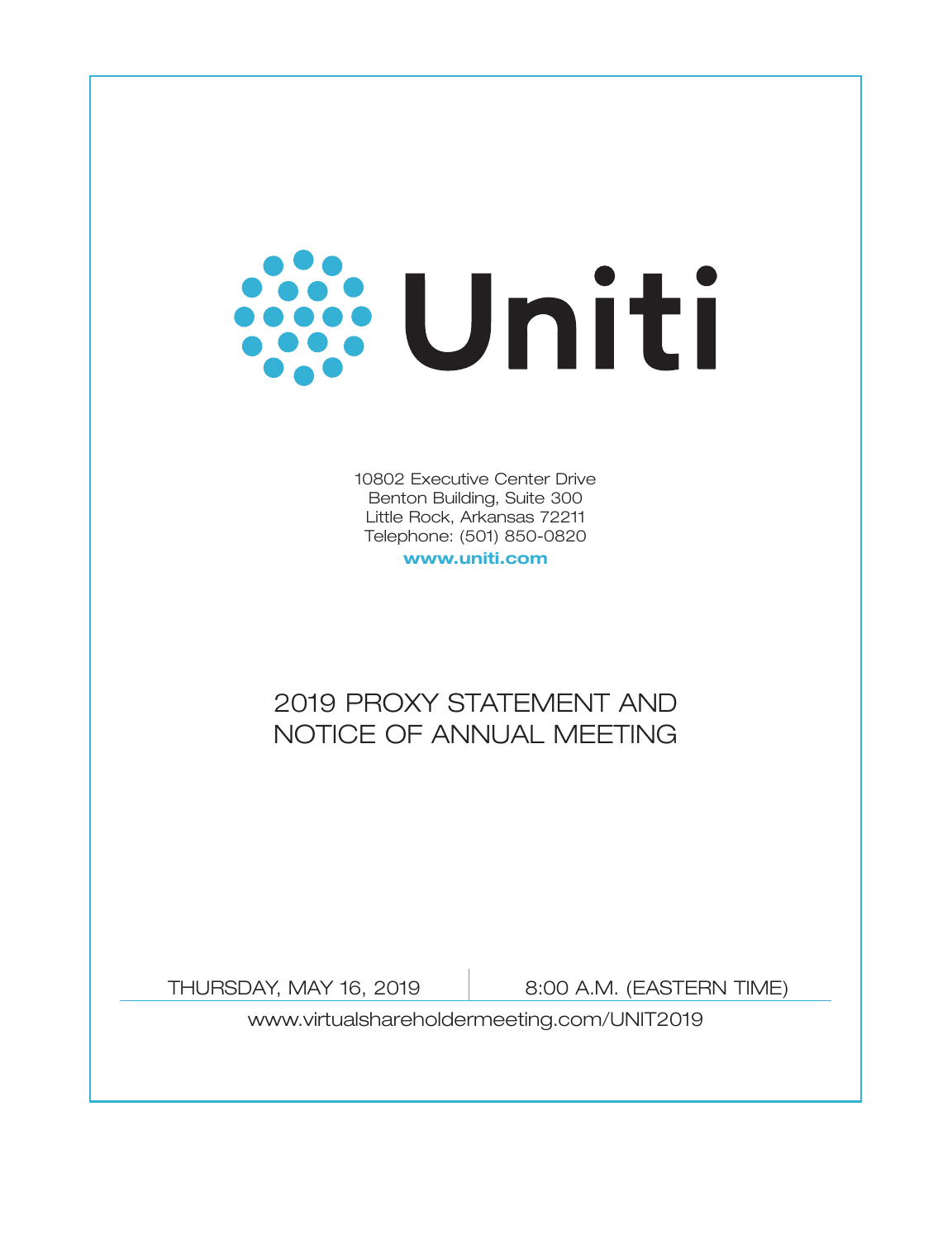# Uniti

10802 Executive Center Drive
Benton Building, Suite 300
Little Rock, Arkansas 72211
Telephone: (501) 850-0820

**www.uniti.com**

## 2019 PROXY STATEMENT AND NOTICE OF ANNUAL MEETING

THURSDAY, MAY 16, 2019 | 8:00 A.M. (EASTERN TIME)

www.virtualshareholdermeeting.com/UNIT2019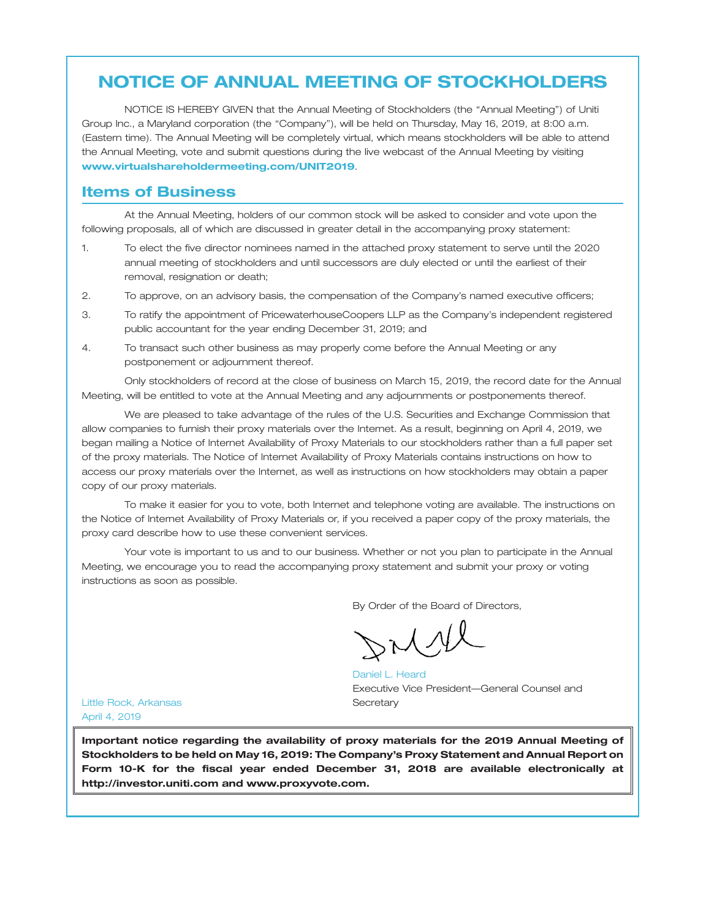# NOTICE OF ANNUAL MEETING OF STOCKHOLDERS

NOTICE IS HEREBY GIVEN that the Annual Meeting of Stockholders (the "Annual Meeting") of Uniti Group Inc., a Maryland corporation (the "Company"), will be held on Thursday, May 16, 2019, at 8:00 a.m. (Eastern time). The Annual Meeting will be completely virtual, which means stockholders will be able to attend the Annual Meeting, vote and submit questions during the live webcast of the Annual Meeting by visiting **www.virtualshareholdermeeting.com/UNIT2019**.

## Items of Business

At the Annual Meeting, holders of our common stock will be asked to consider and vote upon the following proposals, all of which are discussed in greater detail in the accompanying proxy statement:

1. To elect the five director nominees named in the attached proxy statement to serve until the 2020 annual meeting of stockholders and until successors are duly elected or until the earliest of their removal, resignation or death;
2. To approve, on an advisory basis, the compensation of the Company's named executive officers;
3. To ratify the appointment of PricewaterhouseCoopers LLP as the Company's independent registered public accountant for the year ending December 31, 2019; and
4. To transact such other business as may properly come before the Annual Meeting or any postponement or adjournment thereof.

Only stockholders of record at the close of business on March 15, 2019, the record date for the Annual Meeting, will be entitled to vote at the Annual Meeting and any adjournments or postponements thereof.

We are pleased to take advantage of the rules of the U.S. Securities and Exchange Commission that allow companies to furnish their proxy materials over the Internet. As a result, beginning on April 4, 2019, we began mailing a Notice of Internet Availability of Proxy Materials to our stockholders rather than a full paper set of the proxy materials. The Notice of Internet Availability of Proxy Materials contains instructions on how to access our proxy materials over the Internet, as well as instructions on how stockholders may obtain a paper copy of our proxy materials.

To make it easier for you to vote, both Internet and telephone voting are available. The instructions on the Notice of Internet Availability of Proxy Materials or, if you received a paper copy of the proxy materials, the proxy card describe how to use these convenient services.

Your vote is important to us and to our business. Whether or not you plan to participate in the Annual Meeting, we encourage you to read the accompanying proxy statement and submit your proxy or voting instructions as soon as possible.

By Order of the Board of Directors,

Daniel L. Heard
Executive Vice President—General Counsel and Secretary

Little Rock, Arkansas
April 4, 2019

**Important notice regarding the availability of proxy materials for the 2019 Annual Meeting of Stockholders to be held on May 16, 2019: The Company's Proxy Statement and Annual Report on Form 10-K for the fiscal year ended December 31, 2018 are available electronically at http://investor.uniti.com and www.proxyvote.com.**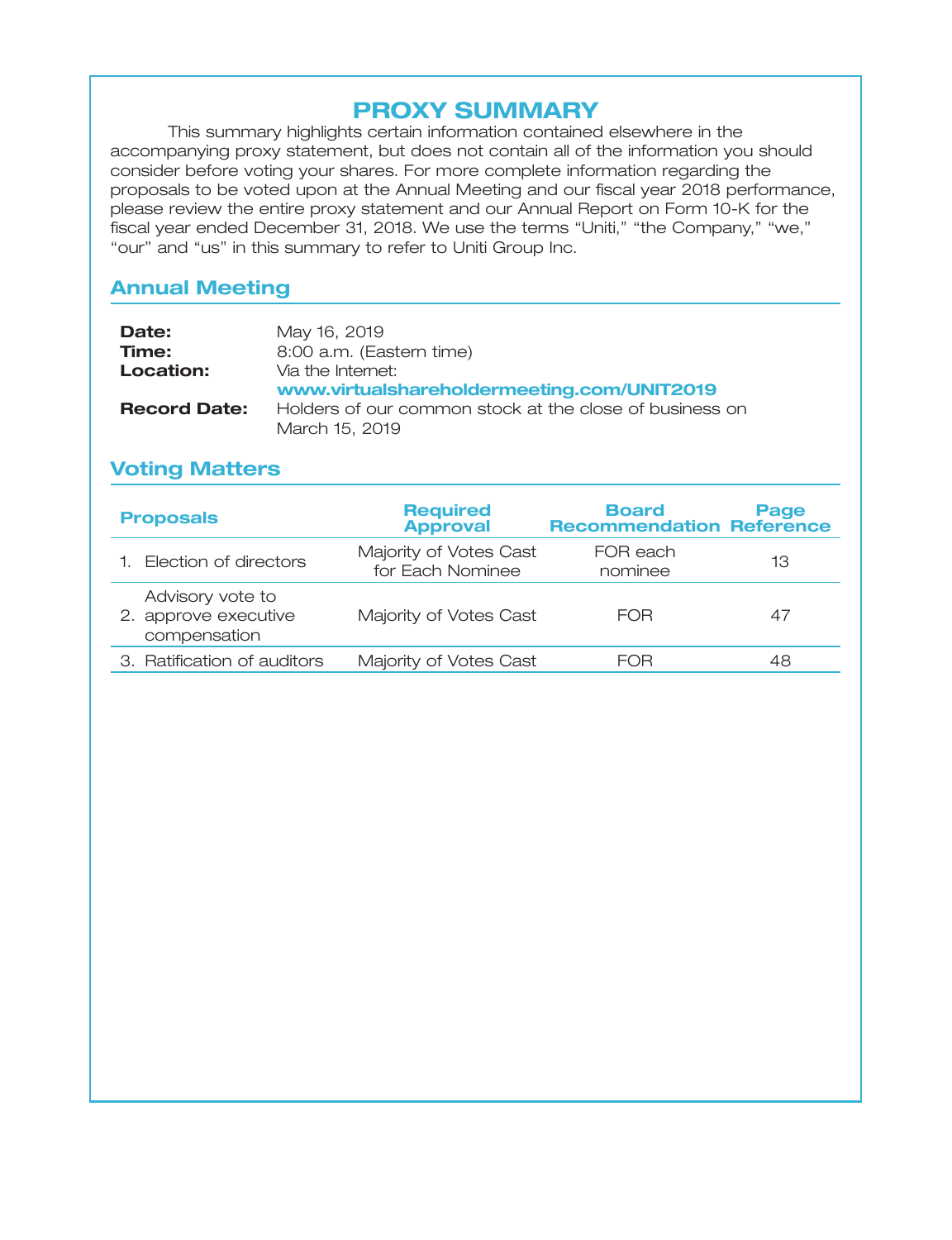# PROXY SUMMARY

This summary highlights certain information contained elsewhere in the accompanying proxy statement, but does not contain all of the information you should consider before voting your shares. For more complete information regarding the proposals to be voted upon at the Annual Meeting and our fiscal year 2018 performance, please review the entire proxy statement and our Annual Report on Form 10-K for the fiscal year ended December 31, 2018. We use the terms "Uniti," "the Company," "we," "our" and "us" in this summary to refer to Uniti Group Inc.

## Annual Meeting

| | |
|---|---|
| **Date:** | May 16, 2019 |
| **Time:** | 8:00 a.m. (Eastern time) |
| **Location:** | Via the Internet: **www.virtualshareholdermeeting.com/UNIT2019** |
| **Record Date:** | Holders of our common stock at the close of business on March 15, 2019 |

## Voting Matters

| Proposals | Required Approval | Board Recommendation | Page Reference |
|---|---|---|---|
| 1. Election of directors | Majority of Votes Cast for Each Nominee | FOR each nominee | 13 |
| 2. Advisory vote to approve executive compensation | Majority of Votes Cast | FOR | 47 |
| 3. Ratification of auditors | Majority of Votes Cast | FOR | 48 |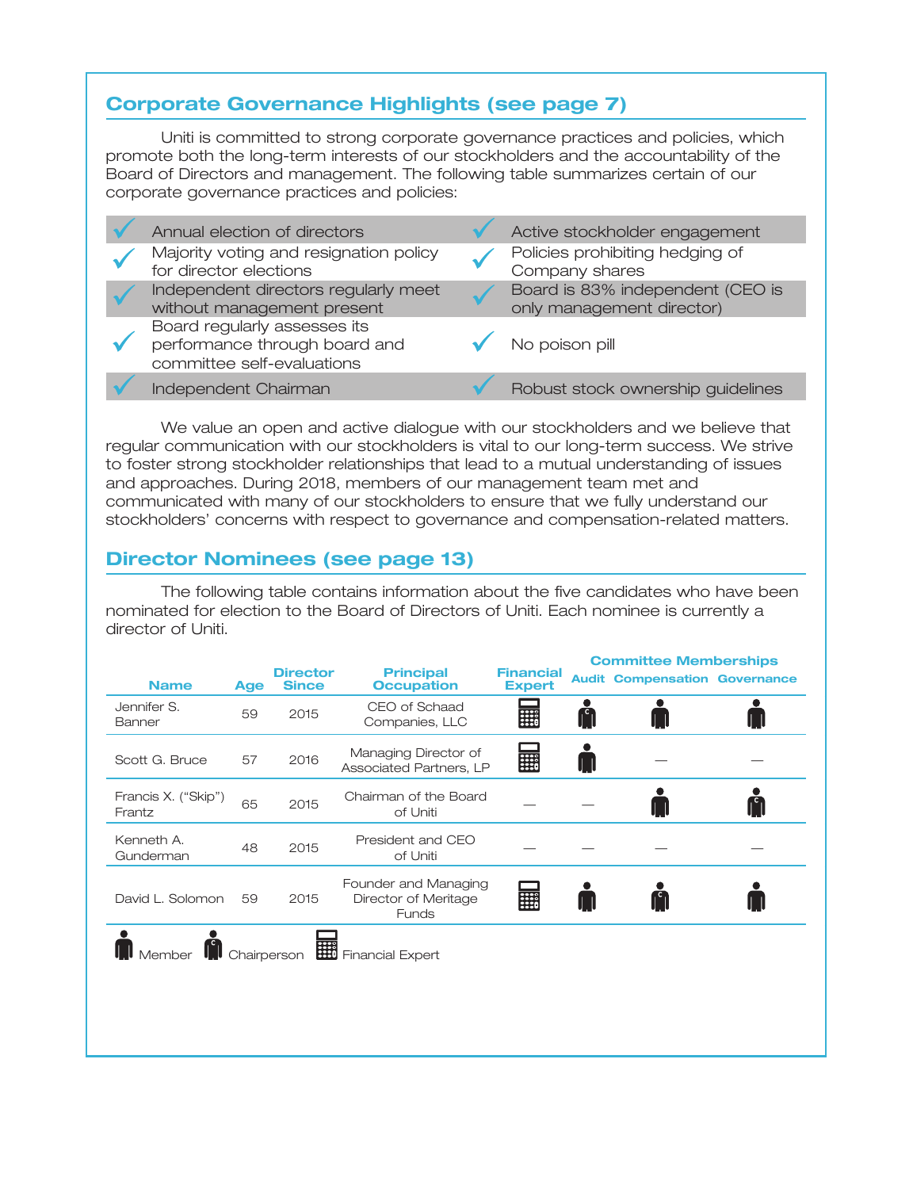## Corporate Governance Highlights (see page 7)

Uniti is committed to strong corporate governance practices and policies, which promote both the long-term interests of our stockholders and the accountability of the Board of Directors and management. The following table summarizes certain of our corporate governance practices and policies:

| | | | |
|---|---|---|---|
| ✓ | Annual election of directors | ✓ | Active stockholder engagement |
| ✓ | Majority voting and resignation policy for director elections | ✓ | Policies prohibiting hedging of Company shares |
| ✓ | Independent directors regularly meet without management present | ✓ | Board is 83% independent (CEO is only management director) |
| ✓ | Board regularly assesses its performance through board and committee self-evaluations | ✓ | No poison pill |
| ✓ | Independent Chairman | ✓ | Robust stock ownership guidelines |

We value an open and active dialogue with our stockholders and we believe that regular communication with our stockholders is vital to our long-term success. We strive to foster strong stockholder relationships that lead to a mutual understanding of issues and approaches. During 2018, members of our management team met and communicated with many of our stockholders to ensure that we fully understand our stockholders' concerns with respect to governance and compensation-related matters.

## Director Nominees (see page 13)

The following table contains information about the five candidates who have been nominated for election to the Board of Directors of Uniti. Each nominee is currently a director of Uniti.

| Name | Age | Director Since | Principal Occupation | Financial Expert | Committee Memberships | | |
|---|---|---|---|---|---|---|---|
| | | | | | Audit | Compensation | Governance |
| Jennifer S. Banner | 59 | 2015 | CEO of Schaad Companies, LLC | Financial Expert | Chairperson | Member | Member |
| Scott G. Bruce | 57 | 2016 | Managing Director of Associated Partners, LP | Financial Expert | Member | — | — |
| Francis X. ("Skip") Frantz | 65 | 2015 | Chairman of the Board of Uniti | — | — | Member | Chairperson |
| Kenneth A. Gunderman | 48 | 2015 | President and CEO of Uniti | — | — | — | — |
| David L. Solomon | 59 | 2015 | Founder and Managing Director of Meritage Funds | Financial Expert | Member | Chairperson | Member |

Member &nbsp; Chairperson &nbsp; Financial Expert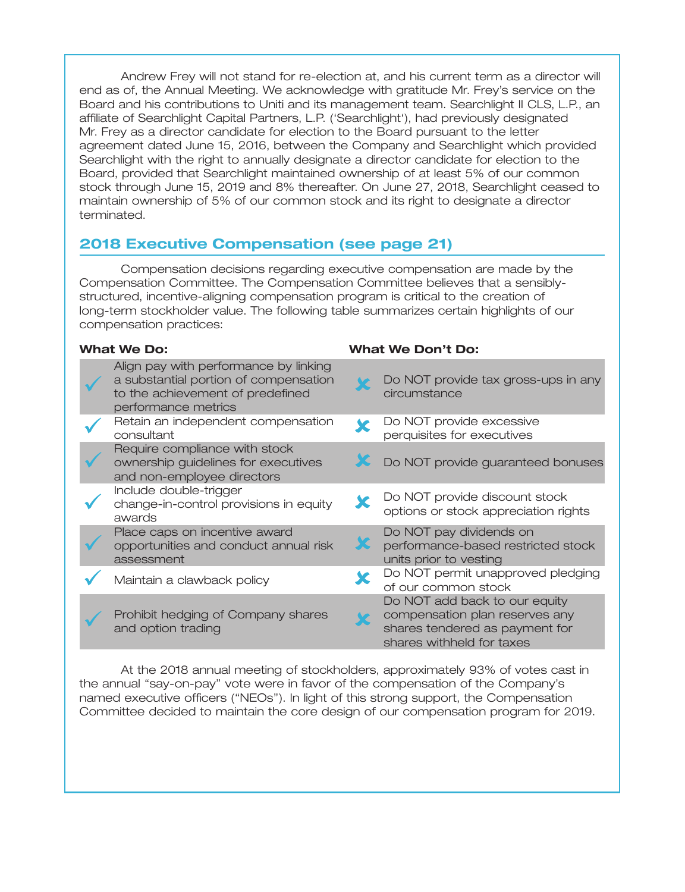Andrew Frey will not stand for re-election at, and his current term as a director will end as of, the Annual Meeting. We acknowledge with gratitude Mr. Frey's service on the Board and his contributions to Uniti and its management team. Searchlight II CLS, L.P., an affiliate of Searchlight Capital Partners, L.P. ('Searchlight'), had previously designated Mr. Frey as a director candidate for election to the Board pursuant to the letter agreement dated June 15, 2016, between the Company and Searchlight which provided Searchlight with the right to annually designate a director candidate for election to the Board, provided that Searchlight maintained ownership of at least 5% of our common stock through June 15, 2019 and 8% thereafter. On June 27, 2018, Searchlight ceased to maintain ownership of 5% of our common stock and its right to designate a director terminated.

## 2018 Executive Compensation (see page 21)

Compensation decisions regarding executive compensation are made by the Compensation Committee. The Compensation Committee believes that a sensibly-structured, incentive-aligning compensation program is critical to the creation of long-term stockholder value. The following table summarizes certain highlights of our compensation practices:

| | What We Do: | | What We Don't Do: |
|---|---|---|---|
| ✓ | Align pay with performance by linking a substantial portion of compensation to the achievement of predefined performance metrics | ✗ | Do NOT provide tax gross-ups in any circumstance |
| ✓ | Retain an independent compensation consultant | ✗ | Do NOT provide excessive perquisites for executives |
| ✓ | Require compliance with stock ownership guidelines for executives and non-employee directors | ✗ | Do NOT provide guaranteed bonuses |
| ✓ | Include double-trigger change-in-control provisions in equity awards | ✗ | Do NOT provide discount stock options or stock appreciation rights |
| ✓ | Place caps on incentive award opportunities and conduct annual risk assessment | ✗ | Do NOT pay dividends on performance-based restricted stock units prior to vesting |
| ✓ | Maintain a clawback policy | ✗ | Do NOT permit unapproved pledging of our common stock |
| ✓ | Prohibit hedging of Company shares and option trading | ✗ | Do NOT add back to our equity compensation plan reserves any shares tendered as payment for shares withheld for taxes |

At the 2018 annual meeting of stockholders, approximately 93% of votes cast in the annual "say-on-pay" vote were in favor of the compensation of the Company's named executive officers ("NEOs"). In light of this strong support, the Compensation Committee decided to maintain the core design of our compensation program for 2019.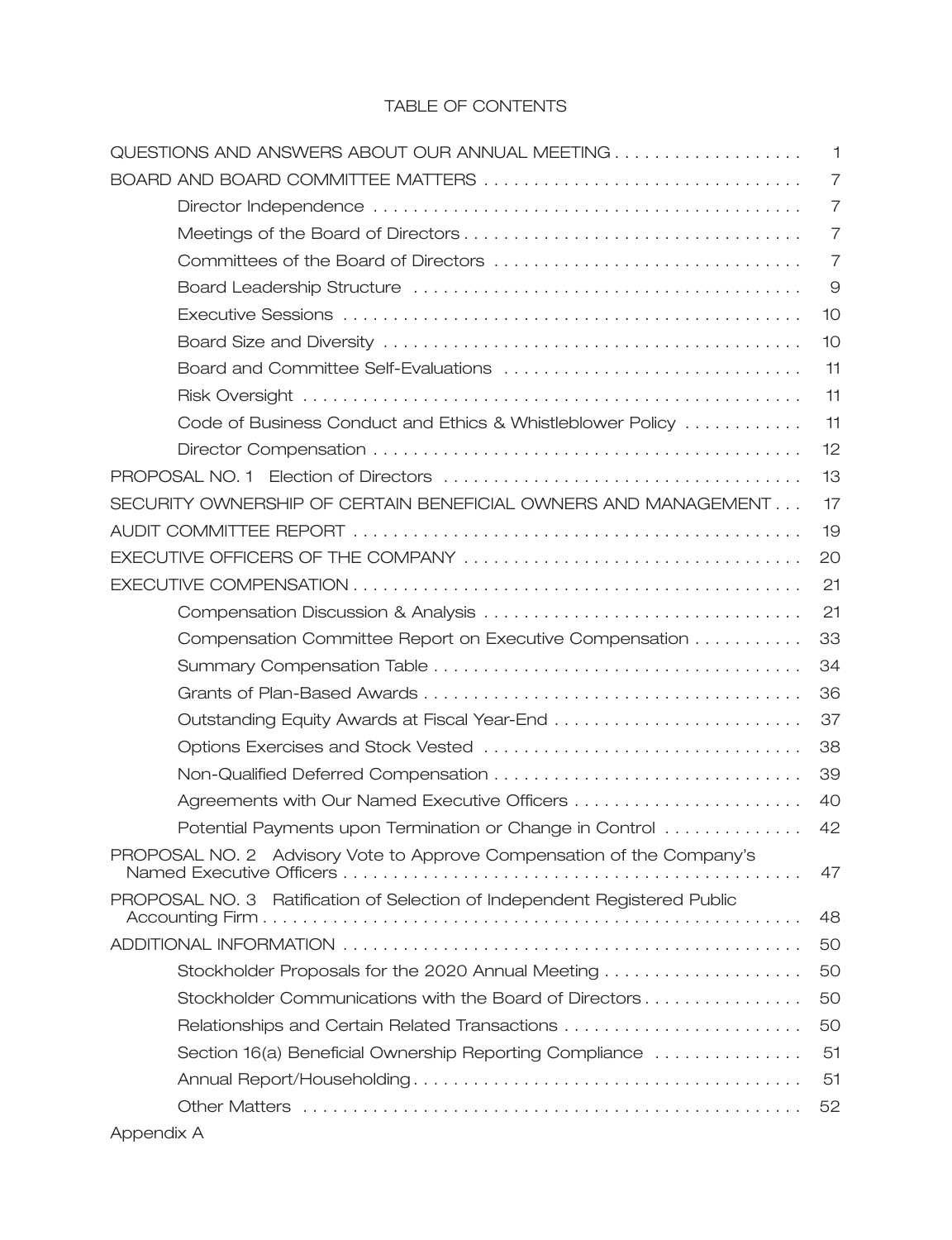# TABLE OF CONTENTS

| | |
|---|---|
| QUESTIONS AND ANSWERS ABOUT OUR ANNUAL MEETING | 1 |
| BOARD AND BOARD COMMITTEE MATTERS | 7 |
| Director Independence | 7 |
| Meetings of the Board of Directors | 7 |
| Committees of the Board of Directors | 7 |
| Board Leadership Structure | 9 |
| Executive Sessions | 10 |
| Board Size and Diversity | 10 |
| Board and Committee Self-Evaluations | 11 |
| Risk Oversight | 11 |
| Code of Business Conduct and Ethics & Whistleblower Policy | 11 |
| Director Compensation | 12 |
| PROPOSAL NO. 1 Election of Directors | 13 |
| SECURITY OWNERSHIP OF CERTAIN BENEFICIAL OWNERS AND MANAGEMENT | 17 |
| AUDIT COMMITTEE REPORT | 19 |
| EXECUTIVE OFFICERS OF THE COMPANY | 20 |
| EXECUTIVE COMPENSATION | 21 |
| Compensation Discussion & Analysis | 21 |
| Compensation Committee Report on Executive Compensation | 33 |
| Summary Compensation Table | 34 |
| Grants of Plan-Based Awards | 36 |
| Outstanding Equity Awards at Fiscal Year-End | 37 |
| Options Exercises and Stock Vested | 38 |
| Non-Qualified Deferred Compensation | 39 |
| Agreements with Our Named Executive Officers | 40 |
| Potential Payments upon Termination or Change in Control | 42 |
| PROPOSAL NO. 2 Advisory Vote to Approve Compensation of the Company's Named Executive Officers | 47 |
| PROPOSAL NO. 3 Ratification of Selection of Independent Registered Public Accounting Firm | 48 |
| ADDITIONAL INFORMATION | 50 |
| Stockholder Proposals for the 2020 Annual Meeting | 50 |
| Stockholder Communications with the Board of Directors | 50 |
| Relationships and Certain Related Transactions | 50 |
| Section 16(a) Beneficial Ownership Reporting Compliance | 51 |
| Annual Report/Householding | 51 |
| Other Matters | 52 |
| Appendix A | |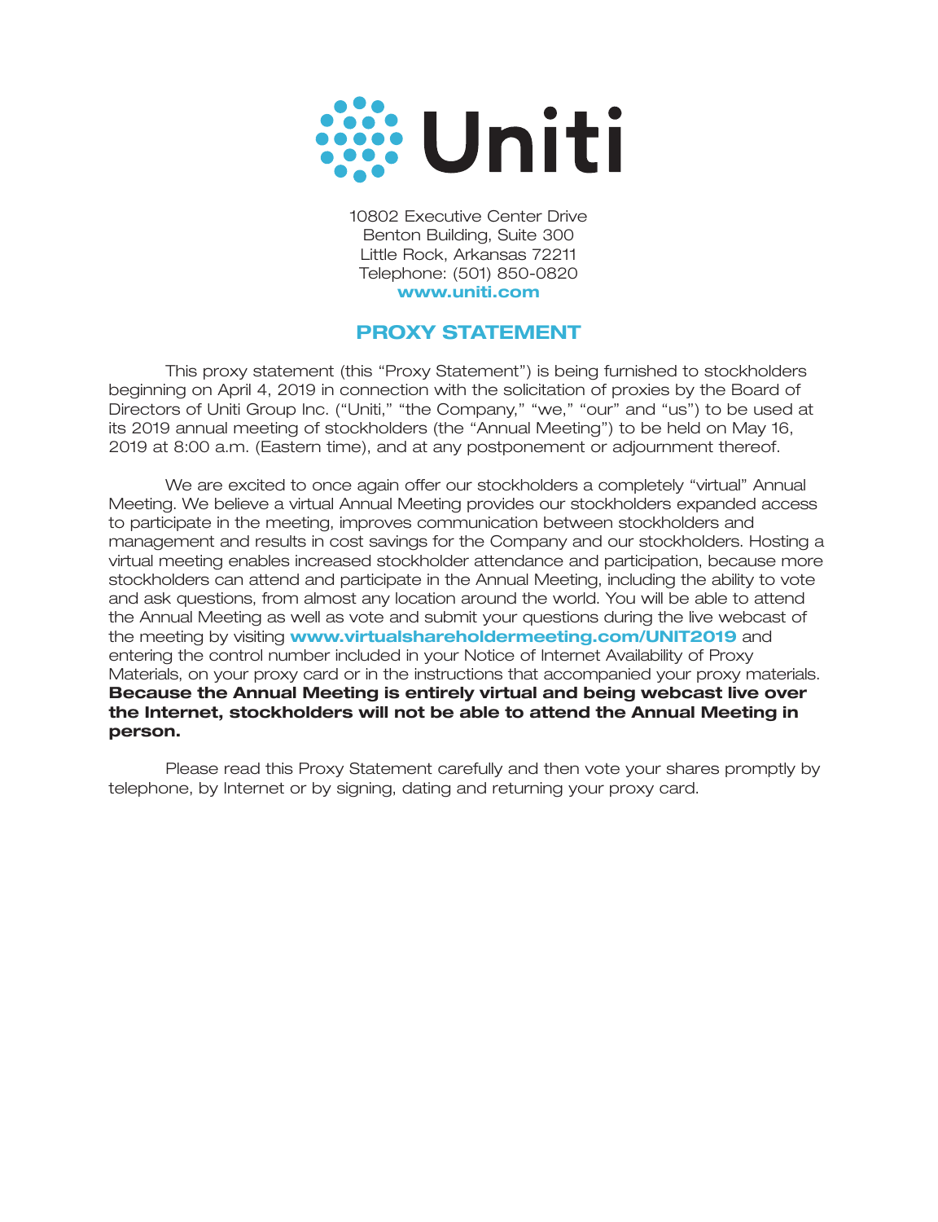Uniti

10802 Executive Center Drive
Benton Building, Suite 300
Little Rock, Arkansas 72211
Telephone: (501) 850-0820
**www.uniti.com**

# PROXY STATEMENT

This proxy statement (this "Proxy Statement") is being furnished to stockholders beginning on April 4, 2019 in connection with the solicitation of proxies by the Board of Directors of Uniti Group Inc. ("Uniti," "the Company," "we," "our" and "us") to be used at its 2019 annual meeting of stockholders (the "Annual Meeting") to be held on May 16, 2019 at 8:00 a.m. (Eastern time), and at any postponement or adjournment thereof.

We are excited to once again offer our stockholders a completely "virtual" Annual Meeting. We believe a virtual Annual Meeting provides our stockholders expanded access to participate in the meeting, improves communication between stockholders and management and results in cost savings for the Company and our stockholders. Hosting a virtual meeting enables increased stockholder attendance and participation, because more stockholders can attend and participate in the Annual Meeting, including the ability to vote and ask questions, from almost any location around the world. You will be able to attend the Annual Meeting as well as vote and submit your questions during the live webcast of the meeting by visiting **www.virtualshareholdermeeting.com/UNIT2019** and entering the control number included in your Notice of Internet Availability of Proxy Materials, on your proxy card or in the instructions that accompanied your proxy materials. **Because the Annual Meeting is entirely virtual and being webcast live over the Internet, stockholders will not be able to attend the Annual Meeting in person.**

Please read this Proxy Statement carefully and then vote your shares promptly by telephone, by Internet or by signing, dating and returning your proxy card.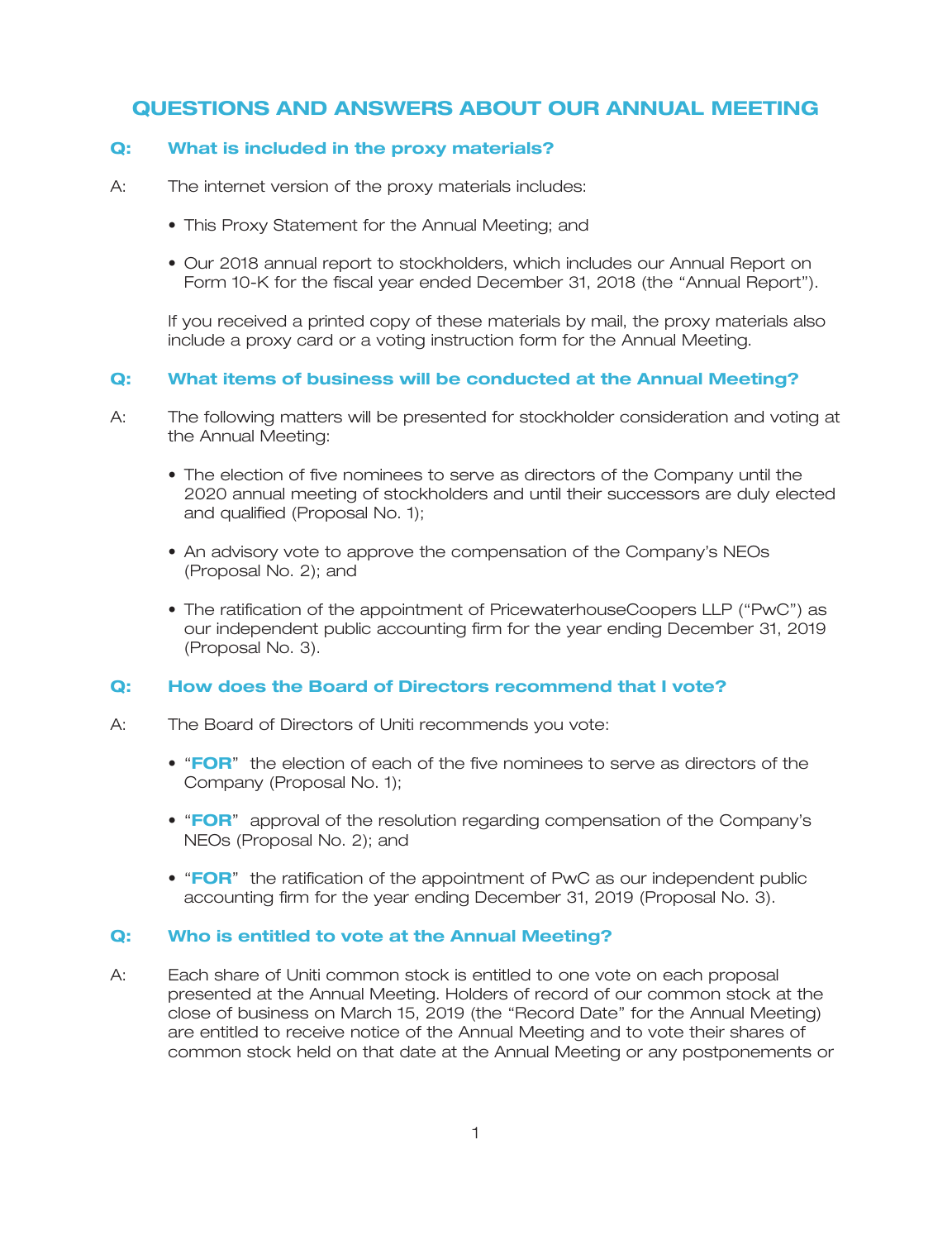# QUESTIONS AND ANSWERS ABOUT OUR ANNUAL MEETING

**Q: What is included in the proxy materials?**

A: The internet version of the proxy materials includes:

- This Proxy Statement for the Annual Meeting; and
- Our 2018 annual report to stockholders, which includes our Annual Report on Form 10-K for the fiscal year ended December 31, 2018 (the "Annual Report").

If you received a printed copy of these materials by mail, the proxy materials also include a proxy card or a voting instruction form for the Annual Meeting.

**Q: What items of business will be conducted at the Annual Meeting?**

A: The following matters will be presented for stockholder consideration and voting at the Annual Meeting:

- The election of five nominees to serve as directors of the Company until the 2020 annual meeting of stockholders and until their successors are duly elected and qualified (Proposal No. 1);
- An advisory vote to approve the compensation of the Company's NEOs (Proposal No. 2); and
- The ratification of the appointment of PricewaterhouseCoopers LLP ("PwC") as our independent public accounting firm for the year ending December 31, 2019 (Proposal No. 3).

**Q: How does the Board of Directors recommend that I vote?**

A: The Board of Directors of Uniti recommends you vote:

- "**FOR**" the election of each of the five nominees to serve as directors of the Company (Proposal No. 1);
- "**FOR**" approval of the resolution regarding compensation of the Company's NEOs (Proposal No. 2); and
- "**FOR**" the ratification of the appointment of PwC as our independent public accounting firm for the year ending December 31, 2019 (Proposal No. 3).

**Q: Who is entitled to vote at the Annual Meeting?**

A: Each share of Uniti common stock is entitled to one vote on each proposal presented at the Annual Meeting. Holders of record of our common stock at the close of business on March 15, 2019 (the "Record Date" for the Annual Meeting) are entitled to receive notice of the Annual Meeting and to vote their shares of common stock held on that date at the Annual Meeting or any postponements or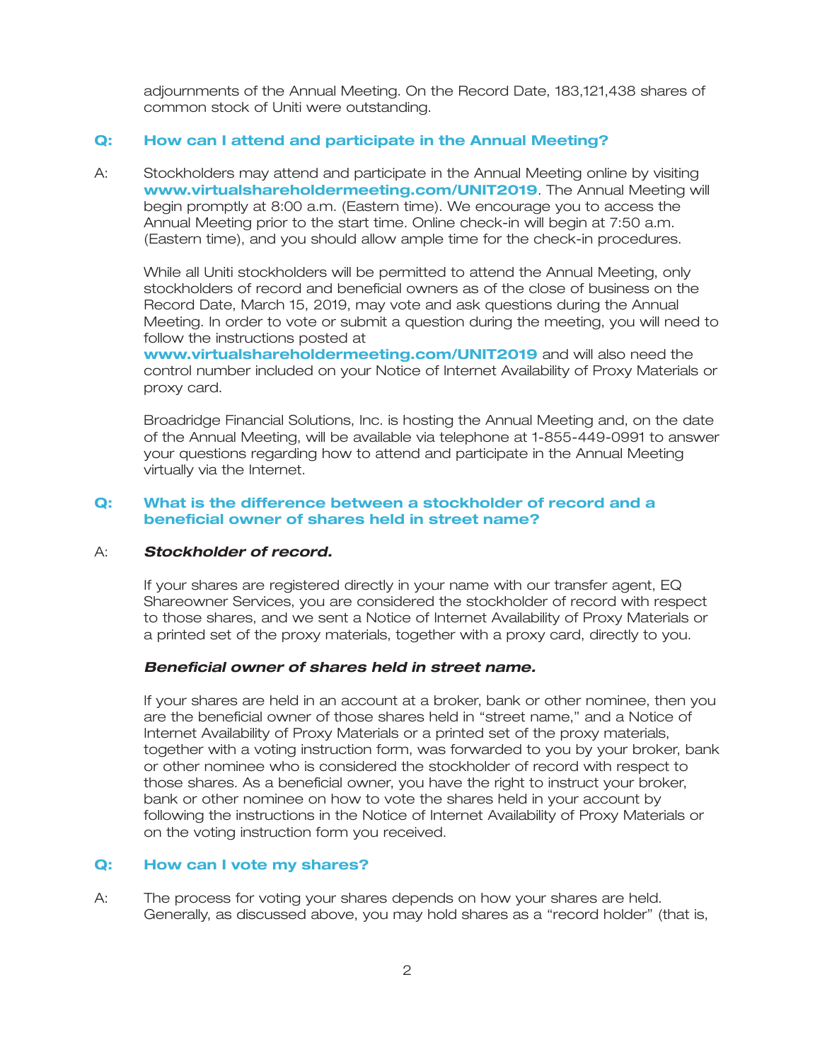adjournments of the Annual Meeting. On the Record Date, 183,121,438 shares of common stock of Uniti were outstanding.

**Q: How can I attend and participate in the Annual Meeting?**

A: Stockholders may attend and participate in the Annual Meeting online by visiting **www.virtualshareholdermeeting.com/UNIT2019**. The Annual Meeting will begin promptly at 8:00 a.m. (Eastern time). We encourage you to access the Annual Meeting prior to the start time. Online check-in will begin at 7:50 a.m. (Eastern time), and you should allow ample time for the check-in procedures.

While all Uniti stockholders will be permitted to attend the Annual Meeting, only stockholders of record and beneficial owners as of the close of business on the Record Date, March 15, 2019, may vote and ask questions during the Annual Meeting. In order to vote or submit a question during the meeting, you will need to follow the instructions posted at **www.virtualshareholdermeeting.com/UNIT2019** and will also need the control number included on your Notice of Internet Availability of Proxy Materials or proxy card.

Broadridge Financial Solutions, Inc. is hosting the Annual Meeting and, on the date of the Annual Meeting, will be available via telephone at 1-855-449-0991 to answer your questions regarding how to attend and participate in the Annual Meeting virtually via the Internet.

**Q: What is the difference between a stockholder of record and a beneficial owner of shares held in street name?**

A: ***Stockholder of record.***

If your shares are registered directly in your name with our transfer agent, EQ Shareowner Services, you are considered the stockholder of record with respect to those shares, and we sent a Notice of Internet Availability of Proxy Materials or a printed set of the proxy materials, together with a proxy card, directly to you.

***Beneficial owner of shares held in street name.***

If your shares are held in an account at a broker, bank or other nominee, then you are the beneficial owner of those shares held in "street name," and a Notice of Internet Availability of Proxy Materials or a printed set of the proxy materials, together with a voting instruction form, was forwarded to you by your broker, bank or other nominee who is considered the stockholder of record with respect to those shares. As a beneficial owner, you have the right to instruct your broker, bank or other nominee on how to vote the shares held in your account by following the instructions in the Notice of Internet Availability of Proxy Materials or on the voting instruction form you received.

**Q: How can I vote my shares?**

A: The process for voting your shares depends on how your shares are held. Generally, as discussed above, you may hold shares as a "record holder" (that is,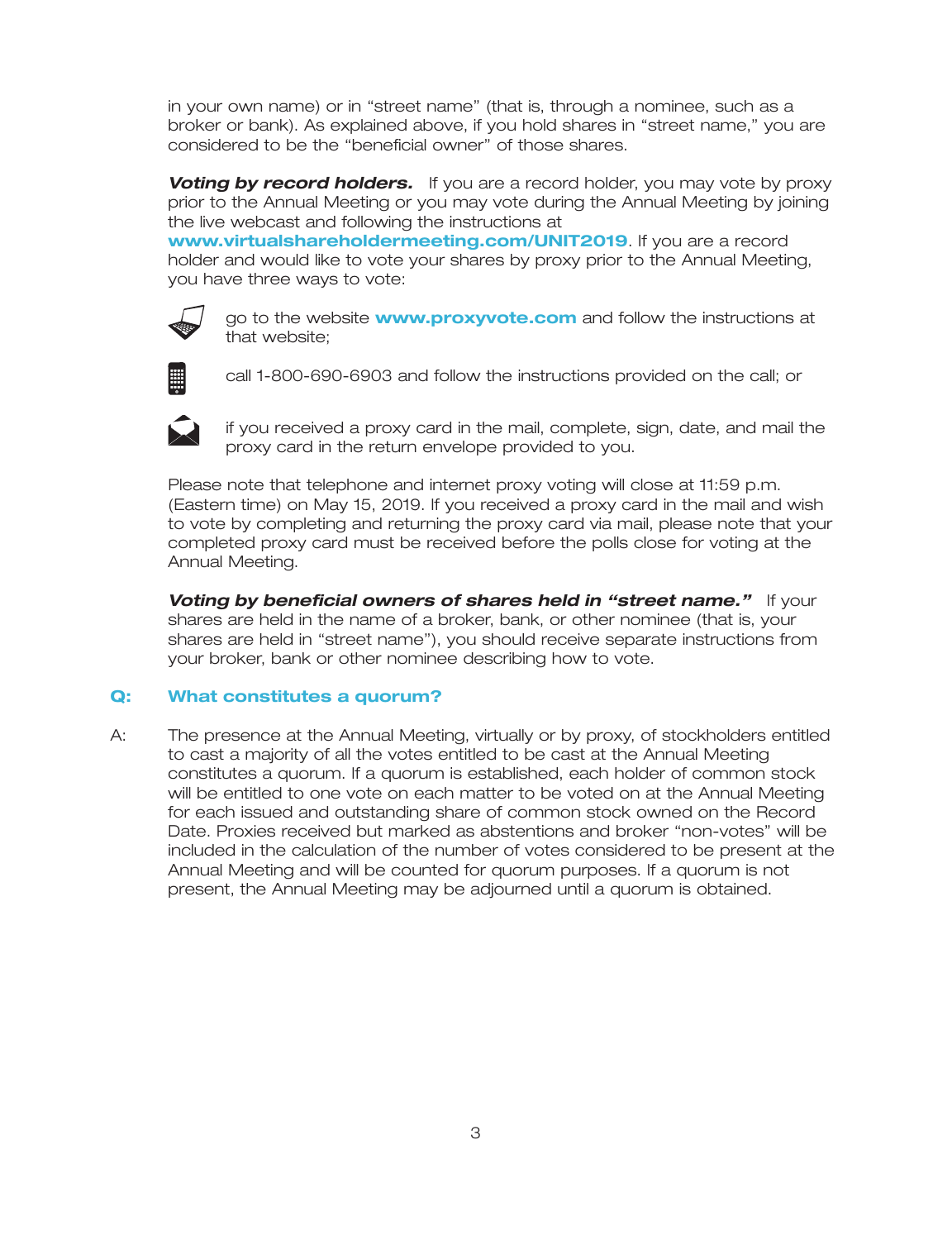in your own name) or in "street name" (that is, through a nominee, such as a broker or bank). As explained above, if you hold shares in "street name," you are considered to be the "beneficial owner" of those shares.

***Voting by record holders.*** If you are a record holder, you may vote by proxy prior to the Annual Meeting or you may vote during the Annual Meeting by joining the live webcast and following the instructions at **www.virtualshareholdermeeting.com/UNIT2019**. If you are a record holder and would like to vote your shares by proxy prior to the Annual Meeting, you have three ways to vote:

- go to the website **www.proxyvote.com** and follow the instructions at that website;
- call 1-800-690-6903 and follow the instructions provided on the call; or
- if you received a proxy card in the mail, complete, sign, date, and mail the proxy card in the return envelope provided to you.

Please note that telephone and internet proxy voting will close at 11:59 p.m. (Eastern time) on May 15, 2019. If you received a proxy card in the mail and wish to vote by completing and returning the proxy card via mail, please note that your completed proxy card must be received before the polls close for voting at the Annual Meeting.

***Voting by beneficial owners of shares held in "street name."*** If your shares are held in the name of a broker, bank, or other nominee (that is, your shares are held in "street name"), you should receive separate instructions from your broker, bank or other nominee describing how to vote.

## Q: What constitutes a quorum?

A: The presence at the Annual Meeting, virtually or by proxy, of stockholders entitled to cast a majority of all the votes entitled to be cast at the Annual Meeting constitutes a quorum. If a quorum is established, each holder of common stock will be entitled to one vote on each matter to be voted on at the Annual Meeting for each issued and outstanding share of common stock owned on the Record Date. Proxies received but marked as abstentions and broker "non-votes" will be included in the calculation of the number of votes considered to be present at the Annual Meeting and will be counted for quorum purposes. If a quorum is not present, the Annual Meeting may be adjourned until a quorum is obtained.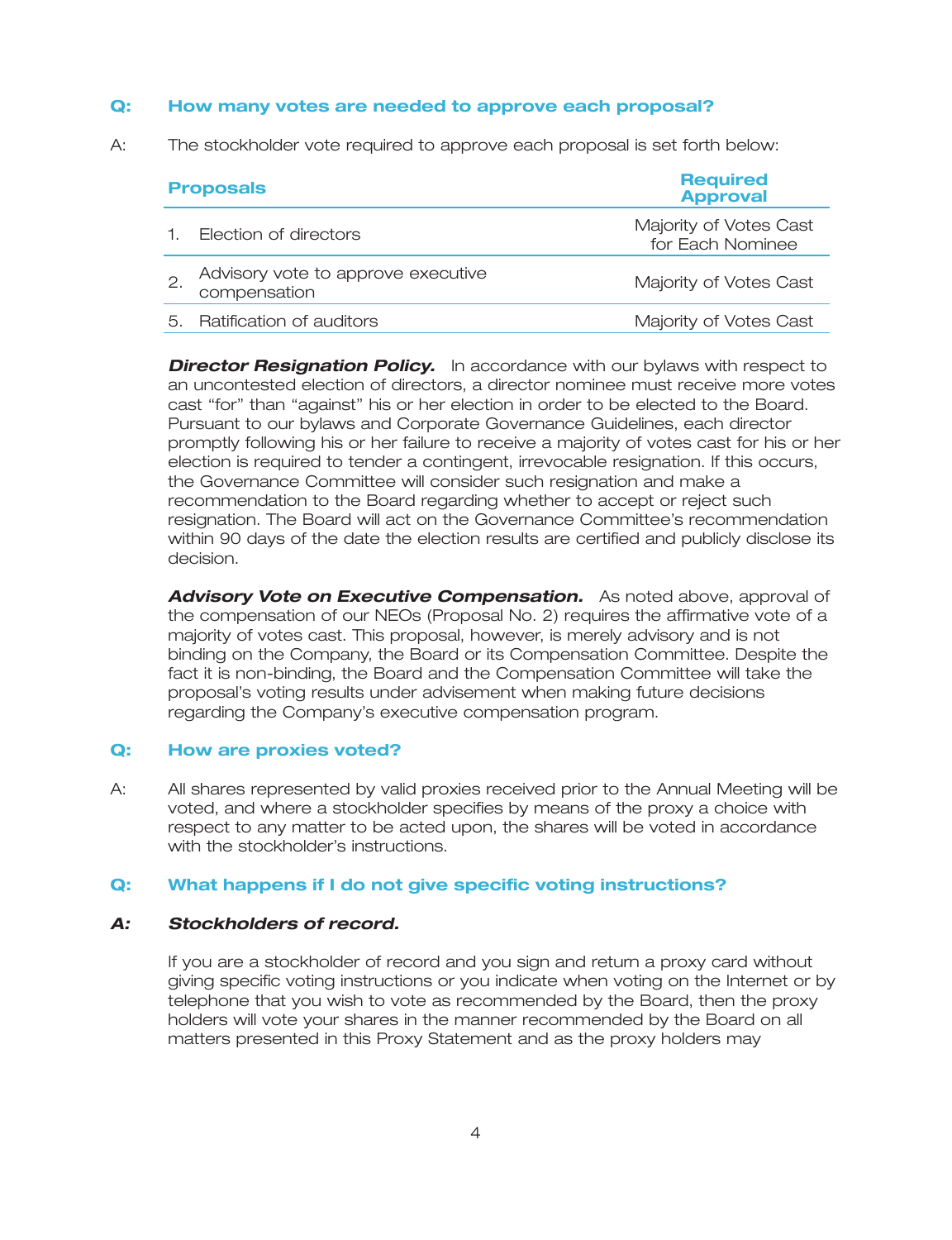**Q: How many votes are needed to approve each proposal?**

A: The stockholder vote required to approve each proposal is set forth below:

| Proposals | Required Approval |
|---|---|
| 1. Election of directors | Majority of Votes Cast for Each Nominee |
| 2. Advisory vote to approve executive compensation | Majority of Votes Cast |
| 5. Ratification of auditors | Majority of Votes Cast |

***Director Resignation Policy.*** In accordance with our bylaws with respect to an uncontested election of directors, a director nominee must receive more votes cast "for" than "against" his or her election in order to be elected to the Board. Pursuant to our bylaws and Corporate Governance Guidelines, each director promptly following his or her failure to receive a majority of votes cast for his or her election is required to tender a contingent, irrevocable resignation. If this occurs, the Governance Committee will consider such resignation and make a recommendation to the Board regarding whether to accept or reject such resignation. The Board will act on the Governance Committee's recommendation within 90 days of the date the election results are certified and publicly disclose its decision.

***Advisory Vote on Executive Compensation.*** As noted above, approval of the compensation of our NEOs (Proposal No. 2) requires the affirmative vote of a majority of votes cast. This proposal, however, is merely advisory and is not binding on the Company, the Board or its Compensation Committee. Despite the fact it is non-binding, the Board and the Compensation Committee will take the proposal's voting results under advisement when making future decisions regarding the Company's executive compensation program.

**Q: How are proxies voted?**

A: All shares represented by valid proxies received prior to the Annual Meeting will be voted, and where a stockholder specifies by means of the proxy a choice with respect to any matter to be acted upon, the shares will be voted in accordance with the stockholder's instructions.

**Q: What happens if I do not give specific voting instructions?**

***A: Stockholders of record.***

If you are a stockholder of record and you sign and return a proxy card without giving specific voting instructions or you indicate when voting on the Internet or by telephone that you wish to vote as recommended by the Board, then the proxy holders will vote your shares in the manner recommended by the Board on all matters presented in this Proxy Statement and as the proxy holders may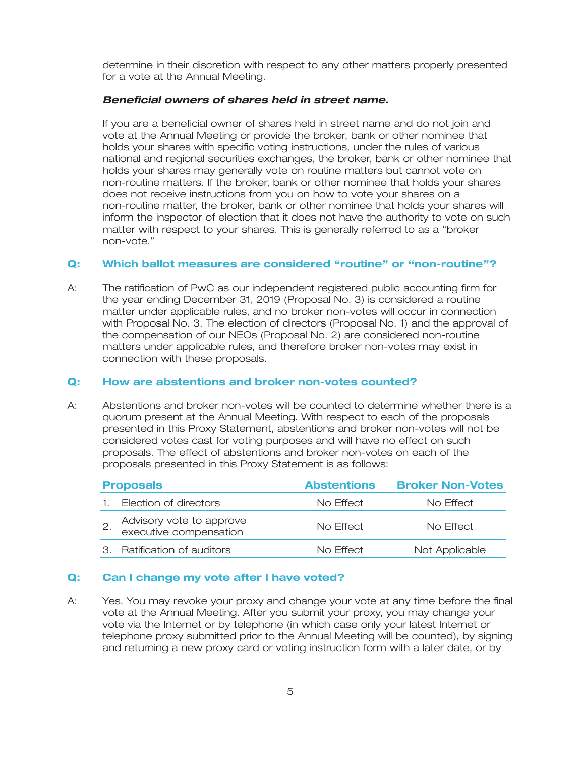determine in their discretion with respect to any other matters properly presented for a vote at the Annual Meeting.

***Beneficial owners of shares held in street name.***

If you are a beneficial owner of shares held in street name and do not join and vote at the Annual Meeting or provide the broker, bank or other nominee that holds your shares with specific voting instructions, under the rules of various national and regional securities exchanges, the broker, bank or other nominee that holds your shares may generally vote on routine matters but cannot vote on non-routine matters. If the broker, bank or other nominee that holds your shares does not receive instructions from you on how to vote your shares on a non-routine matter, the broker, bank or other nominee that holds your shares will inform the inspector of election that it does not have the authority to vote on such matter with respect to your shares. This is generally referred to as a "broker non-vote."

### Q: Which ballot measures are considered "routine" or "non-routine"?

A: The ratification of PwC as our independent registered public accounting firm for the year ending December 31, 2019 (Proposal No. 3) is considered a routine matter under applicable rules, and no broker non-votes will occur in connection with Proposal No. 3. The election of directors (Proposal No. 1) and the approval of the compensation of our NEOs (Proposal No. 2) are considered non-routine matters under applicable rules, and therefore broker non-votes may exist in connection with these proposals.

### Q: How are abstentions and broker non-votes counted?

A: Abstentions and broker non-votes will be counted to determine whether there is a quorum present at the Annual Meeting. With respect to each of the proposals presented in this Proxy Statement, abstentions and broker non-votes will not be considered votes cast for voting purposes and will have no effect on such proposals. The effect of abstentions and broker non-votes on each of the proposals presented in this Proxy Statement is as follows:

| Proposals | Abstentions | Broker Non-Votes |
|---|---|---|
| 1. Election of directors | No Effect | No Effect |
| 2. Advisory vote to approve executive compensation | No Effect | No Effect |
| 3. Ratification of auditors | No Effect | Not Applicable |

### Q: Can I change my vote after I have voted?

A: Yes. You may revoke your proxy and change your vote at any time before the final vote at the Annual Meeting. After you submit your proxy, you may change your vote via the Internet or by telephone (in which case only your latest Internet or telephone proxy submitted prior to the Annual Meeting will be counted), by signing and returning a new proxy card or voting instruction form with a later date, or by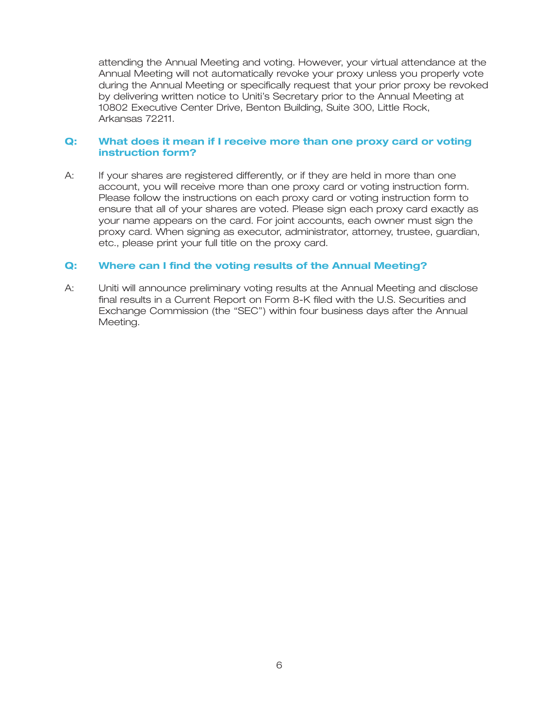attending the Annual Meeting and voting. However, your virtual attendance at the Annual Meeting will not automatically revoke your proxy unless you properly vote during the Annual Meeting or specifically request that your prior proxy be revoked by delivering written notice to Uniti's Secretary prior to the Annual Meeting at 10802 Executive Center Drive, Benton Building, Suite 300, Little Rock, Arkansas 72211.

**Q: What does it mean if I receive more than one proxy card or voting instruction form?**

A: If your shares are registered differently, or if they are held in more than one account, you will receive more than one proxy card or voting instruction form. Please follow the instructions on each proxy card or voting instruction form to ensure that all of your shares are voted. Please sign each proxy card exactly as your name appears on the card. For joint accounts, each owner must sign the proxy card. When signing as executor, administrator, attorney, trustee, guardian, etc., please print your full title on the proxy card.

**Q: Where can I find the voting results of the Annual Meeting?**

A: Uniti will announce preliminary voting results at the Annual Meeting and disclose final results in a Current Report on Form 8-K filed with the U.S. Securities and Exchange Commission (the "SEC") within four business days after the Annual Meeting.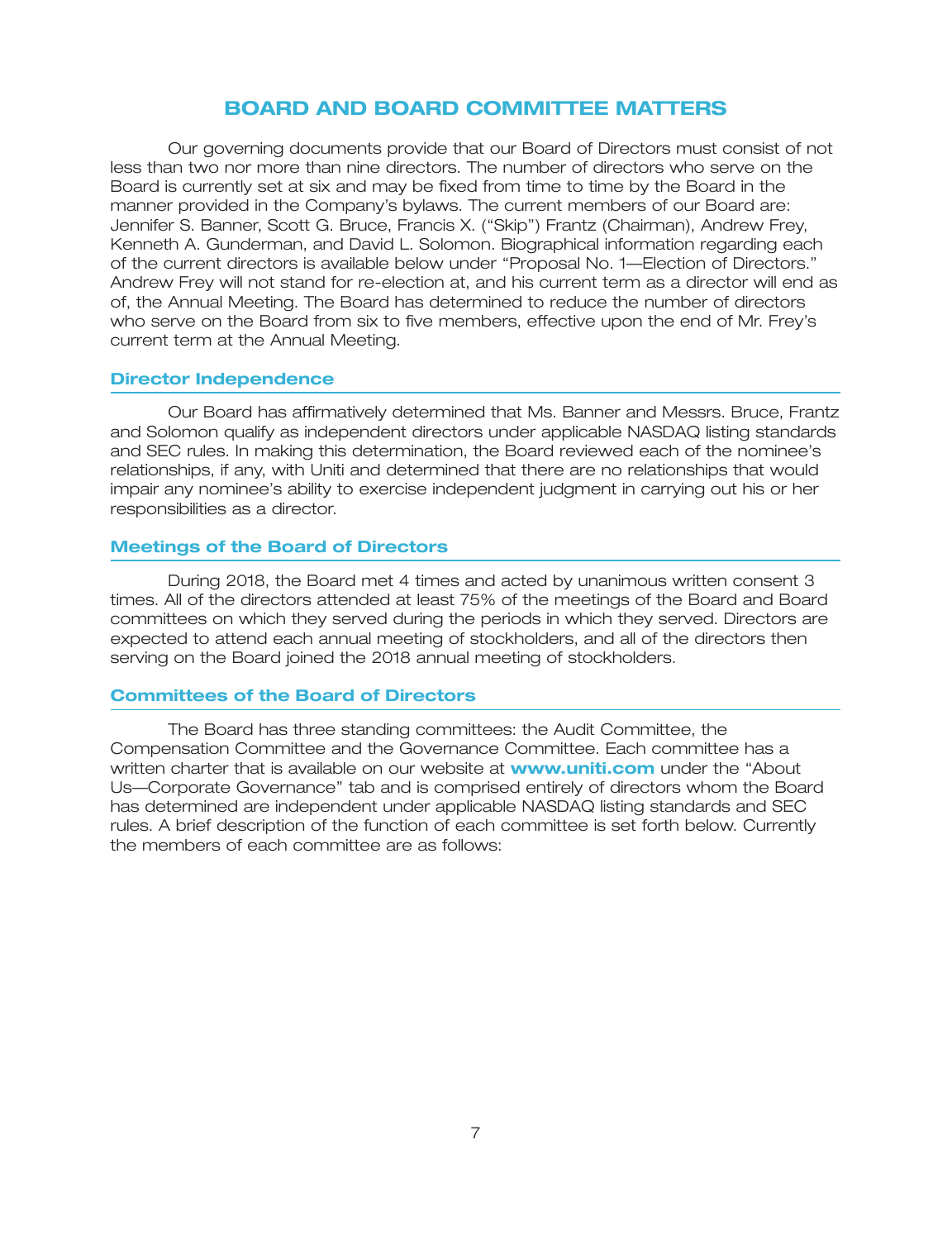# BOARD AND BOARD COMMITTEE MATTERS

Our governing documents provide that our Board of Directors must consist of not less than two nor more than nine directors. The number of directors who serve on the Board is currently set at six and may be fixed from time to time by the Board in the manner provided in the Company's bylaws. The current members of our Board are: Jennifer S. Banner, Scott G. Bruce, Francis X. ("Skip") Frantz (Chairman), Andrew Frey, Kenneth A. Gunderman, and David L. Solomon. Biographical information regarding each of the current directors is available below under "Proposal No. 1—Election of Directors." Andrew Frey will not stand for re-election at, and his current term as a director will end as of, the Annual Meeting. The Board has determined to reduce the number of directors who serve on the Board from six to five members, effective upon the end of Mr. Frey's current term at the Annual Meeting.

## Director Independence

Our Board has affirmatively determined that Ms. Banner and Messrs. Bruce, Frantz and Solomon qualify as independent directors under applicable NASDAQ listing standards and SEC rules. In making this determination, the Board reviewed each of the nominee's relationships, if any, with Uniti and determined that there are no relationships that would impair any nominee's ability to exercise independent judgment in carrying out his or her responsibilities as a director.

## Meetings of the Board of Directors

During 2018, the Board met 4 times and acted by unanimous written consent 3 times. All of the directors attended at least 75% of the meetings of the Board and Board committees on which they served during the periods in which they served. Directors are expected to attend each annual meeting of stockholders, and all of the directors then serving on the Board joined the 2018 annual meeting of stockholders.

## Committees of the Board of Directors

The Board has three standing committees: the Audit Committee, the Compensation Committee and the Governance Committee. Each committee has a written charter that is available on our website at **www.uniti.com** under the "About Us—Corporate Governance" tab and is comprised entirely of directors whom the Board has determined are independent under applicable NASDAQ listing standards and SEC rules. A brief description of the function of each committee is set forth below. Currently the members of each committee are as follows: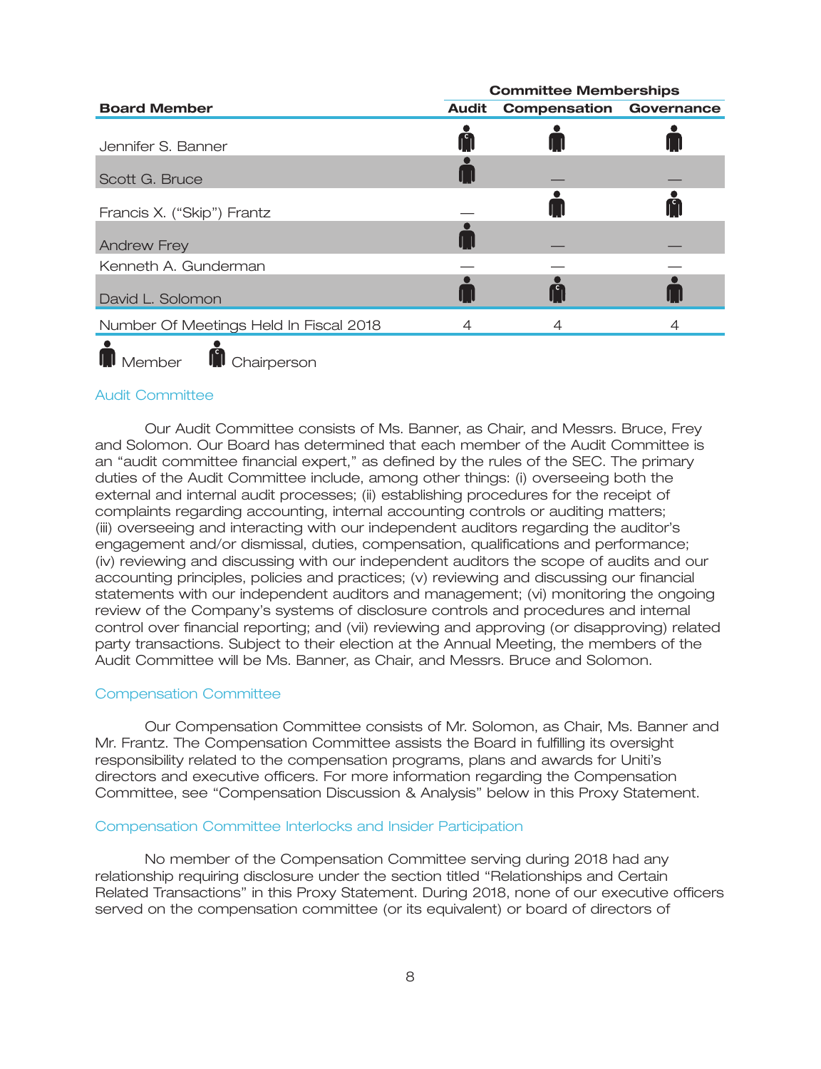| Board Member | Committee Memberships | | |
| --- | --- | --- | --- |
| | Audit | Compensation | Governance |
| Jennifer S. Banner | Chairperson | Member | Member |
| Scott G. Bruce | Member | — | — |
| Francis X. (“Skip”) Frantz | — | Member | Chairperson |
| Andrew Frey | Member | — | — |
| Kenneth A. Gunderman | — | — | — |
| David L. Solomon | Member | Chairperson | Member |
| Number Of Meetings Held In Fiscal 2018 | 4 | 4 | 4 |

Member Chairperson

### Audit Committee

Our Audit Committee consists of Ms. Banner, as Chair, and Messrs. Bruce, Frey and Solomon. Our Board has determined that each member of the Audit Committee is an “audit committee financial expert,” as defined by the rules of the SEC. The primary duties of the Audit Committee include, among other things: (i) overseeing both the external and internal audit processes; (ii) establishing procedures for the receipt of complaints regarding accounting, internal accounting controls or auditing matters; (iii) overseeing and interacting with our independent auditors regarding the auditor's engagement and/or dismissal, duties, compensation, qualifications and performance; (iv) reviewing and discussing with our independent auditors the scope of audits and our accounting principles, policies and practices; (v) reviewing and discussing our financial statements with our independent auditors and management; (vi) monitoring the ongoing review of the Company's systems of disclosure controls and procedures and internal control over financial reporting; and (vii) reviewing and approving (or disapproving) related party transactions. Subject to their election at the Annual Meeting, the members of the Audit Committee will be Ms. Banner, as Chair, and Messrs. Bruce and Solomon.

### Compensation Committee

Our Compensation Committee consists of Mr. Solomon, as Chair, Ms. Banner and Mr. Frantz. The Compensation Committee assists the Board in fulfilling its oversight responsibility related to the compensation programs, plans and awards for Uniti's directors and executive officers. For more information regarding the Compensation Committee, see “Compensation Discussion & Analysis” below in this Proxy Statement.

### Compensation Committee Interlocks and Insider Participation

No member of the Compensation Committee serving during 2018 had any relationship requiring disclosure under the section titled “Relationships and Certain Related Transactions” in this Proxy Statement. During 2018, none of our executive officers served on the compensation committee (or its equivalent) or board of directors of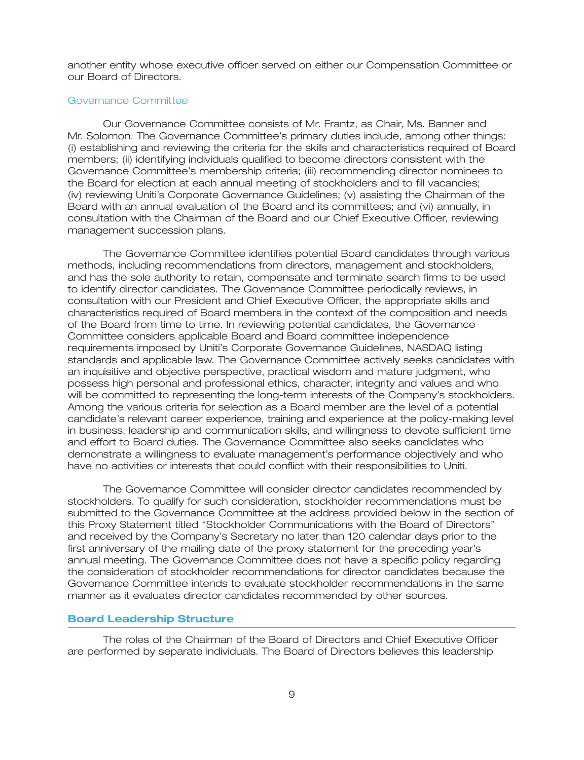another entity whose executive officer served on either our Compensation Committee or our Board of Directors.

### Governance Committee

Our Governance Committee consists of Mr. Frantz, as Chair, Ms. Banner and Mr. Solomon. The Governance Committee's primary duties include, among other things: (i) establishing and reviewing the criteria for the skills and characteristics required of Board members; (ii) identifying individuals qualified to become directors consistent with the Governance Committee's membership criteria; (iii) recommending director nominees to the Board for election at each annual meeting of stockholders and to fill vacancies; (iv) reviewing Uniti's Corporate Governance Guidelines; (v) assisting the Chairman of the Board with an annual evaluation of the Board and its committees; and (vi) annually, in consultation with the Chairman of the Board and our Chief Executive Officer, reviewing management succession plans.

The Governance Committee identifies potential Board candidates through various methods, including recommendations from directors, management and stockholders, and has the sole authority to retain, compensate and terminate search firms to be used to identify director candidates. The Governance Committee periodically reviews, in consultation with our President and Chief Executive Officer, the appropriate skills and characteristics required of Board members in the context of the composition and needs of the Board from time to time. In reviewing potential candidates, the Governance Committee considers applicable Board and Board committee independence requirements imposed by Uniti's Corporate Governance Guidelines, NASDAQ listing standards and applicable law. The Governance Committee actively seeks candidates with an inquisitive and objective perspective, practical wisdom and mature judgment, who possess high personal and professional ethics, character, integrity and values and who will be committed to representing the long-term interests of the Company's stockholders. Among the various criteria for selection as a Board member are the level of a potential candidate's relevant career experience, training and experience at the policy-making level in business, leadership and communication skills, and willingness to devote sufficient time and effort to Board duties. The Governance Committee also seeks candidates who demonstrate a willingness to evaluate management's performance objectively and who have no activities or interests that could conflict with their responsibilities to Uniti.

The Governance Committee will consider director candidates recommended by stockholders. To qualify for such consideration, stockholder recommendations must be submitted to the Governance Committee at the address provided below in the section of this Proxy Statement titled "Stockholder Communications with the Board of Directors" and received by the Company's Secretary no later than 120 calendar days prior to the first anniversary of the mailing date of the proxy statement for the preceding year's annual meeting. The Governance Committee does not have a specific policy regarding the consideration of stockholder recommendations for director candidates because the Governance Committee intends to evaluate stockholder recommendations in the same manner as it evaluates director candidates recommended by other sources.

## Board Leadership Structure

The roles of the Chairman of the Board of Directors and Chief Executive Officer are performed by separate individuals. The Board of Directors believes this leadership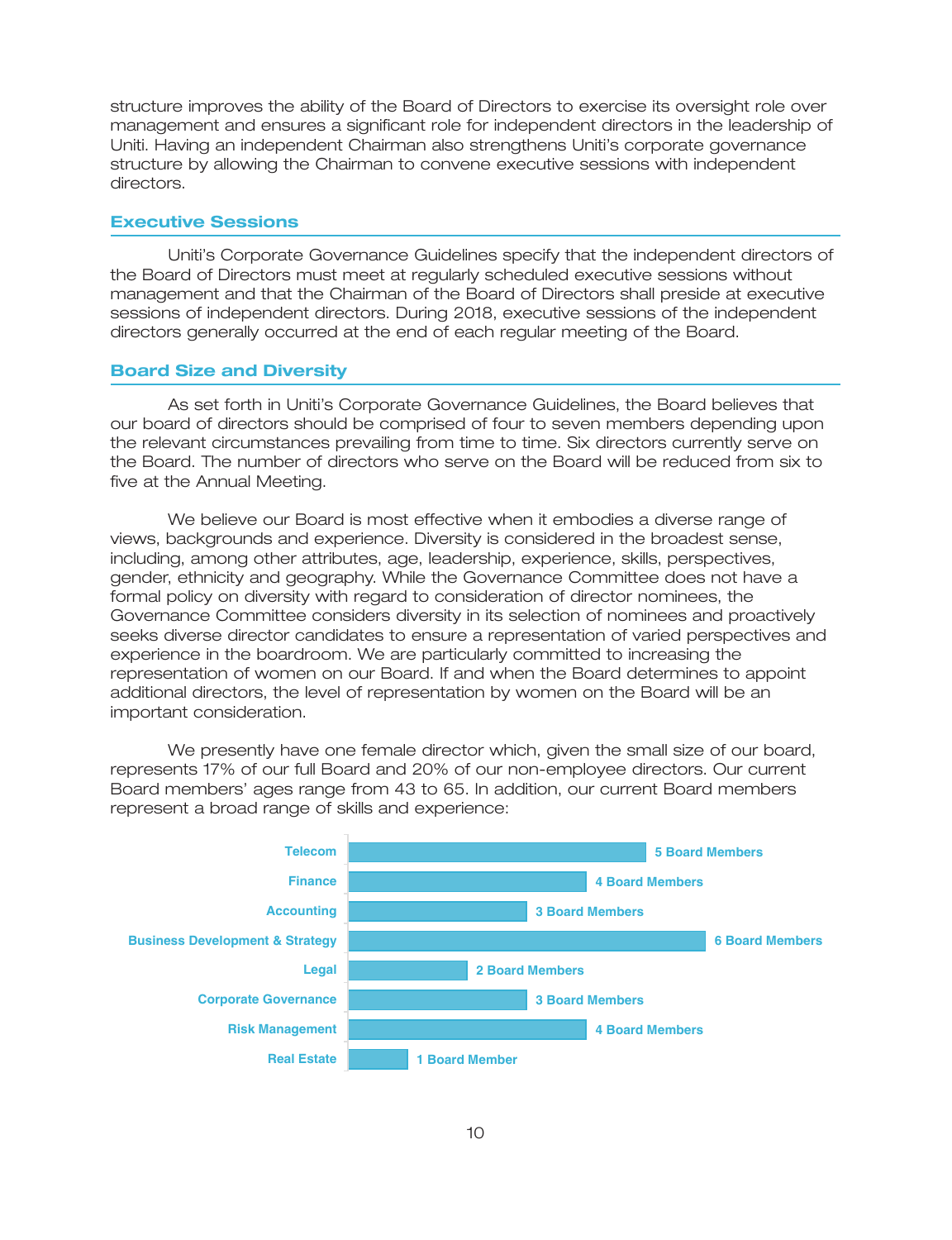structure improves the ability of the Board of Directors to exercise its oversight role over management and ensures a significant role for independent directors in the leadership of Uniti. Having an independent Chairman also strengthens Uniti's corporate governance structure by allowing the Chairman to convene executive sessions with independent directors.

## Executive Sessions

Uniti's Corporate Governance Guidelines specify that the independent directors of the Board of Directors must meet at regularly scheduled executive sessions without management and that the Chairman of the Board of Directors shall preside at executive sessions of independent directors. During 2018, executive sessions of the independent directors generally occurred at the end of each regular meeting of the Board.

## Board Size and Diversity

As set forth in Uniti's Corporate Governance Guidelines, the Board believes that our board of directors should be comprised of four to seven members depending upon the relevant circumstances prevailing from time to time. Six directors currently serve on the Board. The number of directors who serve on the Board will be reduced from six to five at the Annual Meeting.

We believe our Board is most effective when it embodies a diverse range of views, backgrounds and experience. Diversity is considered in the broadest sense, including, among other attributes, age, leadership, experience, skills, perspectives, gender, ethnicity and geography. While the Governance Committee does not have a formal policy on diversity with regard to consideration of director nominees, the Governance Committee considers diversity in its selection of nominees and proactively seeks diverse director candidates to ensure a representation of varied perspectives and experience in the boardroom. We are particularly committed to increasing the representation of women on our Board. If and when the Board determines to appoint additional directors, the level of representation by women on the Board will be an important consideration.

We presently have one female director which, given the small size of our board, represents 17% of our full Board and 20% of our non-employee directors. Our current Board members' ages range from 43 to 65. In addition, our current Board members represent a broad range of skills and experience:

Telecom — 5 Board Members
Finance — 4 Board Members
Accounting — 3 Board Members
Business Development & Strategy — 6 Board Members
Legal — 2 Board Members
Corporate Governance — 3 Board Members
Risk Management — 4 Board Members
Real Estate — 1 Board Member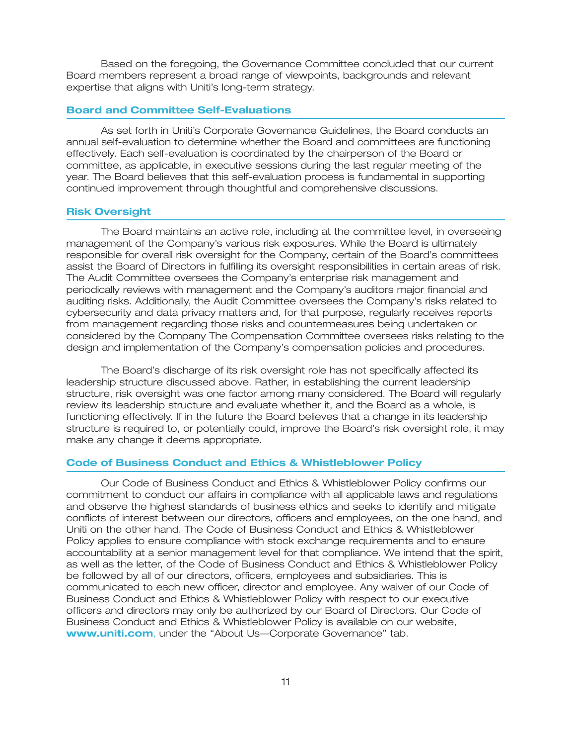Based on the foregoing, the Governance Committee concluded that our current Board members represent a broad range of viewpoints, backgrounds and relevant expertise that aligns with Uniti's long-term strategy.

## Board and Committee Self-Evaluations

As set forth in Uniti's Corporate Governance Guidelines, the Board conducts an annual self-evaluation to determine whether the Board and committees are functioning effectively. Each self-evaluation is coordinated by the chairperson of the Board or committee, as applicable, in executive sessions during the last regular meeting of the year. The Board believes that this self-evaluation process is fundamental in supporting continued improvement through thoughtful and comprehensive discussions.

## Risk Oversight

The Board maintains an active role, including at the committee level, in overseeing management of the Company's various risk exposures. While the Board is ultimately responsible for overall risk oversight for the Company, certain of the Board's committees assist the Board of Directors in fulfilling its oversight responsibilities in certain areas of risk. The Audit Committee oversees the Company's enterprise risk management and periodically reviews with management and the Company's auditors major financial and auditing risks. Additionally, the Audit Committee oversees the Company's risks related to cybersecurity and data privacy matters and, for that purpose, regularly receives reports from management regarding those risks and countermeasures being undertaken or considered by the Company The Compensation Committee oversees risks relating to the design and implementation of the Company's compensation policies and procedures.

The Board's discharge of its risk oversight role has not specifically affected its leadership structure discussed above. Rather, in establishing the current leadership structure, risk oversight was one factor among many considered. The Board will regularly review its leadership structure and evaluate whether it, and the Board as a whole, is functioning effectively. If in the future the Board believes that a change in its leadership structure is required to, or potentially could, improve the Board's risk oversight role, it may make any change it deems appropriate.

## Code of Business Conduct and Ethics & Whistleblower Policy

Our Code of Business Conduct and Ethics & Whistleblower Policy confirms our commitment to conduct our affairs in compliance with all applicable laws and regulations and observe the highest standards of business ethics and seeks to identify and mitigate conflicts of interest between our directors, officers and employees, on the one hand, and Uniti on the other hand. The Code of Business Conduct and Ethics & Whistleblower Policy applies to ensure compliance with stock exchange requirements and to ensure accountability at a senior management level for that compliance. We intend that the spirit, as well as the letter, of the Code of Business Conduct and Ethics & Whistleblower Policy be followed by all of our directors, officers, employees and subsidiaries. This is communicated to each new officer, director and employee. Any waiver of our Code of Business Conduct and Ethics & Whistleblower Policy with respect to our executive officers and directors may only be authorized by our Board of Directors. Our Code of Business Conduct and Ethics & Whistleblower Policy is available on our website, **www.uniti.com**, under the "About Us—Corporate Governance" tab.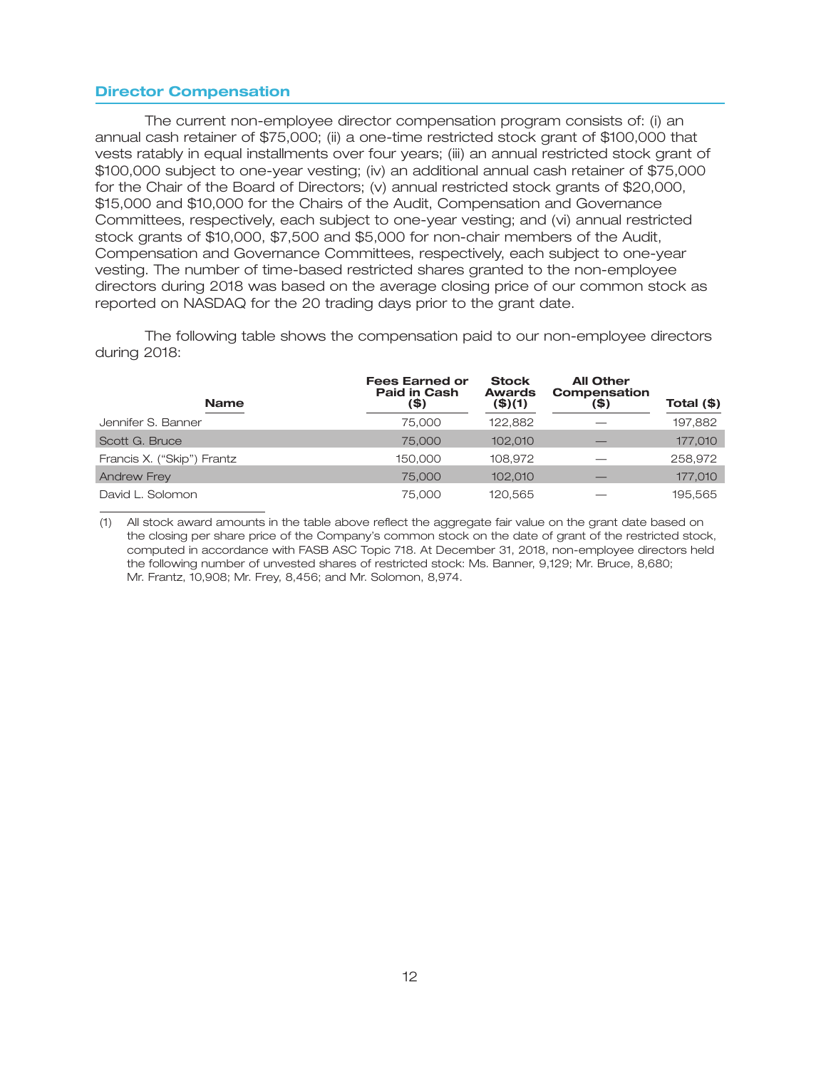## Director Compensation

The current non-employee director compensation program consists of: (i) an annual cash retainer of $75,000; (ii) a one-time restricted stock grant of $100,000 that vests ratably in equal installments over four years; (iii) an annual restricted stock grant of $100,000 subject to one-year vesting; (iv) an additional annual cash retainer of $75,000 for the Chair of the Board of Directors; (v) annual restricted stock grants of $20,000, $15,000 and $10,000 for the Chairs of the Audit, Compensation and Governance Committees, respectively, each subject to one-year vesting; and (vi) annual restricted stock grants of $10,000, $7,500 and $5,000 for non-chair members of the Audit, Compensation and Governance Committees, respectively, each subject to one-year vesting. The number of time-based restricted shares granted to the non-employee directors during 2018 was based on the average closing price of our common stock as reported on NASDAQ for the 20 trading days prior to the grant date.

The following table shows the compensation paid to our non-employee directors during 2018:

| Name | Fees Earned or Paid in Cash ($) | Stock Awards ($)(1) | All Other Compensation ($) | Total ($) |
|---|---|---|---|---|
| Jennifer S. Banner | 75,000 | 122,882 | — | 197,882 |
| Scott G. Bruce | 75,000 | 102,010 | — | 177,010 |
| Francis X. ("Skip") Frantz | 150,000 | 108,972 | — | 258,972 |
| Andrew Frey | 75,000 | 102,010 | — | 177,010 |
| David L. Solomon | 75,000 | 120,565 | — | 195,565 |

(1) All stock award amounts in the table above reflect the aggregate fair value on the grant date based on the closing per share price of the Company's common stock on the date of grant of the restricted stock, computed in accordance with FASB ASC Topic 718. At December 31, 2018, non-employee directors held the following number of unvested shares of restricted stock: Ms. Banner, 9,129; Mr. Bruce, 8,680; Mr. Frantz, 10,908; Mr. Frey, 8,456; and Mr. Solomon, 8,974.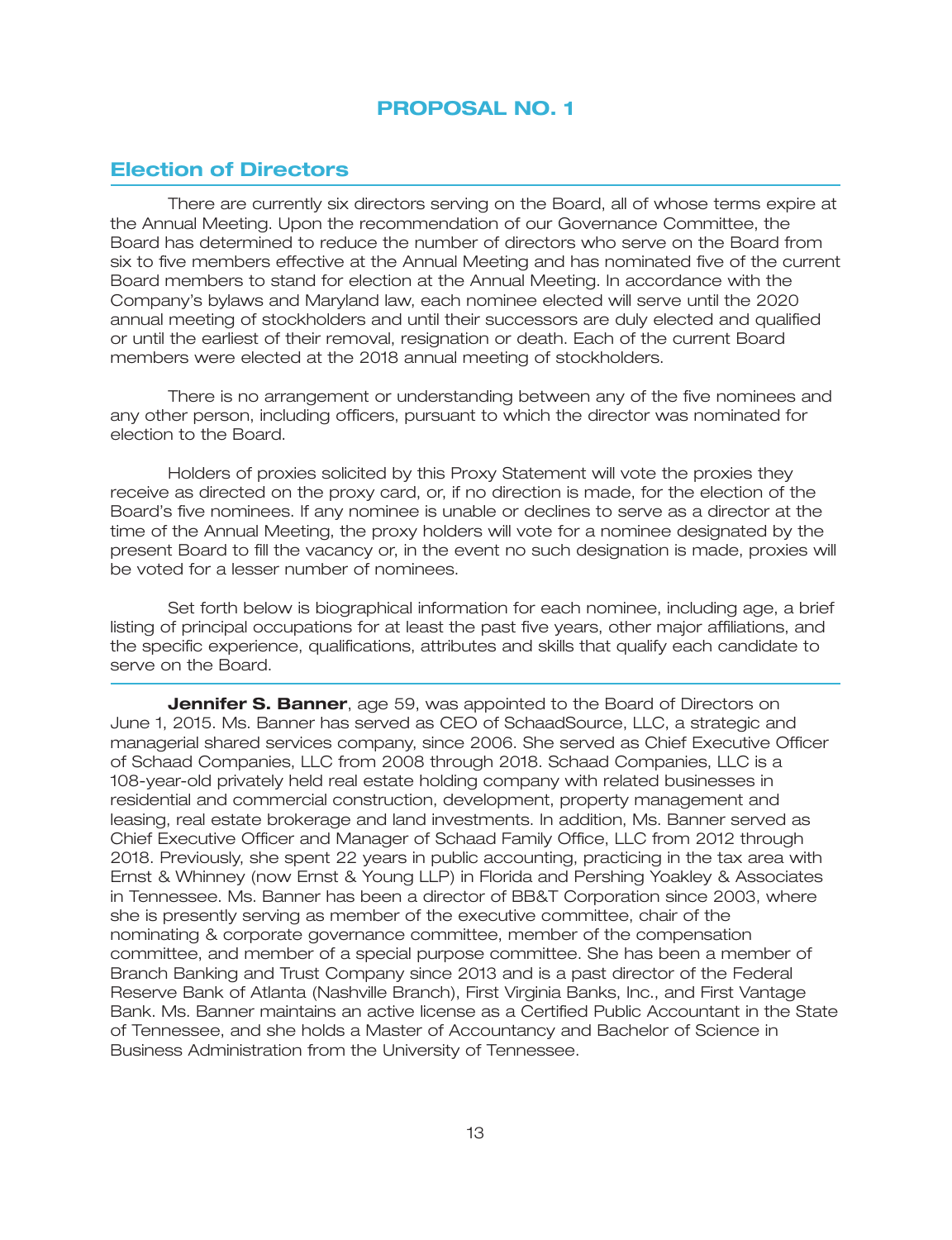# PROPOSAL NO. 1

## Election of Directors

There are currently six directors serving on the Board, all of whose terms expire at the Annual Meeting. Upon the recommendation of our Governance Committee, the Board has determined to reduce the number of directors who serve on the Board from six to five members effective at the Annual Meeting and has nominated five of the current Board members to stand for election at the Annual Meeting. In accordance with the Company's bylaws and Maryland law, each nominee elected will serve until the 2020 annual meeting of stockholders and until their successors are duly elected and qualified or until the earliest of their removal, resignation or death. Each of the current Board members were elected at the 2018 annual meeting of stockholders.

There is no arrangement or understanding between any of the five nominees and any other person, including officers, pursuant to which the director was nominated for election to the Board.

Holders of proxies solicited by this Proxy Statement will vote the proxies they receive as directed on the proxy card, or, if no direction is made, for the election of the Board's five nominees. If any nominee is unable or declines to serve as a director at the time of the Annual Meeting, the proxy holders will vote for a nominee designated by the present Board to fill the vacancy or, in the event no such designation is made, proxies will be voted for a lesser number of nominees.

Set forth below is biographical information for each nominee, including age, a brief listing of principal occupations for at least the past five years, other major affiliations, and the specific experience, qualifications, attributes and skills that qualify each candidate to serve on the Board.

---

**Jennifer S. Banner**, age 59, was appointed to the Board of Directors on June 1, 2015. Ms. Banner has served as CEO of SchaadSource, LLC, a strategic and managerial shared services company, since 2006. She served as Chief Executive Officer of Schaad Companies, LLC from 2008 through 2018. Schaad Companies, LLC is a 108-year-old privately held real estate holding company with related businesses in residential and commercial construction, development, property management and leasing, real estate brokerage and land investments. In addition, Ms. Banner served as Chief Executive Officer and Manager of Schaad Family Office, LLC from 2012 through 2018. Previously, she spent 22 years in public accounting, practicing in the tax area with Ernst & Whinney (now Ernst & Young LLP) in Florida and Pershing Yoakley & Associates in Tennessee. Ms. Banner has been a director of BB&T Corporation since 2003, where she is presently serving as member of the executive committee, chair of the nominating & corporate governance committee, member of the compensation committee, and member of a special purpose committee. She has been a member of Branch Banking and Trust Company since 2013 and is a past director of the Federal Reserve Bank of Atlanta (Nashville Branch), First Virginia Banks, Inc., and First Vantage Bank. Ms. Banner maintains an active license as a Certified Public Accountant in the State of Tennessee, and she holds a Master of Accountancy and Bachelor of Science in Business Administration from the University of Tennessee.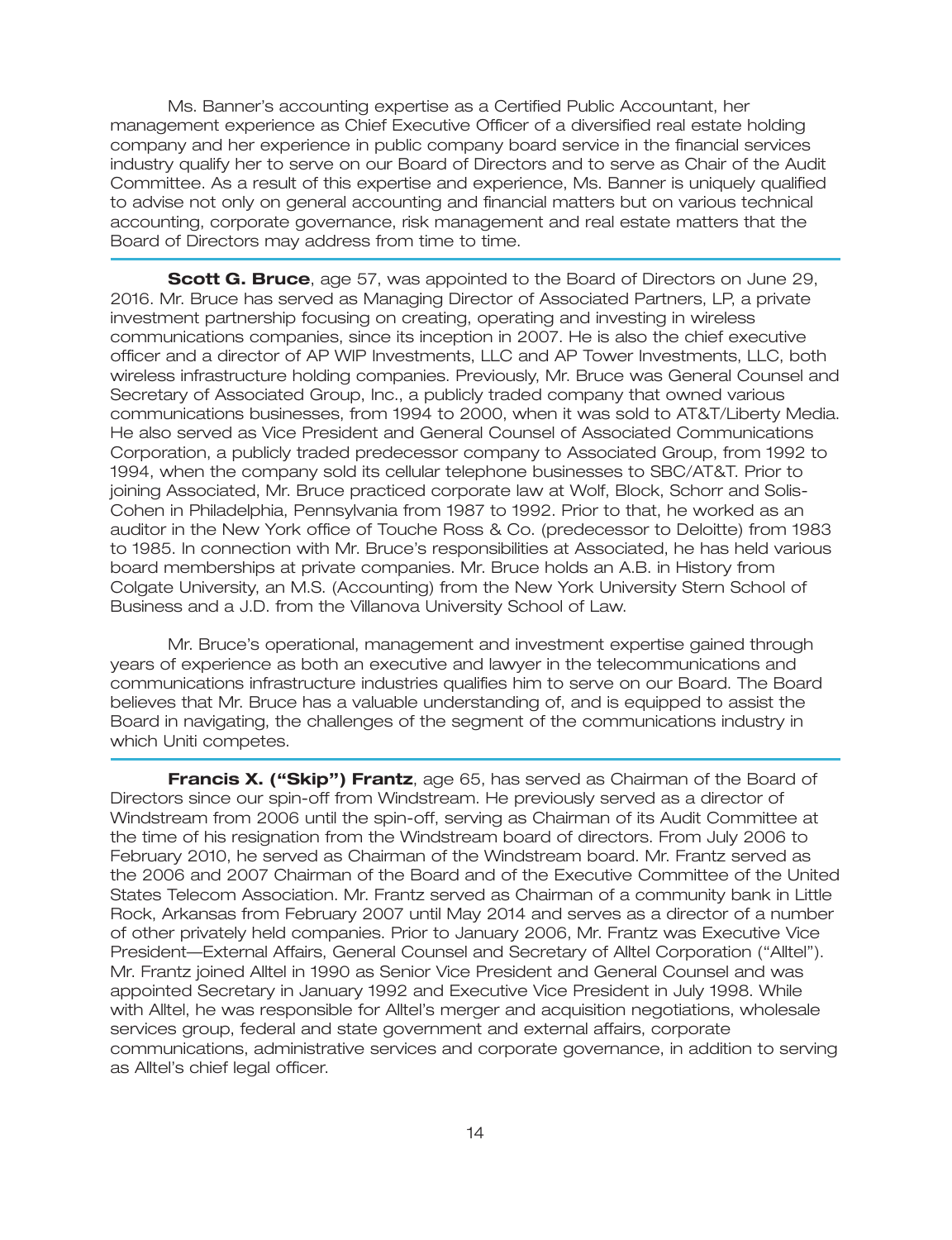Ms. Banner's accounting expertise as a Certified Public Accountant, her management experience as Chief Executive Officer of a diversified real estate holding company and her experience in public company board service in the financial services industry qualify her to serve on our Board of Directors and to serve as Chair of the Audit Committee. As a result of this expertise and experience, Ms. Banner is uniquely qualified to advise not only on general accounting and financial matters but on various technical accounting, corporate governance, risk management and real estate matters that the Board of Directors may address from time to time.

---

**Scott G. Bruce**, age 57, was appointed to the Board of Directors on June 29, 2016. Mr. Bruce has served as Managing Director of Associated Partners, LP, a private investment partnership focusing on creating, operating and investing in wireless communications companies, since its inception in 2007. He is also the chief executive officer and a director of AP WIP Investments, LLC and AP Tower Investments, LLC, both wireless infrastructure holding companies. Previously, Mr. Bruce was General Counsel and Secretary of Associated Group, Inc., a publicly traded company that owned various communications businesses, from 1994 to 2000, when it was sold to AT&T/Liberty Media. He also served as Vice President and General Counsel of Associated Communications Corporation, a publicly traded predecessor company to Associated Group, from 1992 to 1994, when the company sold its cellular telephone businesses to SBC/AT&T. Prior to joining Associated, Mr. Bruce practiced corporate law at Wolf, Block, Schorr and Solis-Cohen in Philadelphia, Pennsylvania from 1987 to 1992. Prior to that, he worked as an auditor in the New York office of Touche Ross & Co. (predecessor to Deloitte) from 1983 to 1985. In connection with Mr. Bruce's responsibilities at Associated, he has held various board memberships at private companies. Mr. Bruce holds an A.B. in History from Colgate University, an M.S. (Accounting) from the New York University Stern School of Business and a J.D. from the Villanova University School of Law.

Mr. Bruce's operational, management and investment expertise gained through years of experience as both an executive and lawyer in the telecommunications and communications infrastructure industries qualifies him to serve on our Board. The Board believes that Mr. Bruce has a valuable understanding of, and is equipped to assist the Board in navigating, the challenges of the segment of the communications industry in which Uniti competes.

---

**Francis X. ("Skip") Frantz**, age 65, has served as Chairman of the Board of Directors since our spin-off from Windstream. He previously served as a director of Windstream from 2006 until the spin-off, serving as Chairman of its Audit Committee at the time of his resignation from the Windstream board of directors. From July 2006 to February 2010, he served as Chairman of the Windstream board. Mr. Frantz served as the 2006 and 2007 Chairman of the Board and of the Executive Committee of the United States Telecom Association. Mr. Frantz served as Chairman of a community bank in Little Rock, Arkansas from February 2007 until May 2014 and serves as a director of a number of other privately held companies. Prior to January 2006, Mr. Frantz was Executive Vice President—External Affairs, General Counsel and Secretary of Alltel Corporation ("Alltel"). Mr. Frantz joined Alltel in 1990 as Senior Vice President and General Counsel and was appointed Secretary in January 1992 and Executive Vice President in July 1998. While with Alltel, he was responsible for Alltel's merger and acquisition negotiations, wholesale services group, federal and state government and external affairs, corporate communications, administrative services and corporate governance, in addition to serving as Alltel's chief legal officer.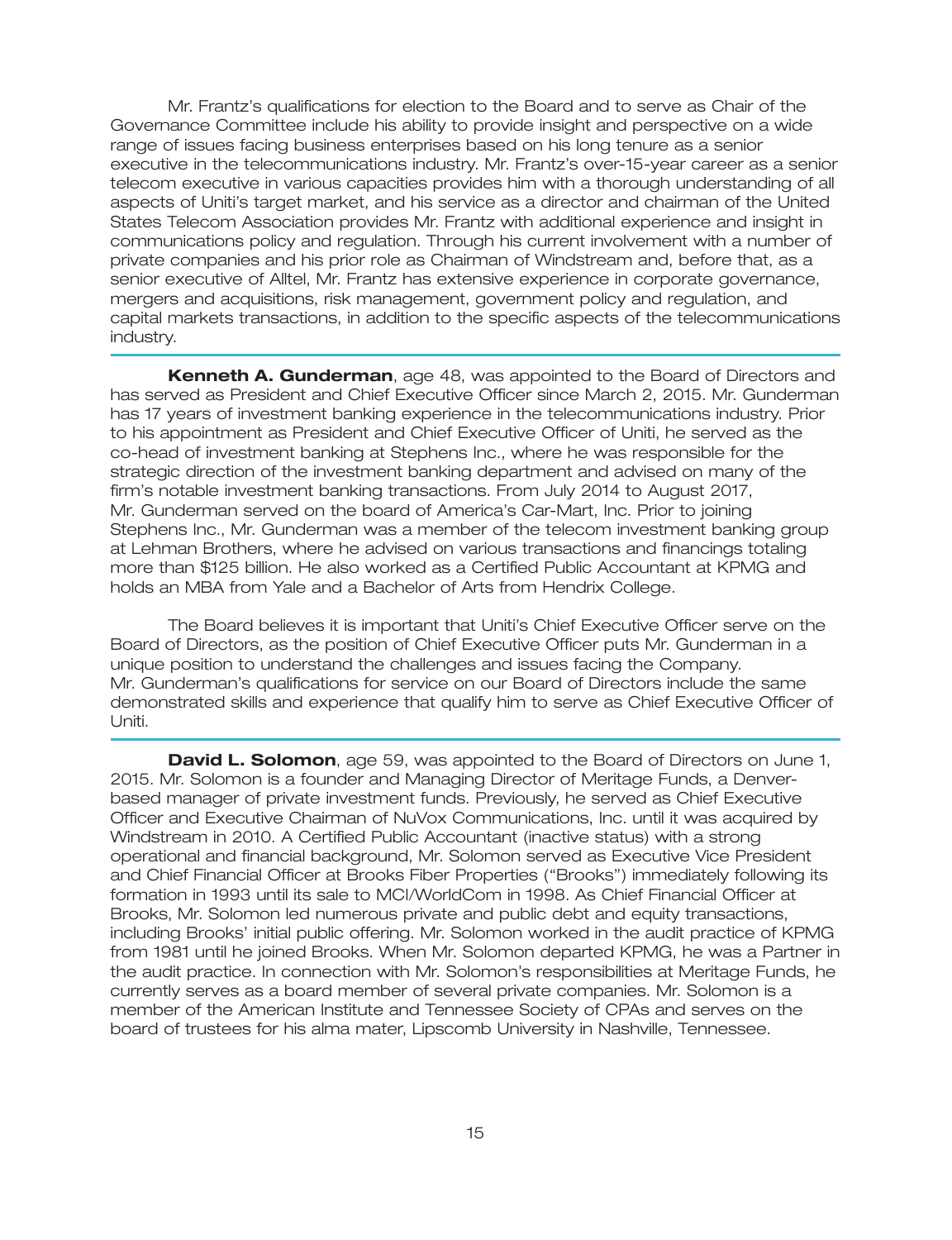Mr. Frantz's qualifications for election to the Board and to serve as Chair of the Governance Committee include his ability to provide insight and perspective on a wide range of issues facing business enterprises based on his long tenure as a senior executive in the telecommunications industry. Mr. Frantz's over-15-year career as a senior telecom executive in various capacities provides him with a thorough understanding of all aspects of Uniti's target market, and his service as a director and chairman of the United States Telecom Association provides Mr. Frantz with additional experience and insight in communications policy and regulation. Through his current involvement with a number of private companies and his prior role as Chairman of Windstream and, before that, as a senior executive of Alltel, Mr. Frantz has extensive experience in corporate governance, mergers and acquisitions, risk management, government policy and regulation, and capital markets transactions, in addition to the specific aspects of the telecommunications industry.

---

**Kenneth A. Gunderman**, age 48, was appointed to the Board of Directors and has served as President and Chief Executive Officer since March 2, 2015. Mr. Gunderman has 17 years of investment banking experience in the telecommunications industry. Prior to his appointment as President and Chief Executive Officer of Uniti, he served as the co-head of investment banking at Stephens Inc., where he was responsible for the strategic direction of the investment banking department and advised on many of the firm's notable investment banking transactions. From July 2014 to August 2017, Mr. Gunderman served on the board of America's Car-Mart, Inc. Prior to joining Stephens Inc., Mr. Gunderman was a member of the telecom investment banking group at Lehman Brothers, where he advised on various transactions and financings totaling more than $125 billion. He also worked as a Certified Public Accountant at KPMG and holds an MBA from Yale and a Bachelor of Arts from Hendrix College.

The Board believes it is important that Uniti's Chief Executive Officer serve on the Board of Directors, as the position of Chief Executive Officer puts Mr. Gunderman in a unique position to understand the challenges and issues facing the Company. Mr. Gunderman's qualifications for service on our Board of Directors include the same demonstrated skills and experience that qualify him to serve as Chief Executive Officer of Uniti.

---

**David L. Solomon**, age 59, was appointed to the Board of Directors on June 1, 2015. Mr. Solomon is a founder and Managing Director of Meritage Funds, a Denver-based manager of private investment funds. Previously, he served as Chief Executive Officer and Executive Chairman of NuVox Communications, Inc. until it was acquired by Windstream in 2010. A Certified Public Accountant (inactive status) with a strong operational and financial background, Mr. Solomon served as Executive Vice President and Chief Financial Officer at Brooks Fiber Properties ("Brooks") immediately following its formation in 1993 until its sale to MCI/WorldCom in 1998. As Chief Financial Officer at Brooks, Mr. Solomon led numerous private and public debt and equity transactions, including Brooks' initial public offering. Mr. Solomon worked in the audit practice of KPMG from 1981 until he joined Brooks. When Mr. Solomon departed KPMG, he was a Partner in the audit practice. In connection with Mr. Solomon's responsibilities at Meritage Funds, he currently serves as a board member of several private companies. Mr. Solomon is a member of the American Institute and Tennessee Society of CPAs and serves on the board of trustees for his alma mater, Lipscomb University in Nashville, Tennessee.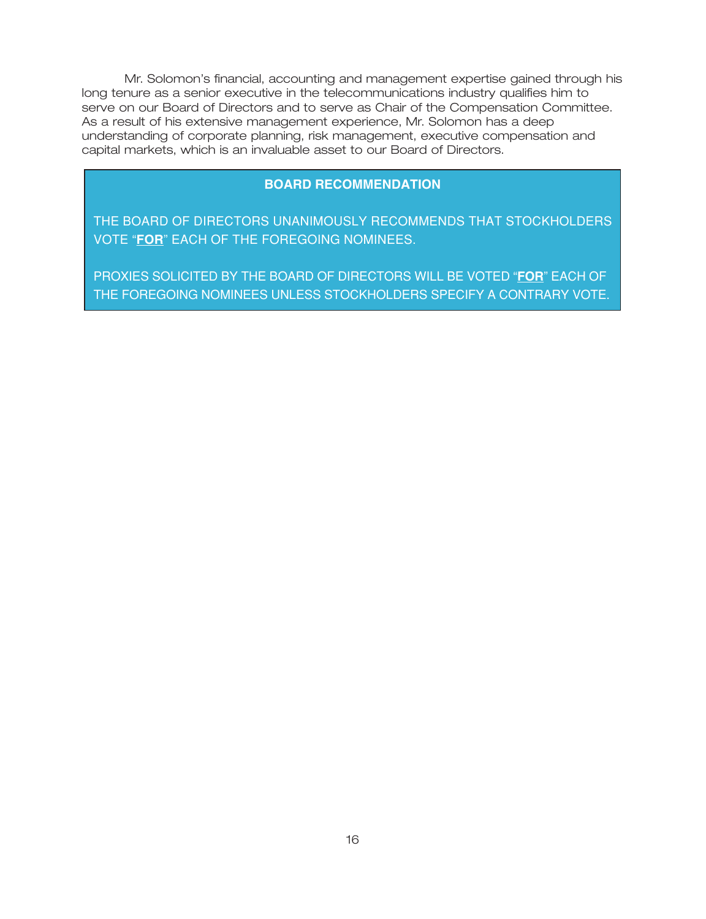Mr. Solomon's financial, accounting and management expertise gained through his long tenure as a senior executive in the telecommunications industry qualifies him to serve on our Board of Directors and to serve as Chair of the Compensation Committee. As a result of his extensive management experience, Mr. Solomon has a deep understanding of corporate planning, risk management, executive compensation and capital markets, which is an invaluable asset to our Board of Directors.

**BOARD RECOMMENDATION**

THE BOARD OF DIRECTORS UNANIMOUSLY RECOMMENDS THAT STOCKHOLDERS VOTE "**FOR**" EACH OF THE FOREGOING NOMINEES.

PROXIES SOLICITED BY THE BOARD OF DIRECTORS WILL BE VOTED "**FOR**" EACH OF THE FOREGOING NOMINEES UNLESS STOCKHOLDERS SPECIFY A CONTRARY VOTE.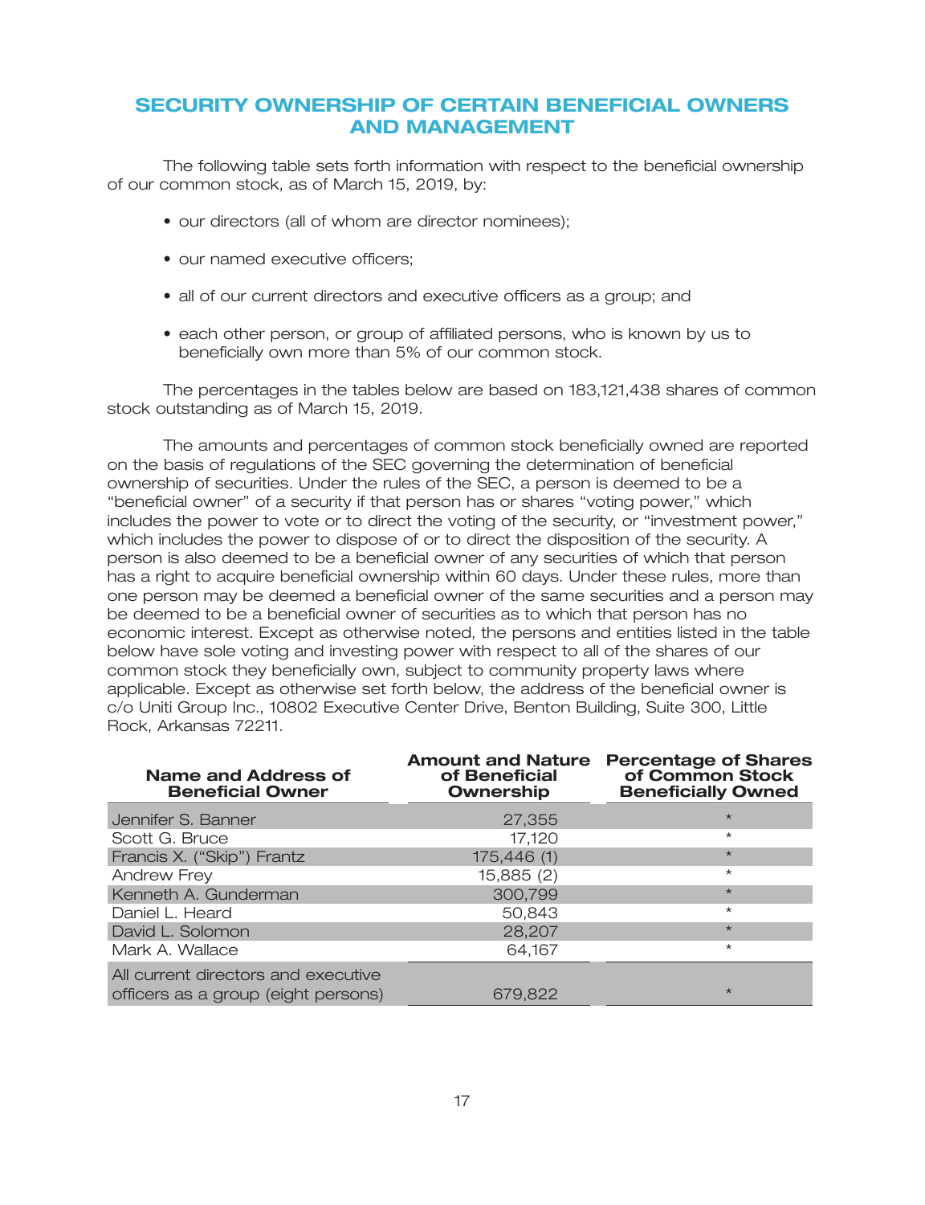## SECURITY OWNERSHIP OF CERTAIN BENEFICIAL OWNERS AND MANAGEMENT

The following table sets forth information with respect to the beneficial ownership of our common stock, as of March 15, 2019, by:

- our directors (all of whom are director nominees);
- our named executive officers;
- all of our current directors and executive officers as a group; and
- each other person, or group of affiliated persons, who is known by us to beneficially own more than 5% of our common stock.

The percentages in the tables below are based on 183,121,438 shares of common stock outstanding as of March 15, 2019.

The amounts and percentages of common stock beneficially owned are reported on the basis of regulations of the SEC governing the determination of beneficial ownership of securities. Under the rules of the SEC, a person is deemed to be a "beneficial owner" of a security if that person has or shares "voting power," which includes the power to vote or to direct the voting of the security, or "investment power," which includes the power to dispose of or to direct the disposition of the security. A person is also deemed to be a beneficial owner of any securities of which that person has a right to acquire beneficial ownership within 60 days. Under these rules, more than one person may be deemed a beneficial owner of the same securities and a person may be deemed to be a beneficial owner of securities as to which that person has no economic interest. Except as otherwise noted, the persons and entities listed in the table below have sole voting and investing power with respect to all of the shares of our common stock they beneficially own, subject to community property laws where applicable. Except as otherwise set forth below, the address of the beneficial owner is c/o Uniti Group Inc., 10802 Executive Center Drive, Benton Building, Suite 300, Little Rock, Arkansas 72211.

| Name and Address of Beneficial Owner | Amount and Nature of Beneficial Ownership | Percentage of Shares of Common Stock Beneficially Owned |
|---|---|---|
| Jennifer S. Banner | 27,355 | * |
| Scott G. Bruce | 17,120 | * |
| Francis X. ("Skip") Frantz | 175,446 (1) | * |
| Andrew Frey | 15,885 (2) | * |
| Kenneth A. Gunderman | 300,799 | * |
| Daniel L. Heard | 50,843 | * |
| David L. Solomon | 28,207 | * |
| Mark A. Wallace | 64,167 | * |
| All current directors and executive officers as a group (eight persons) | 679,822 | * |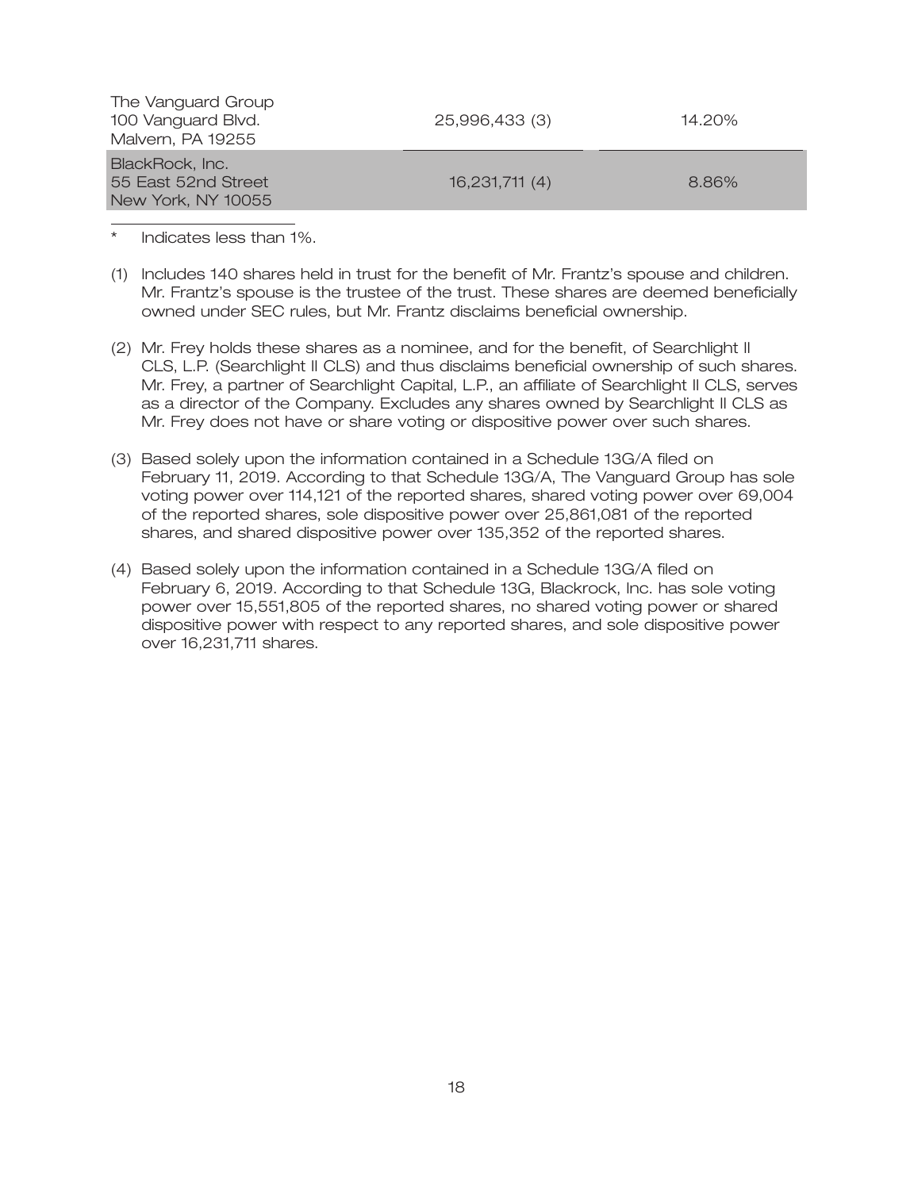| | | |
|---|---|---|
| The Vanguard Group<br>100 Vanguard Blvd.<br>Malvern, PA 19255 | 25,996,433 (3) | 14.20% |
| BlackRock, Inc.<br>55 East 52nd Street<br>New York, NY 10055 | 16,231,711 (4) | 8.86% |

\* Indicates less than 1%.

(1) Includes 140 shares held in trust for the benefit of Mr. Frantz's spouse and children. Mr. Frantz's spouse is the trustee of the trust. These shares are deemed beneficially owned under SEC rules, but Mr. Frantz disclaims beneficial ownership.

(2) Mr. Frey holds these shares as a nominee, and for the benefit, of Searchlight II CLS, L.P. (Searchlight II CLS) and thus disclaims beneficial ownership of such shares. Mr. Frey, a partner of Searchlight Capital, L.P., an affiliate of Searchlight II CLS, serves as a director of the Company. Excludes any shares owned by Searchlight II CLS as Mr. Frey does not have or share voting or dispositive power over such shares.

(3) Based solely upon the information contained in a Schedule 13G/A filed on February 11, 2019. According to that Schedule 13G/A, The Vanguard Group has sole voting power over 114,121 of the reported shares, shared voting power over 69,004 of the reported shares, sole dispositive power over 25,861,081 of the reported shares, and shared dispositive power over 135,352 of the reported shares.

(4) Based solely upon the information contained in a Schedule 13G/A filed on February 6, 2019. According to that Schedule 13G, Blackrock, Inc. has sole voting power over 15,551,805 of the reported shares, no shared voting power or shared dispositive power with respect to any reported shares, and sole dispositive power over 16,231,711 shares.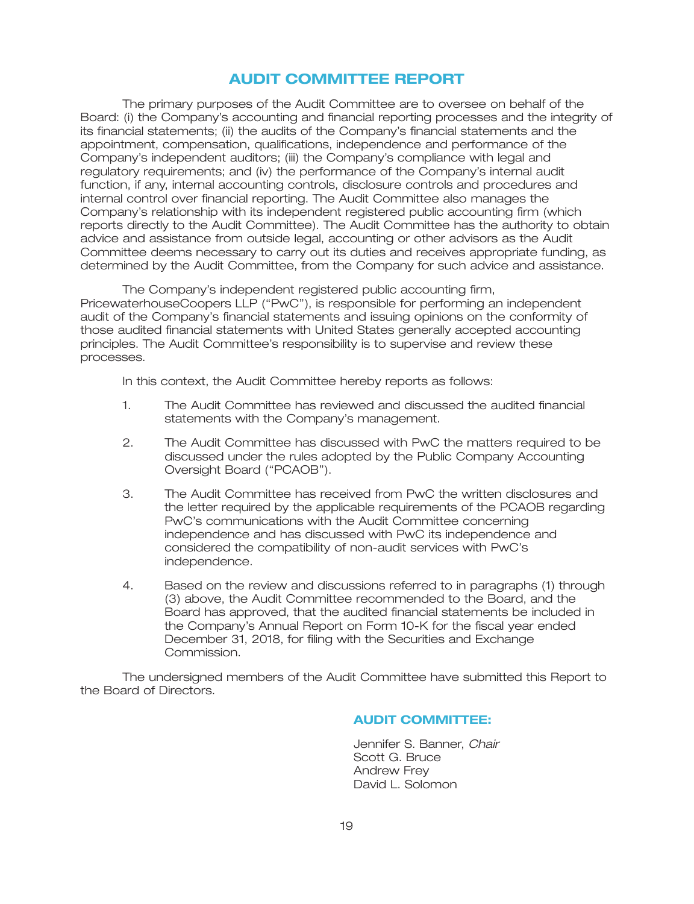# AUDIT COMMITTEE REPORT

The primary purposes of the Audit Committee are to oversee on behalf of the Board: (i) the Company's accounting and financial reporting processes and the integrity of its financial statements; (ii) the audits of the Company's financial statements and the appointment, compensation, qualifications, independence and performance of the Company's independent auditors; (iii) the Company's compliance with legal and regulatory requirements; and (iv) the performance of the Company's internal audit function, if any, internal accounting controls, disclosure controls and procedures and internal control over financial reporting. The Audit Committee also manages the Company's relationship with its independent registered public accounting firm (which reports directly to the Audit Committee). The Audit Committee has the authority to obtain advice and assistance from outside legal, accounting or other advisors as the Audit Committee deems necessary to carry out its duties and receives appropriate funding, as determined by the Audit Committee, from the Company for such advice and assistance.

The Company's independent registered public accounting firm, PricewaterhouseCoopers LLP ("PwC"), is responsible for performing an independent audit of the Company's financial statements and issuing opinions on the conformity of those audited financial statements with United States generally accepted accounting principles. The Audit Committee's responsibility is to supervise and review these processes.

In this context, the Audit Committee hereby reports as follows:

1. The Audit Committee has reviewed and discussed the audited financial statements with the Company's management.

2. The Audit Committee has discussed with PwC the matters required to be discussed under the rules adopted by the Public Company Accounting Oversight Board ("PCAOB").

3. The Audit Committee has received from PwC the written disclosures and the letter required by the applicable requirements of the PCAOB regarding PwC's communications with the Audit Committee concerning independence and has discussed with PwC its independence and considered the compatibility of non-audit services with PwC's independence.

4. Based on the review and discussions referred to in paragraphs (1) through (3) above, the Audit Committee recommended to the Board, and the Board has approved, that the audited financial statements be included in the Company's Annual Report on Form 10-K for the fiscal year ended December 31, 2018, for filing with the Securities and Exchange Commission.

The undersigned members of the Audit Committee have submitted this Report to the Board of Directors.

**AUDIT COMMITTEE:**

Jennifer S. Banner, *Chair*
Scott G. Bruce
Andrew Frey
David L. Solomon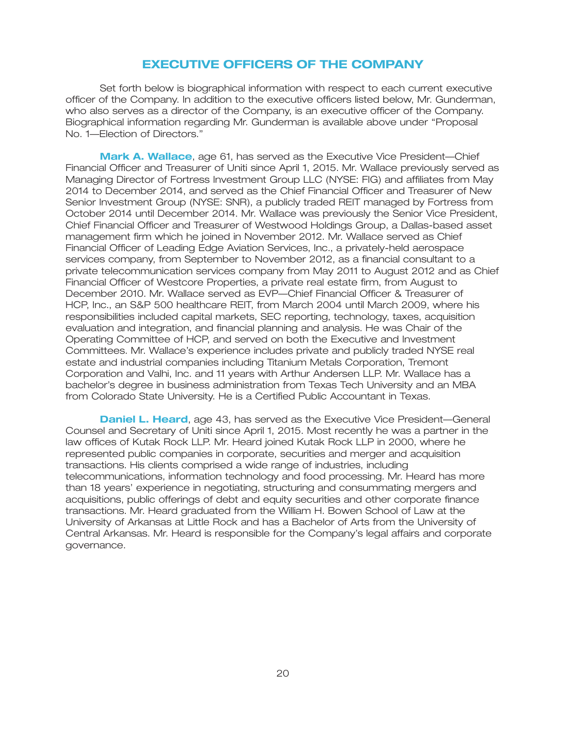# EXECUTIVE OFFICERS OF THE COMPANY

Set forth below is biographical information with respect to each current executive officer of the Company. In addition to the executive officers listed below, Mr. Gunderman, who also serves as a director of the Company, is an executive officer of the Company. Biographical information regarding Mr. Gunderman is available above under "Proposal No. 1—Election of Directors."

**Mark A. Wallace**, age 61, has served as the Executive Vice President—Chief Financial Officer and Treasurer of Uniti since April 1, 2015. Mr. Wallace previously served as Managing Director of Fortress Investment Group LLC (NYSE: FIG) and affiliates from May 2014 to December 2014, and served as the Chief Financial Officer and Treasurer of New Senior Investment Group (NYSE: SNR), a publicly traded REIT managed by Fortress from October 2014 until December 2014. Mr. Wallace was previously the Senior Vice President, Chief Financial Officer and Treasurer of Westwood Holdings Group, a Dallas-based asset management firm which he joined in November 2012. Mr. Wallace served as Chief Financial Officer of Leading Edge Aviation Services, Inc., a privately-held aerospace services company, from September to November 2012, as a financial consultant to a private telecommunication services company from May 2011 to August 2012 and as Chief Financial Officer of Westcore Properties, a private real estate firm, from August to December 2010. Mr. Wallace served as EVP—Chief Financial Officer & Treasurer of HCP, Inc., an S&P 500 healthcare REIT, from March 2004 until March 2009, where his responsibilities included capital markets, SEC reporting, technology, taxes, acquisition evaluation and integration, and financial planning and analysis. He was Chair of the Operating Committee of HCP, and served on both the Executive and Investment Committees. Mr. Wallace's experience includes private and publicly traded NYSE real estate and industrial companies including Titanium Metals Corporation, Tremont Corporation and Valhi, Inc. and 11 years with Arthur Andersen LLP. Mr. Wallace has a bachelor's degree in business administration from Texas Tech University and an MBA from Colorado State University. He is a Certified Public Accountant in Texas.

**Daniel L. Heard**, age 43, has served as the Executive Vice President—General Counsel and Secretary of Uniti since April 1, 2015. Most recently he was a partner in the law offices of Kutak Rock LLP. Mr. Heard joined Kutak Rock LLP in 2000, where he represented public companies in corporate, securities and merger and acquisition transactions. His clients comprised a wide range of industries, including telecommunications, information technology and food processing. Mr. Heard has more than 18 years' experience in negotiating, structuring and consummating mergers and acquisitions, public offerings of debt and equity securities and other corporate finance transactions. Mr. Heard graduated from the William H. Bowen School of Law at the University of Arkansas at Little Rock and has a Bachelor of Arts from the University of Central Arkansas. Mr. Heard is responsible for the Company's legal affairs and corporate governance.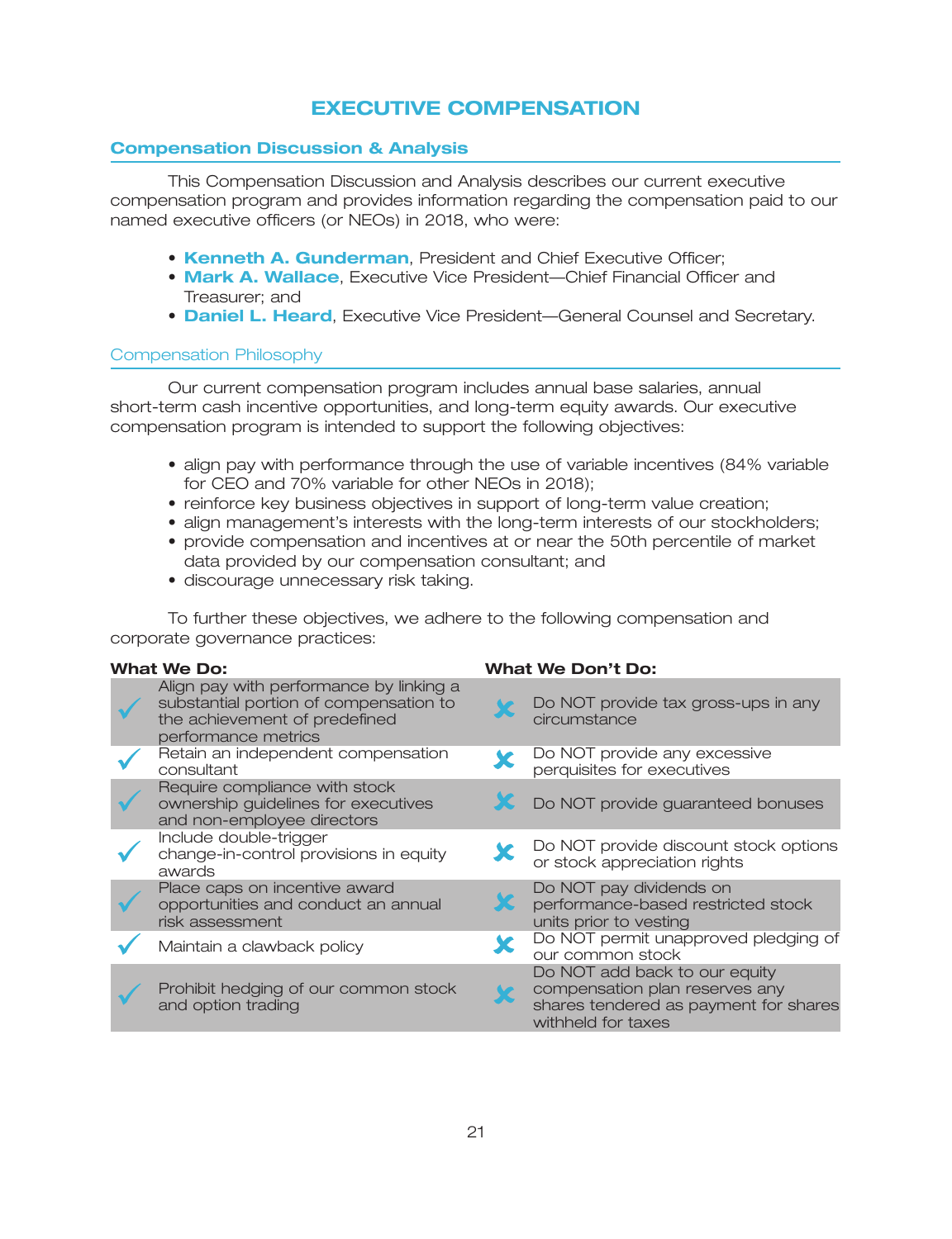# EXECUTIVE COMPENSATION

## Compensation Discussion & Analysis

This Compensation Discussion and Analysis describes our current executive compensation program and provides information regarding the compensation paid to our named executive officers (or NEOs) in 2018, who were:

- **Kenneth A. Gunderman**, President and Chief Executive Officer;
- **Mark A. Wallace**, Executive Vice President—Chief Financial Officer and Treasurer; and
- **Daniel L. Heard**, Executive Vice President—General Counsel and Secretary.

### Compensation Philosophy

Our current compensation program includes annual base salaries, annual short-term cash incentive opportunities, and long-term equity awards. Our executive compensation program is intended to support the following objectives:

- align pay with performance through the use of variable incentives (84% variable for CEO and 70% variable for other NEOs in 2018);
- reinforce key business objectives in support of long-term value creation;
- align management's interests with the long-term interests of our stockholders;
- provide compensation and incentives at or near the 50th percentile of market data provided by our compensation consultant; and
- discourage unnecessary risk taking.

To further these objectives, we adhere to the following compensation and corporate governance practices:

| What We Do: | What We Don't Do: |
|---|---|
| ✓ Align pay with performance by linking a substantial portion of compensation to the achievement of predefined performance metrics | ✗ Do NOT provide tax gross-ups in any circumstance |
| ✓ Retain an independent compensation consultant | ✗ Do NOT provide any excessive perquisites for executives |
| ✓ Require compliance with stock ownership guidelines for executives and non-employee directors | ✗ Do NOT provide guaranteed bonuses |
| ✓ Include double-trigger change-in-control provisions in equity awards | ✗ Do NOT provide discount stock options or stock appreciation rights |
| ✓ Place caps on incentive award opportunities and conduct an annual risk assessment | ✗ Do NOT pay dividends on performance-based restricted stock units prior to vesting |
| ✓ Maintain a clawback policy | ✗ Do NOT permit unapproved pledging of our common stock |
| ✓ Prohibit hedging of our common stock and option trading | ✗ Do NOT add back to our equity compensation plan reserves any shares tendered as payment for shares withheld for taxes |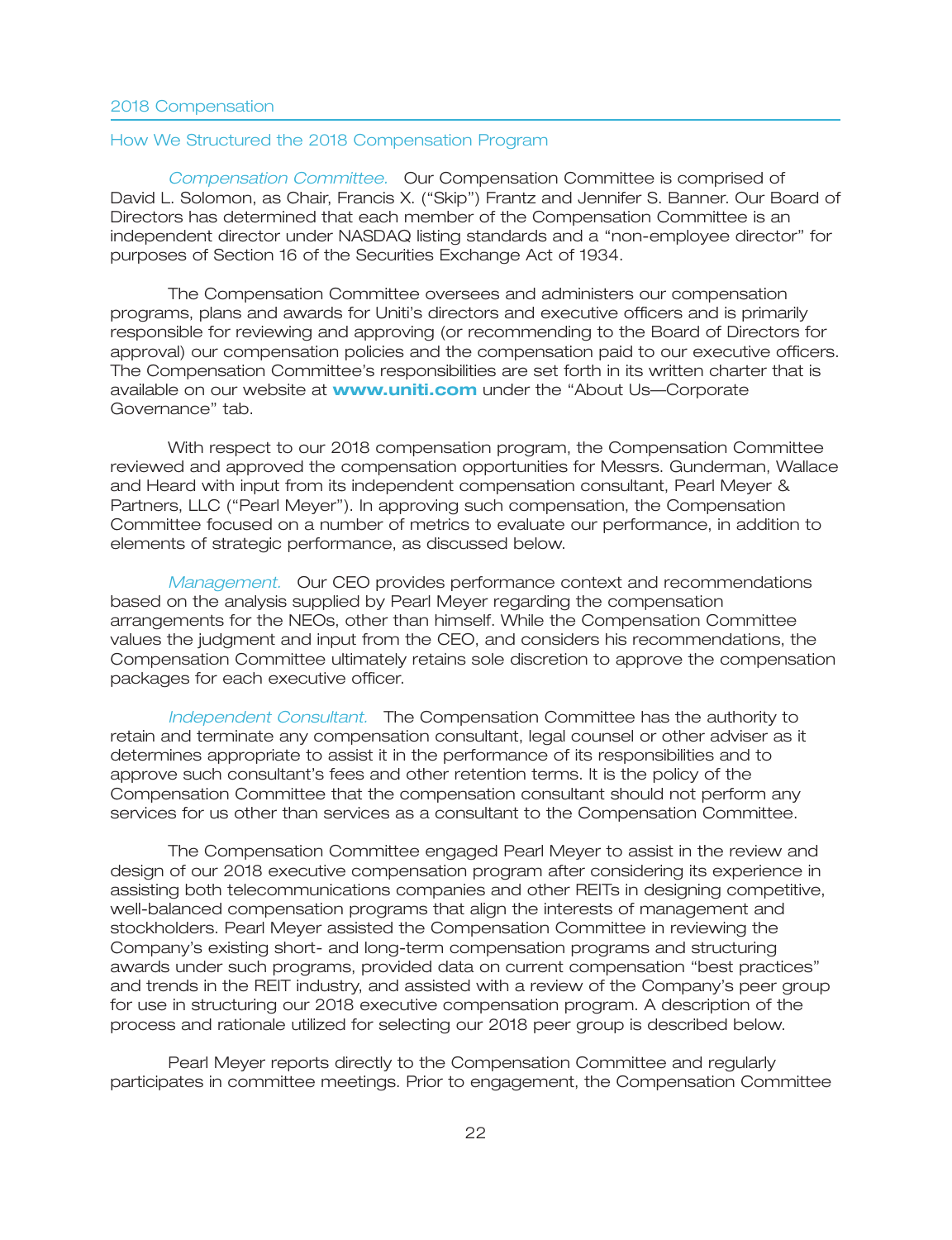## 2018 Compensation

### How We Structured the 2018 Compensation Program

*Compensation Committee.* Our Compensation Committee is comprised of David L. Solomon, as Chair, Francis X. ("Skip") Frantz and Jennifer S. Banner. Our Board of Directors has determined that each member of the Compensation Committee is an independent director under NASDAQ listing standards and a "non-employee director" for purposes of Section 16 of the Securities Exchange Act of 1934.

The Compensation Committee oversees and administers our compensation programs, plans and awards for Uniti's directors and executive officers and is primarily responsible for reviewing and approving (or recommending to the Board of Directors for approval) our compensation policies and the compensation paid to our executive officers. The Compensation Committee's responsibilities are set forth in its written charter that is available on our website at **www.uniti.com** under the "About Us—Corporate Governance" tab.

With respect to our 2018 compensation program, the Compensation Committee reviewed and approved the compensation opportunities for Messrs. Gunderman, Wallace and Heard with input from its independent compensation consultant, Pearl Meyer & Partners, LLC ("Pearl Meyer"). In approving such compensation, the Compensation Committee focused on a number of metrics to evaluate our performance, in addition to elements of strategic performance, as discussed below.

*Management.* Our CEO provides performance context and recommendations based on the analysis supplied by Pearl Meyer regarding the compensation arrangements for the NEOs, other than himself. While the Compensation Committee values the judgment and input from the CEO, and considers his recommendations, the Compensation Committee ultimately retains sole discretion to approve the compensation packages for each executive officer.

*Independent Consultant.* The Compensation Committee has the authority to retain and terminate any compensation consultant, legal counsel or other adviser as it determines appropriate to assist it in the performance of its responsibilities and to approve such consultant's fees and other retention terms. It is the policy of the Compensation Committee that the compensation consultant should not perform any services for us other than services as a consultant to the Compensation Committee.

The Compensation Committee engaged Pearl Meyer to assist in the review and design of our 2018 executive compensation program after considering its experience in assisting both telecommunications companies and other REITs in designing competitive, well-balanced compensation programs that align the interests of management and stockholders. Pearl Meyer assisted the Compensation Committee in reviewing the Company's existing short- and long-term compensation programs and structuring awards under such programs, provided data on current compensation "best practices" and trends in the REIT industry, and assisted with a review of the Company's peer group for use in structuring our 2018 executive compensation program. A description of the process and rationale utilized for selecting our 2018 peer group is described below.

Pearl Meyer reports directly to the Compensation Committee and regularly participates in committee meetings. Prior to engagement, the Compensation Committee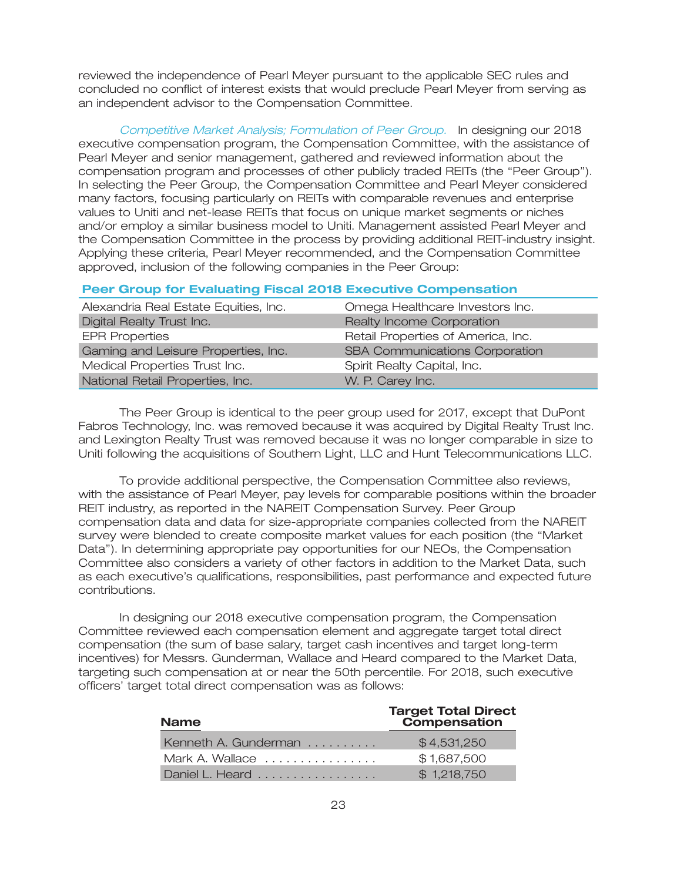reviewed the independence of Pearl Meyer pursuant to the applicable SEC rules and concluded no conflict of interest exists that would preclude Pearl Meyer from serving as an independent advisor to the Compensation Committee.

*Competitive Market Analysis; Formulation of Peer Group.* In designing our 2018 executive compensation program, the Compensation Committee, with the assistance of Pearl Meyer and senior management, gathered and reviewed information about the compensation program and processes of other publicly traded REITs (the "Peer Group"). In selecting the Peer Group, the Compensation Committee and Pearl Meyer considered many factors, focusing particularly on REITs with comparable revenues and enterprise values to Uniti and net-lease REITs that focus on unique market segments or niches and/or employ a similar business model to Uniti. Management assisted Pearl Meyer and the Compensation Committee in the process by providing additional REIT-industry insight. Applying these criteria, Pearl Meyer recommended, and the Compensation Committee approved, inclusion of the following companies in the Peer Group:

**Peer Group for Evaluating Fiscal 2018 Executive Compensation**

| | |
|---|---|
| Alexandria Real Estate Equities, Inc. | Omega Healthcare Investors Inc. |
| Digital Realty Trust Inc. | Realty Income Corporation |
| EPR Properties | Retail Properties of America, Inc. |
| Gaming and Leisure Properties, Inc. | SBA Communications Corporation |
| Medical Properties Trust Inc. | Spirit Realty Capital, Inc. |
| National Retail Properties, Inc. | W. P. Carey Inc. |

The Peer Group is identical to the peer group used for 2017, except that DuPont Fabros Technology, Inc. was removed because it was acquired by Digital Realty Trust Inc. and Lexington Realty Trust was removed because it was no longer comparable in size to Uniti following the acquisitions of Southern Light, LLC and Hunt Telecommunications LLC.

To provide additional perspective, the Compensation Committee also reviews, with the assistance of Pearl Meyer, pay levels for comparable positions within the broader REIT industry, as reported in the NAREIT Compensation Survey. Peer Group compensation data and data for size-appropriate companies collected from the NAREIT survey were blended to create composite market values for each position (the "Market Data"). In determining appropriate pay opportunities for our NEOs, the Compensation Committee also considers a variety of other factors in addition to the Market Data, such as each executive's qualifications, responsibilities, past performance and expected future contributions.

In designing our 2018 executive compensation program, the Compensation Committee reviewed each compensation element and aggregate target total direct compensation (the sum of base salary, target cash incentives and target long-term incentives) for Messrs. Gunderman, Wallace and Heard compared to the Market Data, targeting such compensation at or near the 50th percentile. For 2018, such executive officers' target total direct compensation was as follows:

| Name | Target Total Direct Compensation |
|---|---|
| Kenneth A. Gunderman | $4,531,250 |
| Mark A. Wallace | $1,687,500 |
| Daniel L. Heard | $1,218,750 |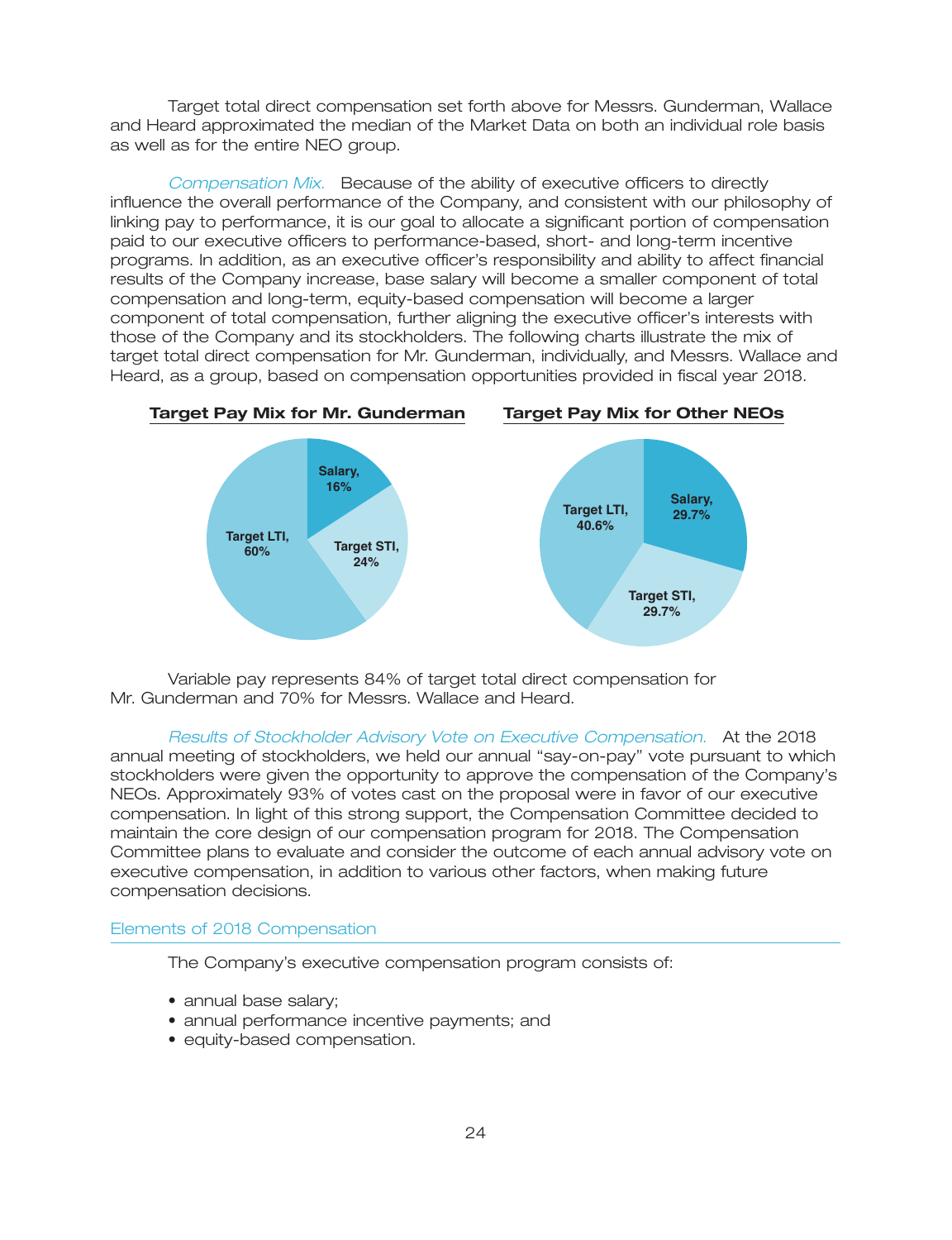Target total direct compensation set forth above for Messrs. Gunderman, Wallace and Heard approximated the median of the Market Data on both an individual role basis as well as for the entire NEO group.

*Compensation Mix.* Because of the ability of executive officers to directly influence the overall performance of the Company, and consistent with our philosophy of linking pay to performance, it is our goal to allocate a significant portion of compensation paid to our executive officers to performance-based, short- and long-term incentive programs. In addition, as an executive officer's responsibility and ability to affect financial results of the Company increase, base salary will become a smaller component of total compensation and long-term, equity-based compensation will become a larger component of total compensation, further aligning the executive officer's interests with those of the Company and its stockholders. The following charts illustrate the mix of target total direct compensation for Mr. Gunderman, individually, and Messrs. Wallace and Heard, as a group, based on compensation opportunities provided in fiscal year 2018.

**Target Pay Mix for Mr. Gunderman**

Salary, 16%
Target STI, 24%
Target LTI, 60%

**Target Pay Mix for Other NEOs**

Salary, 29.7%
Target STI, 29.7%
Target LTI, 40.6%

Variable pay represents 84% of target total direct compensation for Mr. Gunderman and 70% for Messrs. Wallace and Heard.

*Results of Stockholder Advisory Vote on Executive Compensation.* At the 2018 annual meeting of stockholders, we held our annual "say-on-pay" vote pursuant to which stockholders were given the opportunity to approve the compensation of the Company's NEOs. Approximately 93% of votes cast on the proposal were in favor of our executive compensation. In light of this strong support, the Compensation Committee decided to maintain the core design of our compensation program for 2018. The Compensation Committee plans to evaluate and consider the outcome of each annual advisory vote on executive compensation, in addition to various other factors, when making future compensation decisions.

## Elements of 2018 Compensation

The Company's executive compensation program consists of:

- annual base salary;
- annual performance incentive payments; and
- equity-based compensation.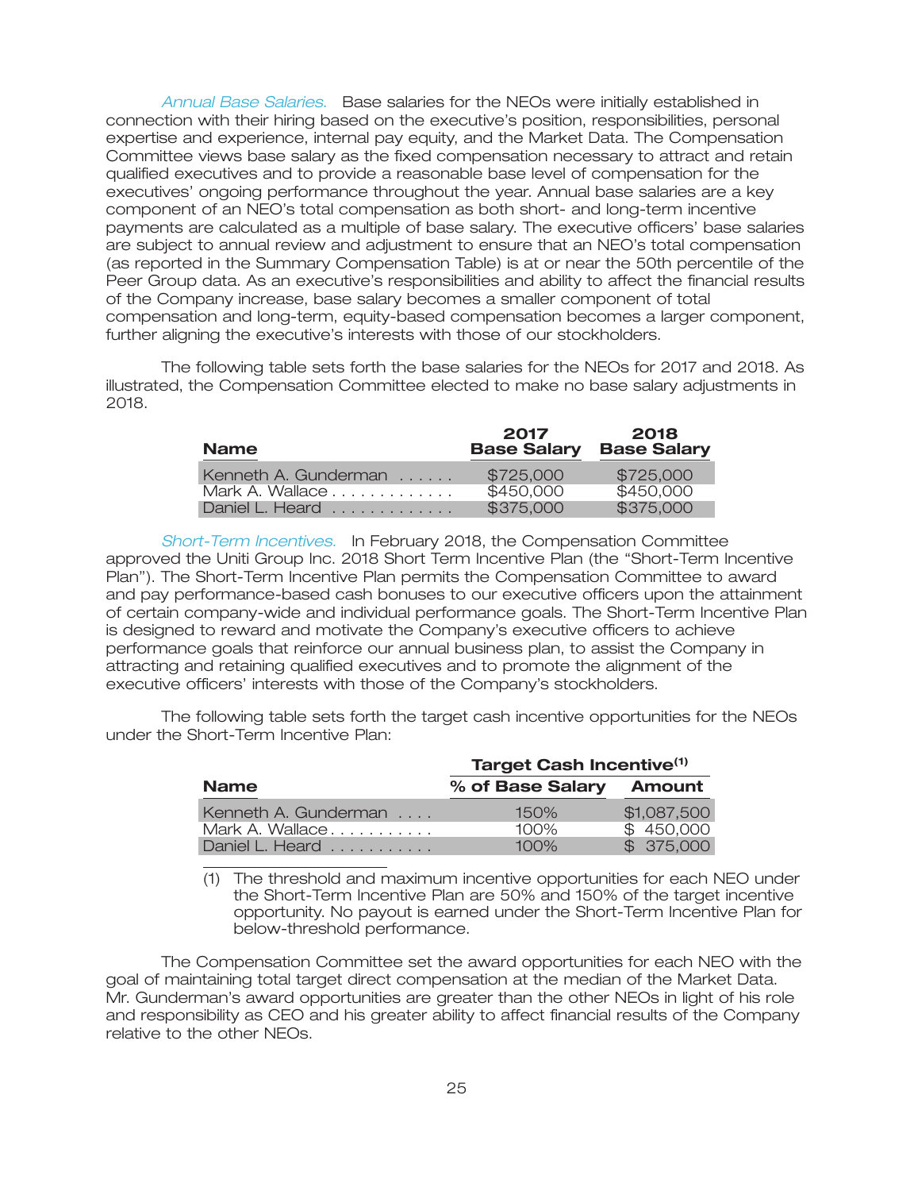*Annual Base Salaries.* Base salaries for the NEOs were initially established in connection with their hiring based on the executive's position, responsibilities, personal expertise and experience, internal pay equity, and the Market Data. The Compensation Committee views base salary as the fixed compensation necessary to attract and retain qualified executives and to provide a reasonable base level of compensation for the executives' ongoing performance throughout the year. Annual base salaries are a key component of an NEO's total compensation as both short- and long-term incentive payments are calculated as a multiple of base salary. The executive officers' base salaries are subject to annual review and adjustment to ensure that an NEO's total compensation (as reported in the Summary Compensation Table) is at or near the 50th percentile of the Peer Group data. As an executive's responsibilities and ability to affect the financial results of the Company increase, base salary becomes a smaller component of total compensation and long-term, equity-based compensation becomes a larger component, further aligning the executive's interests with those of our stockholders.

The following table sets forth the base salaries for the NEOs for 2017 and 2018. As illustrated, the Compensation Committee elected to make no base salary adjustments in 2018.

| Name | 2017 Base Salary | 2018 Base Salary |
|---|---|---|
| Kenneth A. Gunderman | $725,000 | $725,000 |
| Mark A. Wallace | $450,000 | $450,000 |
| Daniel L. Heard | $375,000 | $375,000 |

*Short-Term Incentives.* In February 2018, the Compensation Committee approved the Uniti Group Inc. 2018 Short Term Incentive Plan (the "Short-Term Incentive Plan"). The Short-Term Incentive Plan permits the Compensation Committee to award and pay performance-based cash bonuses to our executive officers upon the attainment of certain company-wide and individual performance goals. The Short-Term Incentive Plan is designed to reward and motivate the Company's executive officers to achieve performance goals that reinforce our annual business plan, to assist the Company in attracting and retaining qualified executives and to promote the alignment of the executive officers' interests with those of the Company's stockholders.

The following table sets forth the target cash incentive opportunities for the NEOs under the Short-Term Incentive Plan:

| | Target Cash Incentive[(1)] | |
|---|---|---|
| Name | % of Base Salary | Amount |
| Kenneth A. Gunderman | 150% | $1,087,500 |
| Mark A. Wallace | 100% | $ 450,000 |
| Daniel L. Heard | 100% | $ 375,000 |

(1) The threshold and maximum incentive opportunities for each NEO under the Short-Term Incentive Plan are 50% and 150% of the target incentive opportunity. No payout is earned under the Short-Term Incentive Plan for below-threshold performance.

The Compensation Committee set the award opportunities for each NEO with the goal of maintaining total target direct compensation at the median of the Market Data. Mr. Gunderman's award opportunities are greater than the other NEOs in light of his role and responsibility as CEO and his greater ability to affect financial results of the Company relative to the other NEOs.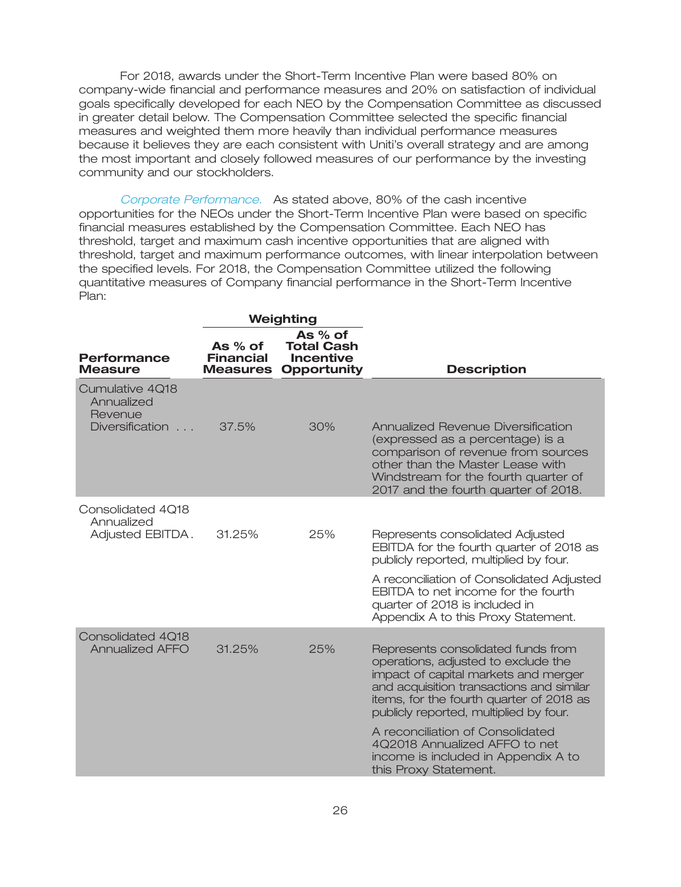For 2018, awards under the Short-Term Incentive Plan were based 80% on company-wide financial and performance measures and 20% on satisfaction of individual goals specifically developed for each NEO by the Compensation Committee as discussed in greater detail below. The Compensation Committee selected the specific financial measures and weighted them more heavily than individual performance measures because it believes they are each consistent with Uniti's overall strategy and are among the most important and closely followed measures of our performance by the investing community and our stockholders.

*Corporate Performance.* As stated above, 80% of the cash incentive opportunities for the NEOs under the Short-Term Incentive Plan were based on specific financial measures established by the Compensation Committee. Each NEO has threshold, target and maximum cash incentive opportunities that are aligned with threshold, target and maximum performance outcomes, with linear interpolation between the specified levels. For 2018, the Compensation Committee utilized the following quantitative measures of Company financial performance in the Short-Term Incentive Plan:

| | Weighting | | |
|---|---|---|---|
| **Performance Measure** | **As % of Financial Measures** | **As % of Total Cash Incentive Opportunity** | **Description** |
| Cumulative 4Q18 Annualized Revenue Diversification | 37.5% | 30% | Annualized Revenue Diversification (expressed as a percentage) is a comparison of revenue from sources other than the Master Lease with Windstream for the fourth quarter of 2017 and the fourth quarter of 2018. |
| Consolidated 4Q18 Annualized Adjusted EBITDA | 31.25% | 25% | Represents consolidated Adjusted EBITDA for the fourth quarter of 2018 as publicly reported, multiplied by four. A reconciliation of Consolidated Adjusted EBITDA to net income for the fourth quarter of 2018 is included in Appendix A to this Proxy Statement. |
| Consolidated 4Q18 Annualized AFFO | 31.25% | 25% | Represents consolidated funds from operations, adjusted to exclude the impact of capital markets and merger and acquisition transactions and similar items, for the fourth quarter of 2018 as publicly reported, multiplied by four. A reconciliation of Consolidated 4Q2018 Annualized AFFO to net income is included in Appendix A to this Proxy Statement. |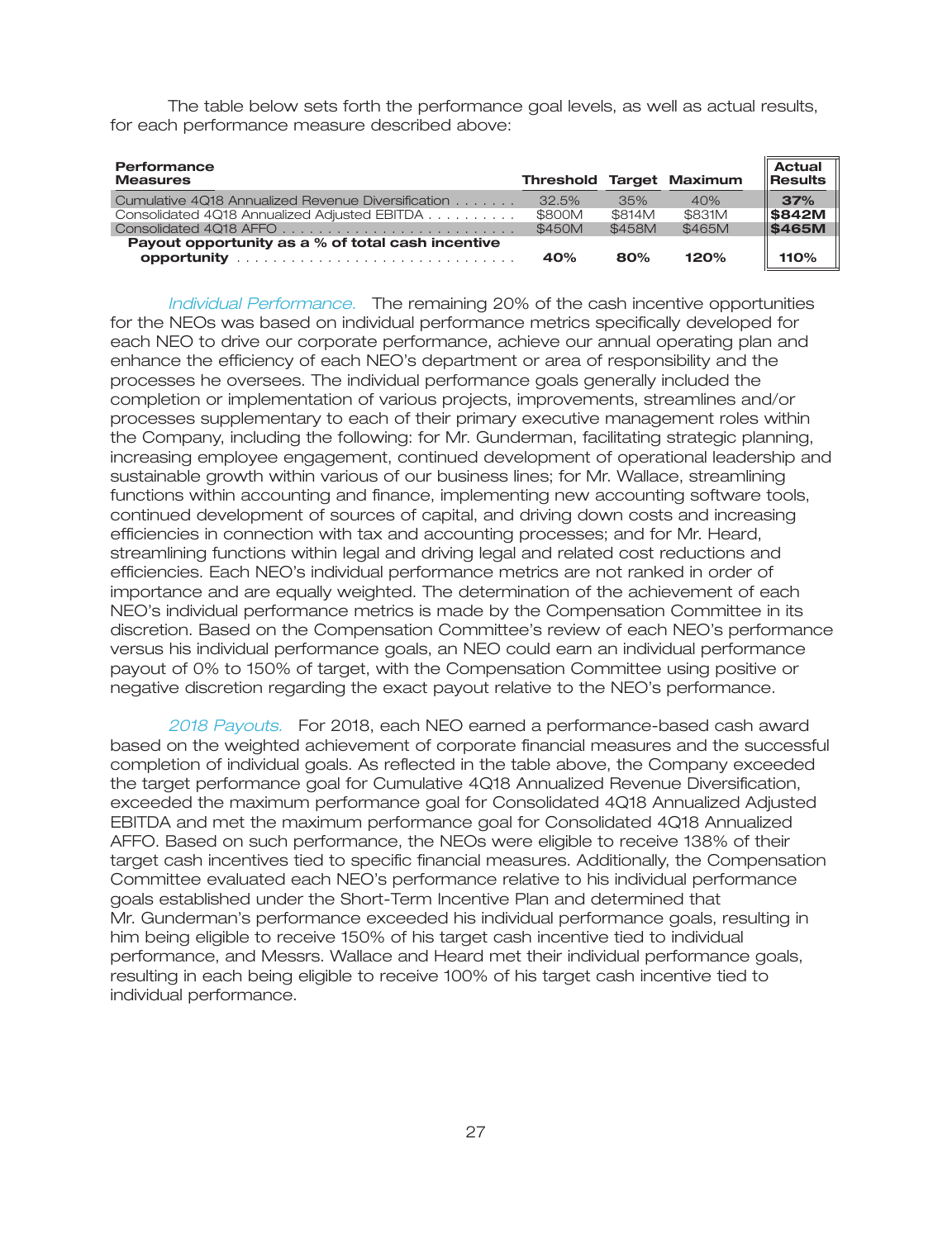The table below sets forth the performance goal levels, as well as actual results, for each performance measure described above:

| Performance Measures | Threshold | Target | Maximum | Actual Results |
| --- | --- | --- | --- | --- |
| Cumulative 4Q18 Annualized Revenue Diversification | 32.5% | 35% | 40% | **37%** |
| Consolidated 4Q18 Annualized Adjusted EBITDA | $800M | $814M | $831M | **$842M** |
| Consolidated 4Q18 AFFO | $450M | $458M | $465M | **$465M** |
| **Payout opportunity as a % of total cash incentive opportunity** | **40%** | **80%** | **120%** | **110%** |

*Individual Performance.* The remaining 20% of the cash incentive opportunities for the NEOs was based on individual performance metrics specifically developed for each NEO to drive our corporate performance, achieve our annual operating plan and enhance the efficiency of each NEO's department or area of responsibility and the processes he oversees. The individual performance goals generally included the completion or implementation of various projects, improvements, streamlines and/or processes supplementary to each of their primary executive management roles within the Company, including the following: for Mr. Gunderman, facilitating strategic planning, increasing employee engagement, continued development of operational leadership and sustainable growth within various of our business lines; for Mr. Wallace, streamlining functions within accounting and finance, implementing new accounting software tools, continued development of sources of capital, and driving down costs and increasing efficiencies in connection with tax and accounting processes; and for Mr. Heard, streamlining functions within legal and driving legal and related cost reductions and efficiencies. Each NEO's individual performance metrics are not ranked in order of importance and are equally weighted. The determination of the achievement of each NEO's individual performance metrics is made by the Compensation Committee in its discretion. Based on the Compensation Committee's review of each NEO's performance versus his individual performance goals, an NEO could earn an individual performance payout of 0% to 150% of target, with the Compensation Committee using positive or negative discretion regarding the exact payout relative to the NEO's performance.

*2018 Payouts.* For 2018, each NEO earned a performance-based cash award based on the weighted achievement of corporate financial measures and the successful completion of individual goals. As reflected in the table above, the Company exceeded the target performance goal for Cumulative 4Q18 Annualized Revenue Diversification, exceeded the maximum performance goal for Consolidated 4Q18 Annualized Adjusted EBITDA and met the maximum performance goal for Consolidated 4Q18 Annualized AFFO. Based on such performance, the NEOs were eligible to receive 138% of their target cash incentives tied to specific financial measures. Additionally, the Compensation Committee evaluated each NEO's performance relative to his individual performance goals established under the Short-Term Incentive Plan and determined that Mr. Gunderman's performance exceeded his individual performance goals, resulting in him being eligible to receive 150% of his target cash incentive tied to individual performance, and Messrs. Wallace and Heard met their individual performance goals, resulting in each being eligible to receive 100% of his target cash incentive tied to individual performance.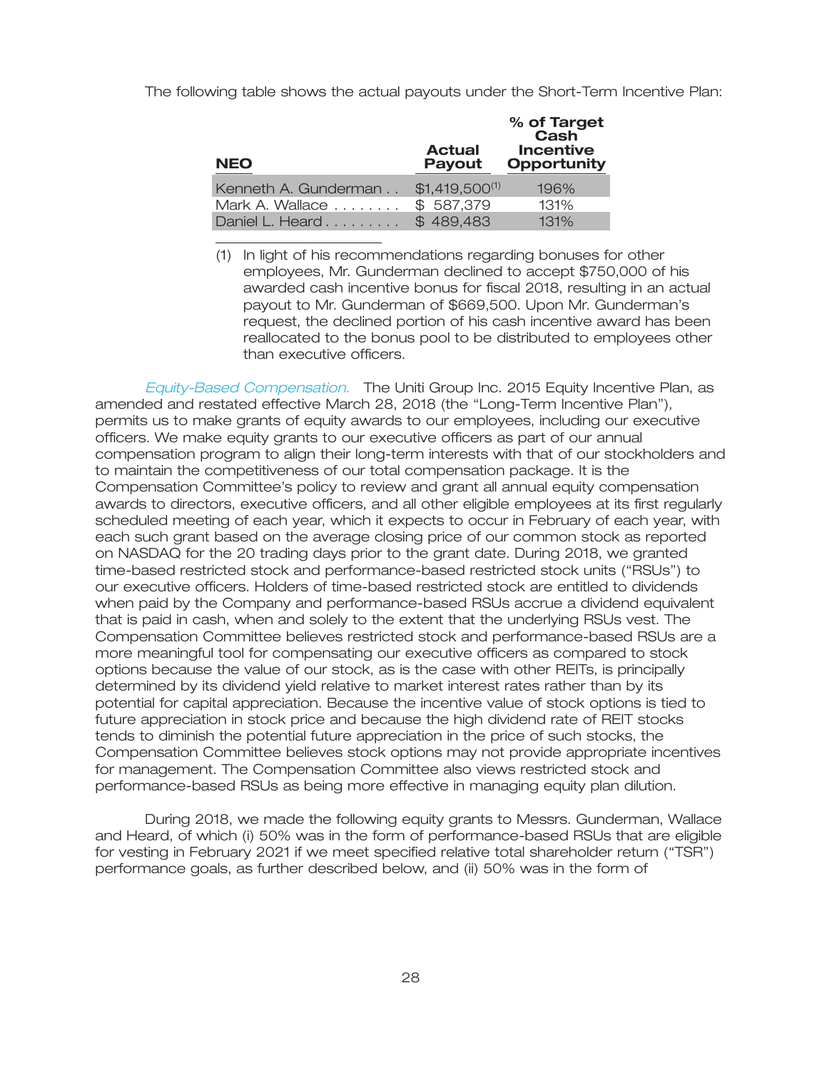The following table shows the actual payouts under the Short-Term Incentive Plan:

| NEO | Actual Payout | % of Target Cash Incentive Opportunity |
|---|---|---|
| Kenneth A. Gunderman | $1,419,500[(1)] | 196% |
| Mark A. Wallace | $ 587,379 | 131% |
| Daniel L. Heard | $ 489,483 | 131% |

(1) In light of his recommendations regarding bonuses for other employees, Mr. Gunderman declined to accept $750,000 of his awarded cash incentive bonus for fiscal 2018, resulting in an actual payout to Mr. Gunderman of $669,500. Upon Mr. Gunderman's request, the declined portion of his cash incentive award has been reallocated to the bonus pool to be distributed to employees other than executive officers.

*Equity-Based Compensation.* The Uniti Group Inc. 2015 Equity Incentive Plan, as amended and restated effective March 28, 2018 (the "Long-Term Incentive Plan"), permits us to make grants of equity awards to our employees, including our executive officers. We make equity grants to our executive officers as part of our annual compensation program to align their long-term interests with that of our stockholders and to maintain the competitiveness of our total compensation package. It is the Compensation Committee's policy to review and grant all annual equity compensation awards to directors, executive officers, and all other eligible employees at its first regularly scheduled meeting of each year, which it expects to occur in February of each year, with each such grant based on the average closing price of our common stock as reported on NASDAQ for the 20 trading days prior to the grant date. During 2018, we granted time-based restricted stock and performance-based restricted stock units ("RSUs") to our executive officers. Holders of time-based restricted stock are entitled to dividends when paid by the Company and performance-based RSUs accrue a dividend equivalent that is paid in cash, when and solely to the extent that the underlying RSUs vest. The Compensation Committee believes restricted stock and performance-based RSUs are a more meaningful tool for compensating our executive officers as compared to stock options because the value of our stock, as is the case with other REITs, is principally determined by its dividend yield relative to market interest rates rather than by its potential for capital appreciation. Because the incentive value of stock options is tied to future appreciation in stock price and because the high dividend rate of REIT stocks tends to diminish the potential future appreciation in the price of such stocks, the Compensation Committee believes stock options may not provide appropriate incentives for management. The Compensation Committee also views restricted stock and performance-based RSUs as being more effective in managing equity plan dilution.

During 2018, we made the following equity grants to Messrs. Gunderman, Wallace and Heard, of which (i) 50% was in the form of performance-based RSUs that are eligible for vesting in February 2021 if we meet specified relative total shareholder return ("TSR") performance goals, as further described below, and (ii) 50% was in the form of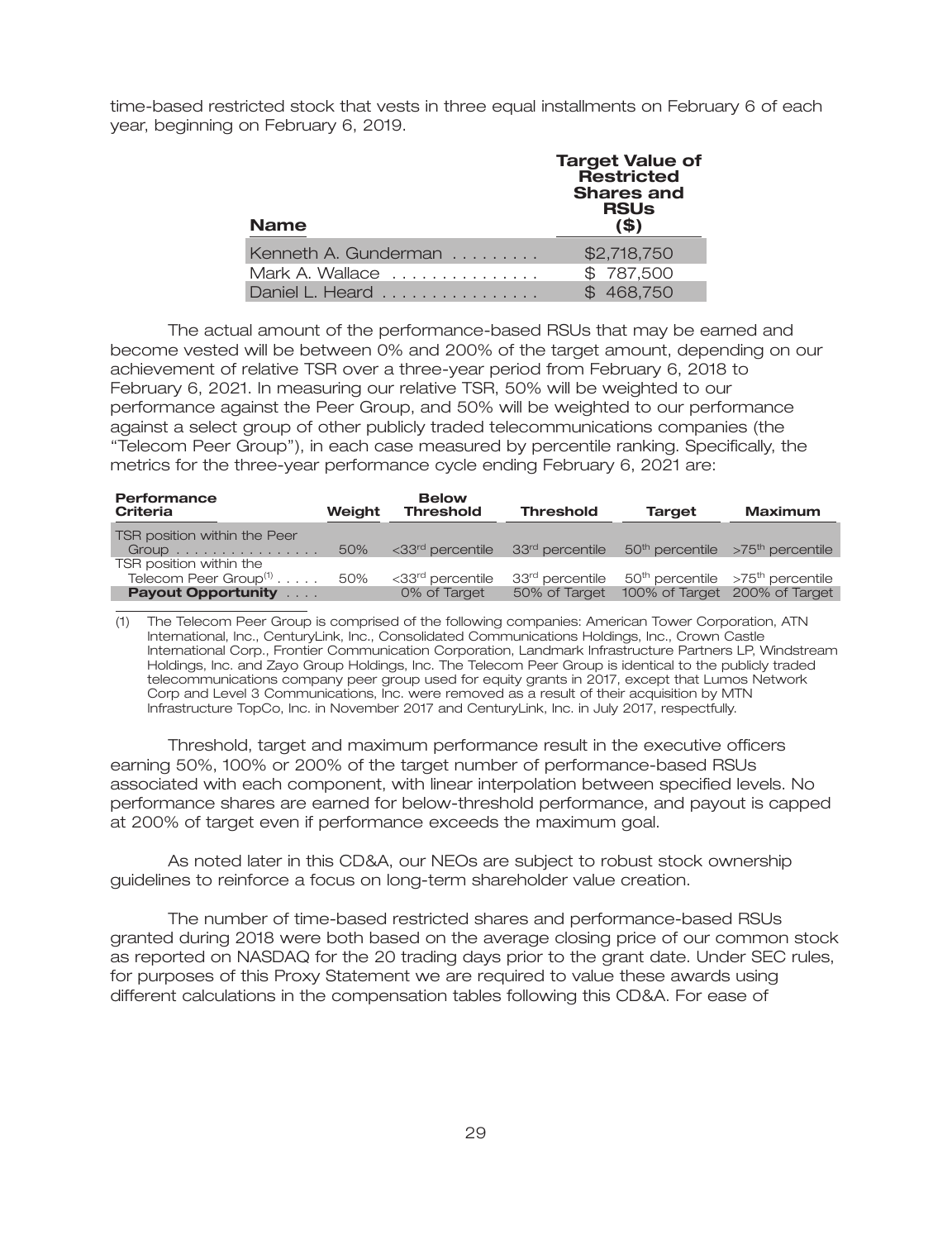time-based restricted stock that vests in three equal installments on February 6 of each year, beginning on February 6, 2019.

| Name | Target Value of Restricted Shares and RSUs ($) |
|---|---|
| Kenneth A. Gunderman | $2,718,750 |
| Mark A. Wallace | $ 787,500 |
| Daniel L. Heard | $ 468,750 |

The actual amount of the performance-based RSUs that may be earned and become vested will be between 0% and 200% of the target amount, depending on our achievement of relative TSR over a three-year period from February 6, 2018 to February 6, 2021. In measuring our relative TSR, 50% will be weighted to our performance against the Peer Group, and 50% will be weighted to our performance against a select group of other publicly traded telecommunications companies (the "Telecom Peer Group"), in each case measured by percentile ranking. Specifically, the metrics for the three-year performance cycle ending February 6, 2021 are:

| Performance Criteria | Weight | Below Threshold | Threshold | Target | Maximum |
|---|---|---|---|---|---|
| TSR position within the Peer Group | 50% | <33rd percentile | 33rd percentile | 50th percentile | >75th percentile |
| TSR position within the Telecom Peer Group[(1)] | 50% | <33rd percentile | 33rd percentile | 50th percentile | >75th percentile |
| **Payout Opportunity** | | 0% of Target | 50% of Target | 100% of Target | 200% of Target |

(1) The Telecom Peer Group is comprised of the following companies: American Tower Corporation, ATN International, Inc., CenturyLink, Inc., Consolidated Communications Holdings, Inc., Crown Castle International Corp., Frontier Communication Corporation, Landmark Infrastructure Partners LP, Windstream Holdings, Inc. and Zayo Group Holdings, Inc. The Telecom Peer Group is identical to the publicly traded telecommunications company peer group used for equity grants in 2017, except that Lumos Network Corp and Level 3 Communications, Inc. were removed as a result of their acquisition by MTN Infrastructure TopCo, Inc. in November 2017 and CenturyLink, Inc. in July 2017, respectfully.

Threshold, target and maximum performance result in the executive officers earning 50%, 100% or 200% of the target number of performance-based RSUs associated with each component, with linear interpolation between specified levels. No performance shares are earned for below-threshold performance, and payout is capped at 200% of target even if performance exceeds the maximum goal.

As noted later in this CD&A, our NEOs are subject to robust stock ownership guidelines to reinforce a focus on long-term shareholder value creation.

The number of time-based restricted shares and performance-based RSUs granted during 2018 were both based on the average closing price of our common stock as reported on NASDAQ for the 20 trading days prior to the grant date. Under SEC rules, for purposes of this Proxy Statement we are required to value these awards using different calculations in the compensation tables following this CD&A. For ease of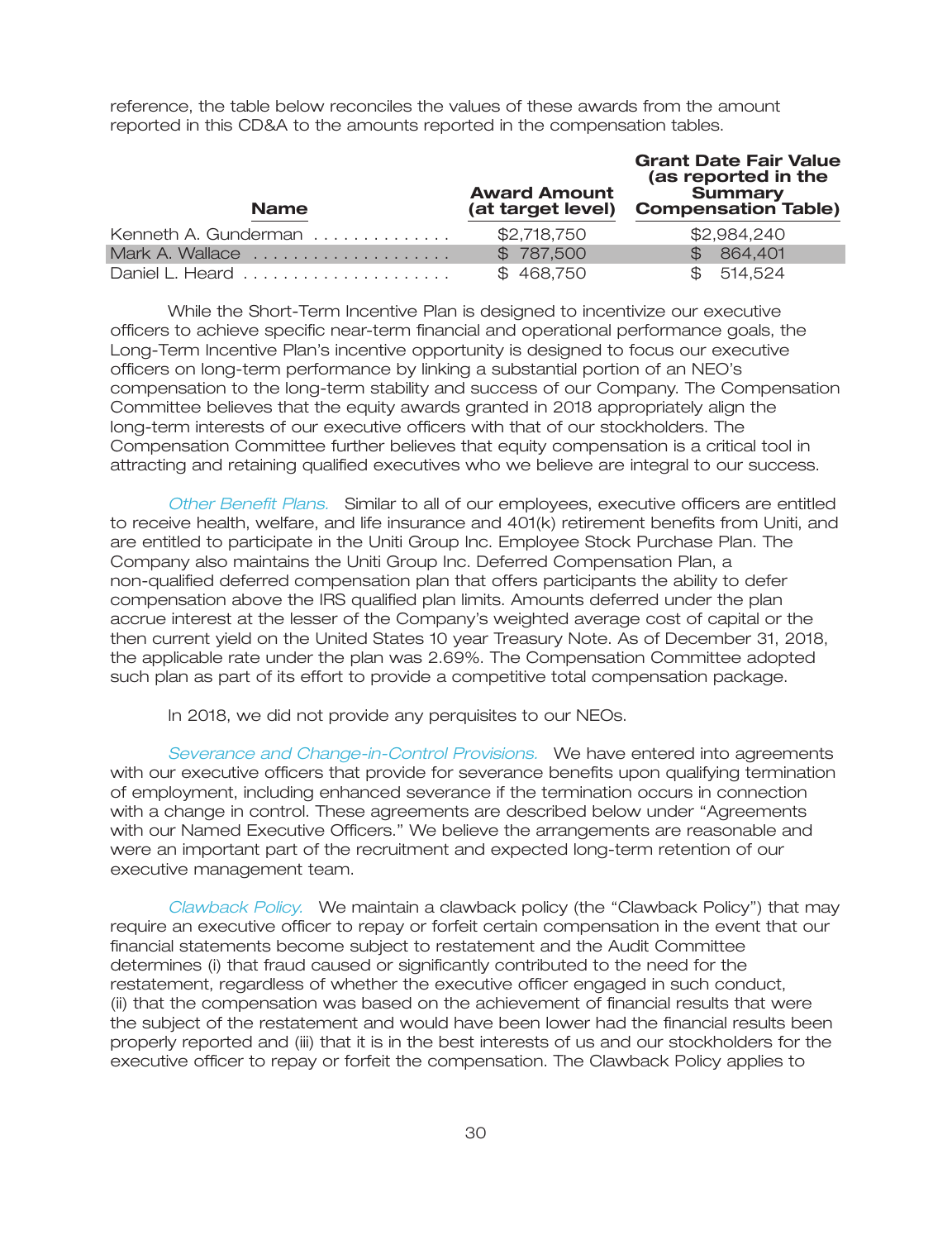reference, the table below reconciles the values of these awards from the amount reported in this CD&A to the amounts reported in the compensation tables.

| Name | Award Amount (at target level) | Grant Date Fair Value (as reported in the Summary Compensation Table) |
|---|---|---|
| Kenneth A. Gunderman | $2,718,750 | $2,984,240 |
| Mark A. Wallace | $ 787,500 | $ 864,401 |
| Daniel L. Heard | $ 468,750 | $ 514,524 |

While the Short-Term Incentive Plan is designed to incentivize our executive officers to achieve specific near-term financial and operational performance goals, the Long-Term Incentive Plan's incentive opportunity is designed to focus our executive officers on long-term performance by linking a substantial portion of an NEO's compensation to the long-term stability and success of our Company. The Compensation Committee believes that the equity awards granted in 2018 appropriately align the long-term interests of our executive officers with that of our stockholders. The Compensation Committee further believes that equity compensation is a critical tool in attracting and retaining qualified executives who we believe are integral to our success.

*Other Benefit Plans.* Similar to all of our employees, executive officers are entitled to receive health, welfare, and life insurance and 401(k) retirement benefits from Uniti, and are entitled to participate in the Uniti Group Inc. Employee Stock Purchase Plan. The Company also maintains the Uniti Group Inc. Deferred Compensation Plan, a non-qualified deferred compensation plan that offers participants the ability to defer compensation above the IRS qualified plan limits. Amounts deferred under the plan accrue interest at the lesser of the Company's weighted average cost of capital or the then current yield on the United States 10 year Treasury Note. As of December 31, 2018, the applicable rate under the plan was 2.69%. The Compensation Committee adopted such plan as part of its effort to provide a competitive total compensation package.

In 2018, we did not provide any perquisites to our NEOs.

*Severance and Change-in-Control Provisions.* We have entered into agreements with our executive officers that provide for severance benefits upon qualifying termination of employment, including enhanced severance if the termination occurs in connection with a change in control. These agreements are described below under "Agreements with our Named Executive Officers." We believe the arrangements are reasonable and were an important part of the recruitment and expected long-term retention of our executive management team.

*Clawback Policy.* We maintain a clawback policy (the "Clawback Policy") that may require an executive officer to repay or forfeit certain compensation in the event that our financial statements become subject to restatement and the Audit Committee determines (i) that fraud caused or significantly contributed to the need for the restatement, regardless of whether the executive officer engaged in such conduct, (ii) that the compensation was based on the achievement of financial results that were the subject of the restatement and would have been lower had the financial results been properly reported and (iii) that it is in the best interests of us and our stockholders for the executive officer to repay or forfeit the compensation. The Clawback Policy applies to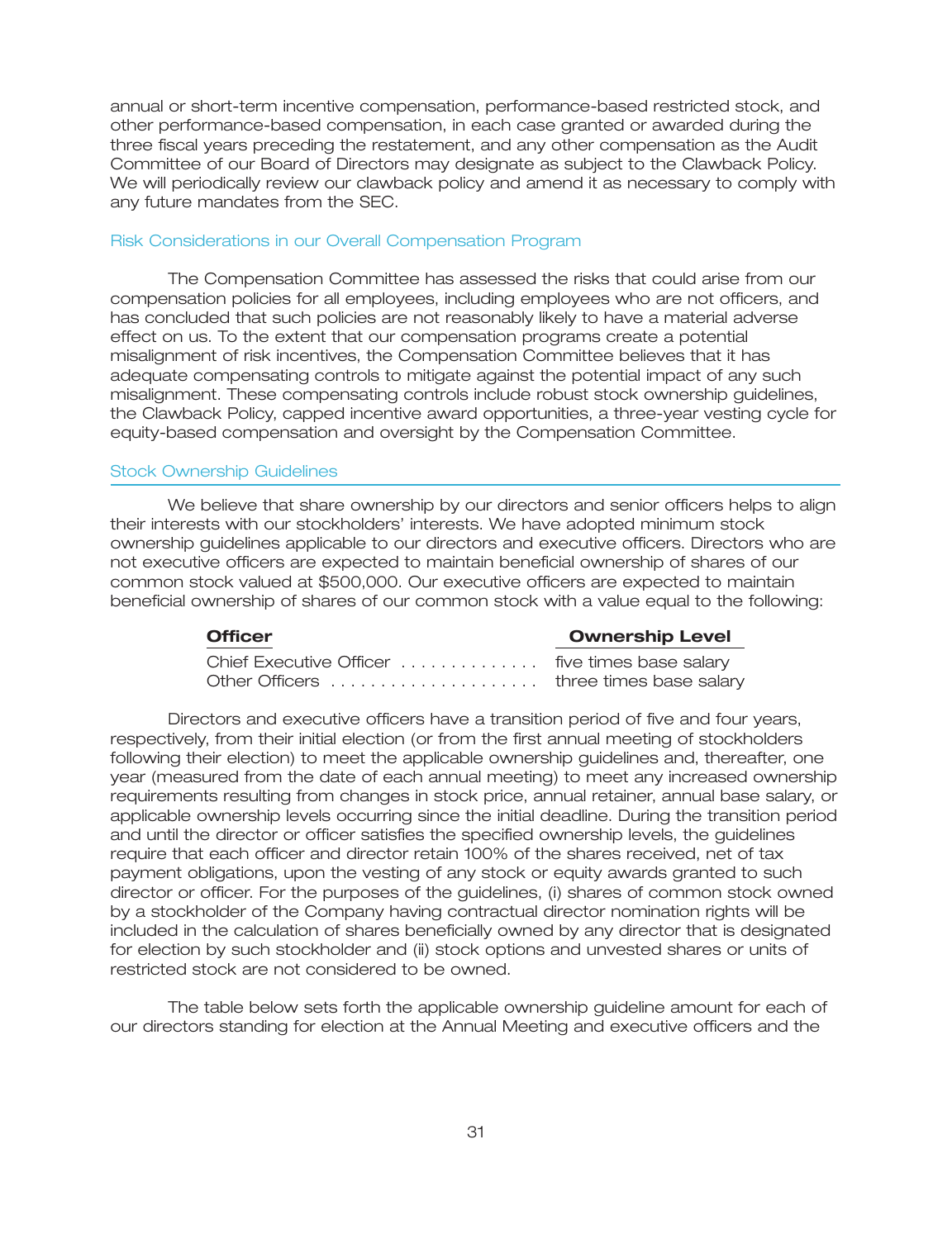annual or short-term incentive compensation, performance-based restricted stock, and other performance-based compensation, in each case granted or awarded during the three fiscal years preceding the restatement, and any other compensation as the Audit Committee of our Board of Directors may designate as subject to the Clawback Policy. We will periodically review our clawback policy and amend it as necessary to comply with any future mandates from the SEC.

### Risk Considerations in our Overall Compensation Program

The Compensation Committee has assessed the risks that could arise from our compensation policies for all employees, including employees who are not officers, and has concluded that such policies are not reasonably likely to have a material adverse effect on us. To the extent that our compensation programs create a potential misalignment of risk incentives, the Compensation Committee believes that it has adequate compensating controls to mitigate against the potential impact of any such misalignment. These compensating controls include robust stock ownership guidelines, the Clawback Policy, capped incentive award opportunities, a three-year vesting cycle for equity-based compensation and oversight by the Compensation Committee.

### Stock Ownership Guidelines

We believe that share ownership by our directors and senior officers helps to align their interests with our stockholders' interests. We have adopted minimum stock ownership guidelines applicable to our directors and executive officers. Directors who are not executive officers are expected to maintain beneficial ownership of shares of our common stock valued at $500,000. Our executive officers are expected to maintain beneficial ownership of shares of our common stock with a value equal to the following:

| **Officer** | **Ownership Level** |
|---|---|
| Chief Executive Officer | five times base salary |
| Other Officers | three times base salary |

Directors and executive officers have a transition period of five and four years, respectively, from their initial election (or from the first annual meeting of stockholders following their election) to meet the applicable ownership guidelines and, thereafter, one year (measured from the date of each annual meeting) to meet any increased ownership requirements resulting from changes in stock price, annual retainer, annual base salary, or applicable ownership levels occurring since the initial deadline. During the transition period and until the director or officer satisfies the specified ownership levels, the guidelines require that each officer and director retain 100% of the shares received, net of tax payment obligations, upon the vesting of any stock or equity awards granted to such director or officer. For the purposes of the guidelines, (i) shares of common stock owned by a stockholder of the Company having contractual director nomination rights will be included in the calculation of shares beneficially owned by any director that is designated for election by such stockholder and (ii) stock options and unvested shares or units of restricted stock are not considered to be owned.

The table below sets forth the applicable ownership guideline amount for each of our directors standing for election at the Annual Meeting and executive officers and the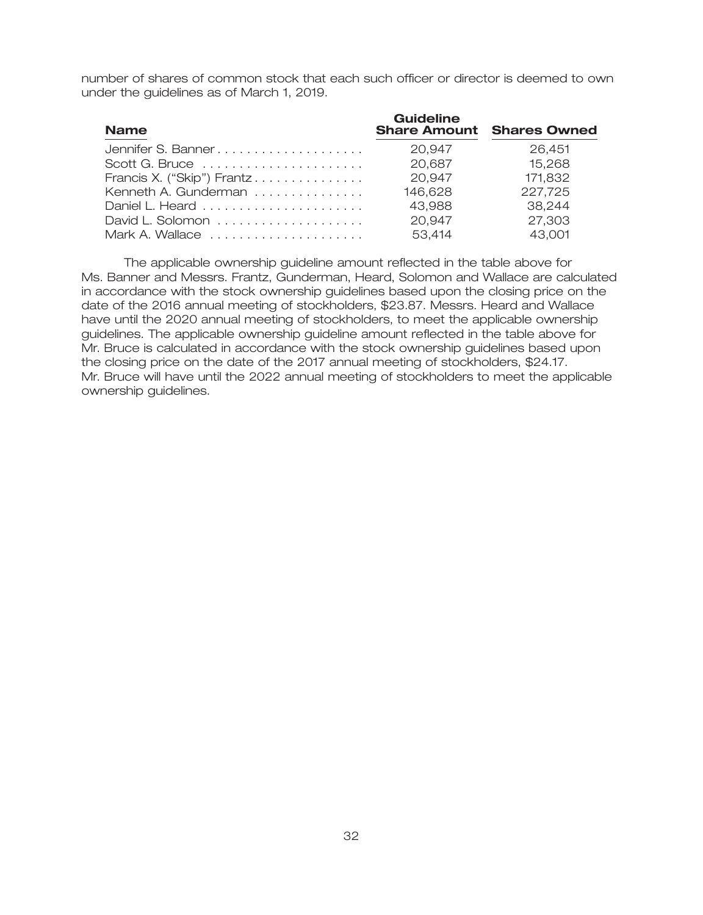number of shares of common stock that each such officer or director is deemed to own under the guidelines as of March 1, 2019.

| Name | Guideline Share Amount | Shares Owned |
|---|---|---|
| Jennifer S. Banner | 20,947 | 26,451 |
| Scott G. Bruce | 20,687 | 15,268 |
| Francis X. ("Skip") Frantz | 20,947 | 171,832 |
| Kenneth A. Gunderman | 146,628 | 227,725 |
| Daniel L. Heard | 43,988 | 38,244 |
| David L. Solomon | 20,947 | 27,303 |
| Mark A. Wallace | 53,414 | 43,001 |

The applicable ownership guideline amount reflected in the table above for Ms. Banner and Messrs. Frantz, Gunderman, Heard, Solomon and Wallace are calculated in accordance with the stock ownership guidelines based upon the closing price on the date of the 2016 annual meeting of stockholders, $23.87. Messrs. Heard and Wallace have until the 2020 annual meeting of stockholders, to meet the applicable ownership guidelines. The applicable ownership guideline amount reflected in the table above for Mr. Bruce is calculated in accordance with the stock ownership guidelines based upon the closing price on the date of the 2017 annual meeting of stockholders, $24.17. Mr. Bruce will have until the 2022 annual meeting of stockholders to meet the applicable ownership guidelines.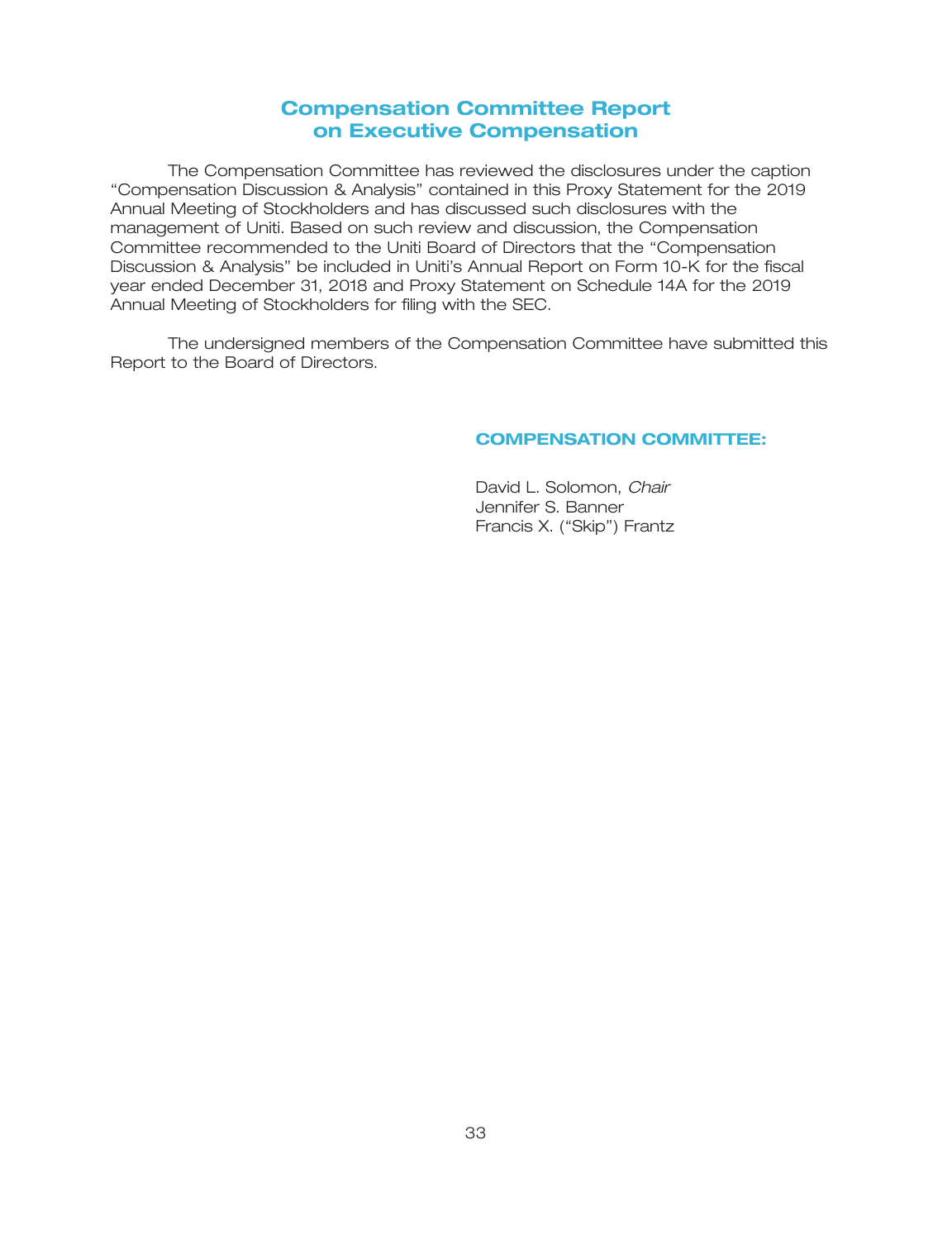# Compensation Committee Report on Executive Compensation

The Compensation Committee has reviewed the disclosures under the caption "Compensation Discussion & Analysis" contained in this Proxy Statement for the 2019 Annual Meeting of Stockholders and has discussed such disclosures with the management of Uniti. Based on such review and discussion, the Compensation Committee recommended to the Uniti Board of Directors that the "Compensation Discussion & Analysis" be included in Uniti's Annual Report on Form 10-K for the fiscal year ended December 31, 2018 and Proxy Statement on Schedule 14A for the 2019 Annual Meeting of Stockholders for filing with the SEC.

The undersigned members of the Compensation Committee have submitted this Report to the Board of Directors.

**COMPENSATION COMMITTEE:**

David L. Solomon, *Chair*
Jennifer S. Banner
Francis X. ("Skip") Frantz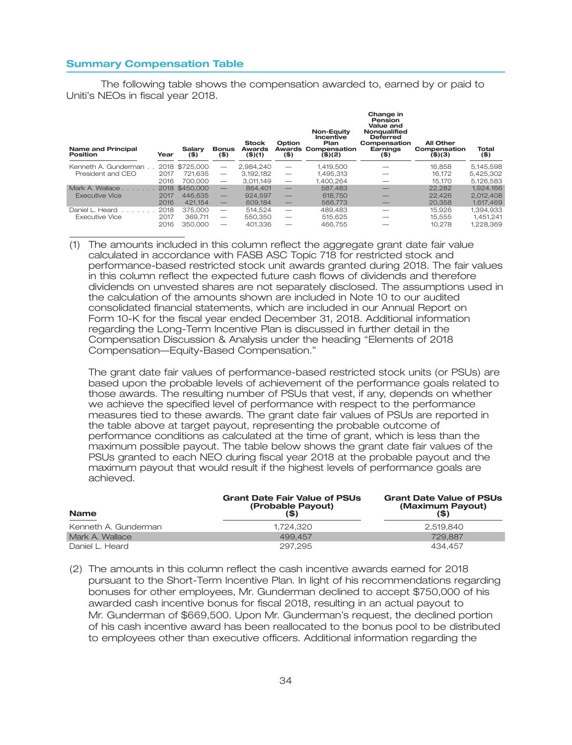## Summary Compensation Table

The following table shows the compensation awarded to, earned by or paid to Uniti's NEOs in fiscal year 2018.

| Name and Principal Position | Year | Salary ($) | Bonus ($) | Stock Awards ($)(1) | Option Awards ($) | Non-Equity Incentive Plan Compensation ($)(2) | Change in Pension Value and Nonqualified Deferred Compensation Earnings ($) | All Other Compensation ($)(3) | Total ($) |
|---|---|---|---|---|---|---|---|---|---|
| Kenneth A. Gunderman | 2018 | $725,000 | — | 2,984,240 | — | 1,419,500 | — | 16,858 | 5,145,598 |
| President and CEO | 2017 | 721,635 | — | 3,192,182 | — | 1,495,313 | — | 16,172 | 5,425,302 |
| | 2016 | 700,000 | — | 3,011,149 | — | 1,400,264 | — | 15,170 | 5,126,583 |
| Mark A. Wallace | 2018 | $450,000 | — | 864,401 | — | 587,483 | — | 22,282 | 1,924,166 |
| Executive Vice | 2017 | 446,635 | — | 924,597 | — | 618,750 | — | 22,426 | 2,012,408 |
| | 2016 | 421,154 | — | 609,184 | — | 566,773 | — | 20,358 | 1,617,469 |
| Daniel L. Heard | 2018 | 375,000 | — | 514,524 | — | 489,483 | — | 15,926 | 1,394,933 |
| Executive Vice | 2017 | 369,711 | — | 550,350 | — | 515,625 | — | 15,555 | 1,451,241 |
| | 2016 | 350,000 | — | 401,336 | — | 466,755 | — | 10,278 | 1,228,369 |

(1) The amounts included in this column reflect the aggregate grant date fair value calculated in accordance with FASB ASC Topic 718 for restricted stock and performance-based restricted stock unit awards granted during 2018. The fair values in this column reflect the expected future cash flows of dividends and therefore dividends on unvested shares are not separately disclosed. The assumptions used in the calculation of the amounts shown are included in Note 10 to our audited consolidated financial statements, which are included in our Annual Report on Form 10-K for the fiscal year ended December 31, 2018. Additional information regarding the Long-Term Incentive Plan is discussed in further detail in the Compensation Discussion & Analysis under the heading "Elements of 2018 Compensation—Equity-Based Compensation."

The grant date fair values of performance-based restricted stock units (or PSUs) are based upon the probable levels of achievement of the performance goals related to those awards. The resulting number of PSUs that vest, if any, depends on whether we achieve the specified level of performance with respect to the performance measures tied to these awards. The grant date fair values of PSUs are reported in the table above at target payout, representing the probable outcome of performance conditions as calculated at the time of grant, which is less than the maximum possible payout. The table below shows the grant date fair values of the PSUs granted to each NEO during fiscal year 2018 at the probable payout and the maximum payout that would result if the highest levels of performance goals are achieved.

| Name | Grant Date Fair Value of PSUs (Probable Payout) ($) | Grant Date Value of PSUs (Maximum Payout) ($) |
|---|---|---|
| Kenneth A. Gunderman | 1,724,320 | 2,519,840 |
| Mark A. Wallace | 499,457 | 729,887 |
| Daniel L. Heard | 297,295 | 434,457 |

(2) The amounts in this column reflect the cash incentive awards earned for 2018 pursuant to the Short-Term Incentive Plan. In light of his recommendations regarding bonuses for other employees, Mr. Gunderman declined to accept $750,000 of his awarded cash incentive bonus for fiscal 2018, resulting in an actual payout to Mr. Gunderman of $669,500. Upon Mr. Gunderman's request, the declined portion of his cash incentive award has been reallocated to the bonus pool to be distributed to employees other than executive officers. Additional information regarding the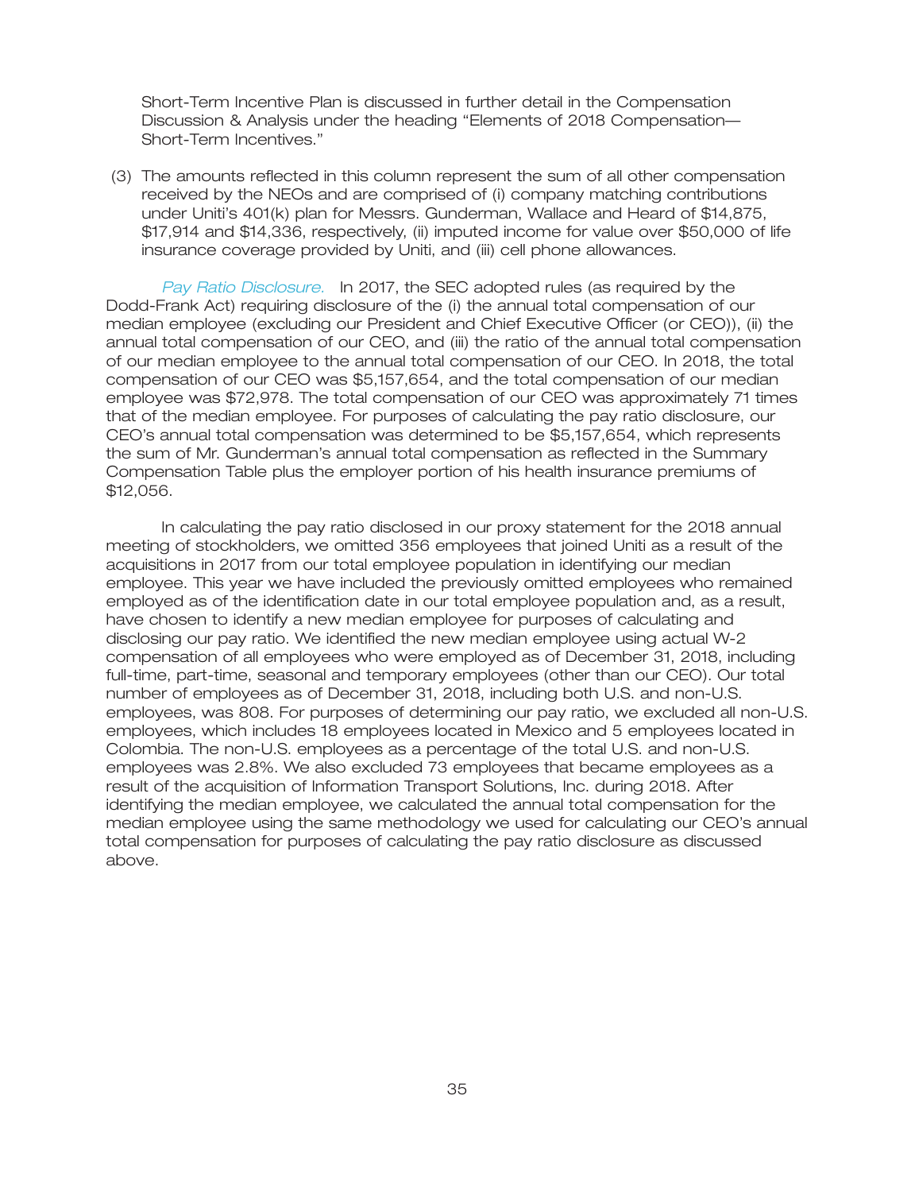Short-Term Incentive Plan is discussed in further detail in the Compensation Discussion & Analysis under the heading "Elements of 2018 Compensation—Short-Term Incentives."

(3) The amounts reflected in this column represent the sum of all other compensation received by the NEOs and are comprised of (i) company matching contributions under Uniti's 401(k) plan for Messrs. Gunderman, Wallace and Heard of $14,875, $17,914 and $14,336, respectively, (ii) imputed income for value over $50,000 of life insurance coverage provided by Uniti, and (iii) cell phone allowances.

*Pay Ratio Disclosure.* In 2017, the SEC adopted rules (as required by the Dodd-Frank Act) requiring disclosure of the (i) the annual total compensation of our median employee (excluding our President and Chief Executive Officer (or CEO)), (ii) the annual total compensation of our CEO, and (iii) the ratio of the annual total compensation of our median employee to the annual total compensation of our CEO. In 2018, the total compensation of our CEO was $5,157,654, and the total compensation of our median employee was $72,978. The total compensation of our CEO was approximately 71 times that of the median employee. For purposes of calculating the pay ratio disclosure, our CEO's annual total compensation was determined to be $5,157,654, which represents the sum of Mr. Gunderman's annual total compensation as reflected in the Summary Compensation Table plus the employer portion of his health insurance premiums of $12,056.

In calculating the pay ratio disclosed in our proxy statement for the 2018 annual meeting of stockholders, we omitted 356 employees that joined Uniti as a result of the acquisitions in 2017 from our total employee population in identifying our median employee. This year we have included the previously omitted employees who remained employed as of the identification date in our total employee population and, as a result, have chosen to identify a new median employee for purposes of calculating and disclosing our pay ratio. We identified the new median employee using actual W-2 compensation of all employees who were employed as of December 31, 2018, including full-time, part-time, seasonal and temporary employees (other than our CEO). Our total number of employees as of December 31, 2018, including both U.S. and non-U.S. employees, was 808. For purposes of determining our pay ratio, we excluded all non-U.S. employees, which includes 18 employees located in Mexico and 5 employees located in Colombia. The non-U.S. employees as a percentage of the total U.S. and non-U.S. employees was 2.8%. We also excluded 73 employees that became employees as a result of the acquisition of Information Transport Solutions, Inc. during 2018. After identifying the median employee, we calculated the annual total compensation for the median employee using the same methodology we used for calculating our CEO's annual total compensation for purposes of calculating the pay ratio disclosure as discussed above.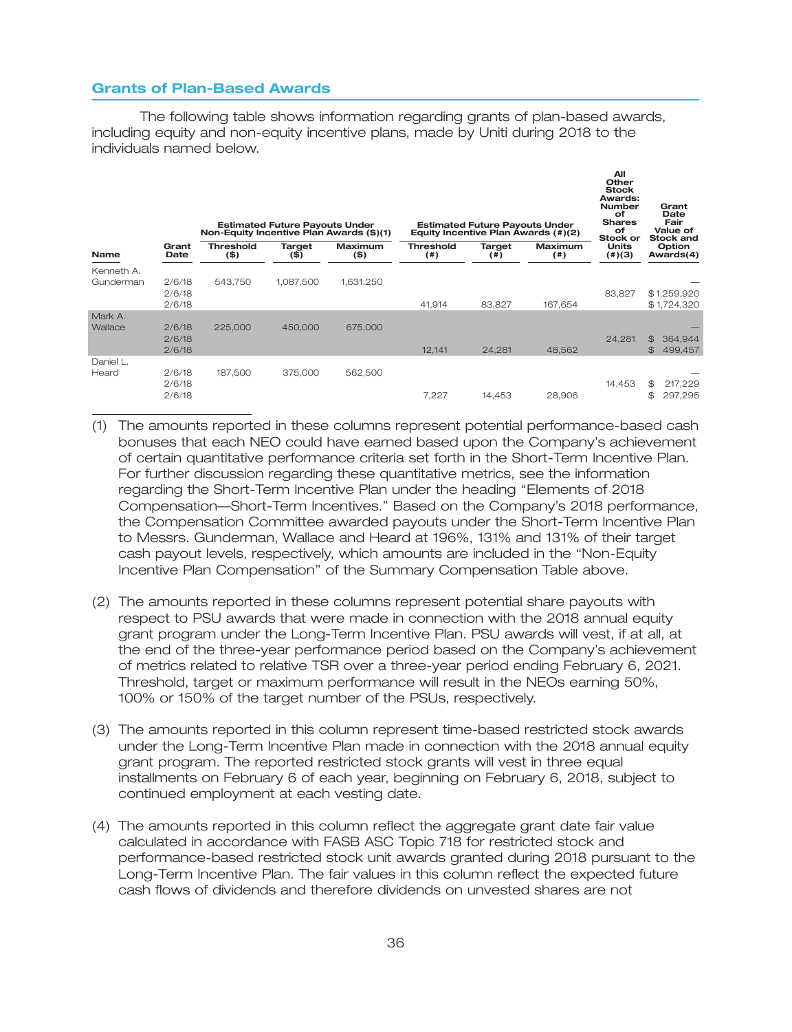## Grants of Plan-Based Awards

The following table shows information regarding grants of plan-based awards, including equity and non-equity incentive plans, made by Uniti during 2018 to the individuals named below.

| Name | Grant Date | Estimated Future Payouts Under Non-Equity Incentive Plan Awards ($)(1) | | | Estimated Future Payouts Under Equity Incentive Plan Awards (#)(2) | | | All Other Stock Awards: Number of Shares of Stock or Units (#)(3) | Grant Date Fair Value of Stock and Option Awards(4) |
|---|---|---|---|---|---|---|---|---|---|
| | | Threshold ($) | Target ($) | Maximum ($) | Threshold (#) | Target (#) | Maximum (#) | | |
| Kenneth A. Gunderman | 2/6/18 | 543,750 | 1,087,500 | 1,631,250 | | | | | — |
| | 2/6/18 | | | | | | | 83,827 | $1,259,920 |
| | 2/6/18 | | | | 41,914 | 83,827 | 167,654 | | $1,724,320 |
| Mark A. Wallace | 2/6/18 | 225,000 | 450,000 | 675,000 | | | | | — |
| | 2/6/18 | | | | | | | 24,281 | $ 364,944 |
| | 2/6/18 | | | | 12,141 | 24,281 | 48,562 | | $ 499,457 |
| Daniel L. Heard | 2/6/18 | 187,500 | 375,000 | 562,500 | | | | | — |
| | 2/6/18 | | | | | | | 14,453 | $ 217,229 |
| | 2/6/18 | | | | 7,227 | 14,453 | 28,906 | | $ 297,295 |

(1) The amounts reported in these columns represent potential performance-based cash bonuses that each NEO could have earned based upon the Company's achievement of certain quantitative performance criteria set forth in the Short-Term Incentive Plan. For further discussion regarding these quantitative metrics, see the information regarding the Short-Term Incentive Plan under the heading "Elements of 2018 Compensation—Short-Term Incentives." Based on the Company's 2018 performance, the Compensation Committee awarded payouts under the Short-Term Incentive Plan to Messrs. Gunderman, Wallace and Heard at 196%, 131% and 131% of their target cash payout levels, respectively, which amounts are included in the "Non-Equity Incentive Plan Compensation" of the Summary Compensation Table above.

(2) The amounts reported in these columns represent potential share payouts with respect to PSU awards that were made in connection with the 2018 annual equity grant program under the Long-Term Incentive Plan. PSU awards will vest, if at all, at the end of the three-year performance period based on the Company's achievement of metrics related to relative TSR over a three-year period ending February 6, 2021. Threshold, target or maximum performance will result in the NEOs earning 50%, 100% or 150% of the target number of the PSUs, respectively.

(3) The amounts reported in this column represent time-based restricted stock awards under the Long-Term Incentive Plan made in connection with the 2018 annual equity grant program. The reported restricted stock grants will vest in three equal installments on February 6 of each year, beginning on February 6, 2018, subject to continued employment at each vesting date.

(4) The amounts reported in this column reflect the aggregate grant date fair value calculated in accordance with FASB ASC Topic 718 for restricted stock and performance-based restricted stock unit awards granted during 2018 pursuant to the Long-Term Incentive Plan. The fair values in this column reflect the expected future cash flows of dividends and therefore dividends on unvested shares are not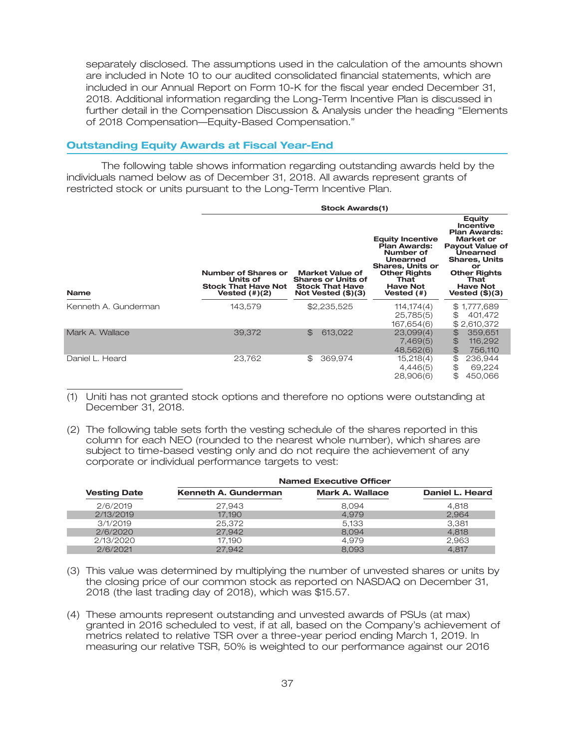separately disclosed. The assumptions used in the calculation of the amounts shown are included in Note 10 to our audited consolidated financial statements, which are included in our Annual Report on Form 10-K for the fiscal year ended December 31, 2018. Additional information regarding the Long-Term Incentive Plan is discussed in further detail in the Compensation Discussion & Analysis under the heading "Elements of 2018 Compensation—Equity-Based Compensation."

## Outstanding Equity Awards at Fiscal Year-End

The following table shows information regarding outstanding awards held by the individuals named below as of December 31, 2018. All awards represent grants of restricted stock or units pursuant to the Long-Term Incentive Plan.

| | Stock Awards(1) | | | |
|---|---|---|---|---|
| Name | Number of Shares or Units of Stock That Have Not Vested (#)(2) | Market Value of Shares or Units of Stock That Have Not Vested ($)(3) | Equity Incentive Plan Awards: Number of Unearned Shares, Units or Other Rights That Have Not Vested (#) | Equity Incentive Plan Awards: Market or Payout Value of Unearned Shares, Units or Other Rights That Have Not Vested ($)(3) |
| Kenneth A. Gunderman | 143,579 | $2,235,525 | 114,174(4)<br>25,785(5)<br>167,654(6) | $ 1,777,689<br>$ 401,472<br>$ 2,610,372 |
| Mark A. Wallace | 39,372 | $ 613,022 | 23,099(4)<br>7,469(5)<br>48,562(6) | $ 359,651<br>$ 116,292<br>$ 756,110 |
| Daniel L. Heard | 23,762 | $ 369,974 | 15,218(4)<br>4,446(5)<br>28,906(6) | $ 236,944<br>$ 69,224<br>$ 450,066 |

(1) Uniti has not granted stock options and therefore no options were outstanding at December 31, 2018.

(2) The following table sets forth the vesting schedule of the shares reported in this column for each NEO (rounded to the nearest whole number), which shares are subject to time-based vesting only and do not require the achievement of any corporate or individual performance targets to vest:

| | Named Executive Officer | | |
|---|---|---|---|
| Vesting Date | Kenneth A. Gunderman | Mark A. Wallace | Daniel L. Heard |
| 2/6/2019 | 27,943 | 8,094 | 4,818 |
| 2/13/2019 | 17,190 | 4,979 | 2,964 |
| 3/1/2019 | 25,372 | 5,133 | 3,381 |
| 2/6/2020 | 27,942 | 8,094 | 4,818 |
| 2/13/2020 | 17,190 | 4,979 | 2,963 |
| 2/6/2021 | 27,942 | 8,093 | 4,817 |

(3) This value was determined by multiplying the number of unvested shares or units by the closing price of our common stock as reported on NASDAQ on December 31, 2018 (the last trading day of 2018), which was $15.57.

(4) These amounts represent outstanding and unvested awards of PSUs (at max) granted in 2016 scheduled to vest, if at all, based on the Company's achievement of metrics related to relative TSR over a three-year period ending March 1, 2019. In measuring our relative TSR, 50% is weighted to our performance against our 2016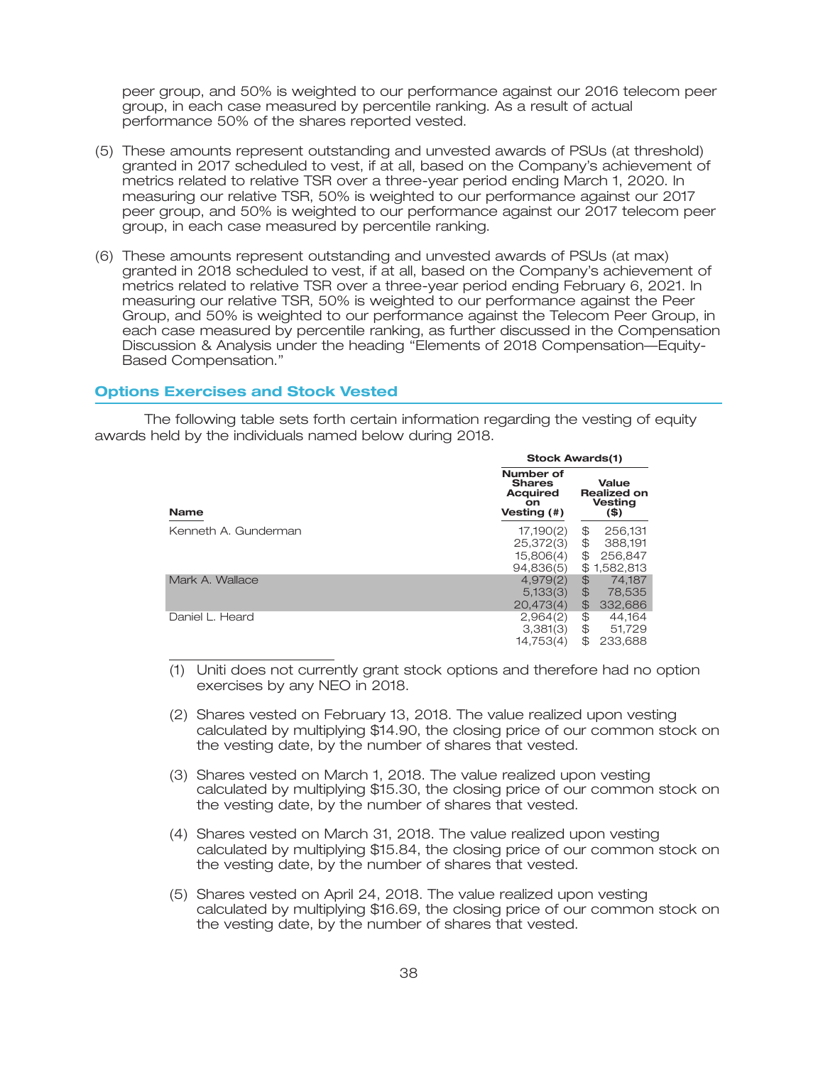peer group, and 50% is weighted to our performance against our 2016 telecom peer group, in each case measured by percentile ranking. As a result of actual performance 50% of the shares reported vested.

(5) These amounts represent outstanding and unvested awards of PSUs (at threshold) granted in 2017 scheduled to vest, if at all, based on the Company's achievement of metrics related to relative TSR over a three-year period ending March 1, 2020. In measuring our relative TSR, 50% is weighted to our performance against our 2017 peer group, and 50% is weighted to our performance against our 2017 telecom peer group, in each case measured by percentile ranking.

(6) These amounts represent outstanding and unvested awards of PSUs (at max) granted in 2018 scheduled to vest, if at all, based on the Company's achievement of metrics related to relative TSR over a three-year period ending February 6, 2021. In measuring our relative TSR, 50% is weighted to our performance against the Peer Group, and 50% is weighted to our performance against the Telecom Peer Group, in each case measured by percentile ranking, as further discussed in the Compensation Discussion & Analysis under the heading "Elements of 2018 Compensation—Equity-Based Compensation."

## Options Exercises and Stock Vested

The following table sets forth certain information regarding the vesting of equity awards held by the individuals named below during 2018.

| | Stock Awards(1) | |
|---|---|---|
| Name | Number of Shares Acquired on Vesting (#) | Value Realized on Vesting ($) |
| Kenneth A. Gunderman | 17,190(2) | $ 256,131 |
| | 25,372(3) | $ 388,191 |
| | 15,806(4) | $ 256,847 |
| | 94,836(5) | $ 1,582,813 |
| Mark A. Wallace | 4,979(2) | $ 74,187 |
| | 5,133(3) | $ 78,535 |
| | 20,473(4) | $ 332,686 |
| Daniel L. Heard | 2,964(2) | $ 44,164 |
| | 3,381(3) | $ 51,729 |
| | 14,753(4) | $ 233,688 |

(1) Uniti does not currently grant stock options and therefore had no option exercises by any NEO in 2018.

(2) Shares vested on February 13, 2018. The value realized upon vesting calculated by multiplying $14.90, the closing price of our common stock on the vesting date, by the number of shares that vested.

(3) Shares vested on March 1, 2018. The value realized upon vesting calculated by multiplying $15.30, the closing price of our common stock on the vesting date, by the number of shares that vested.

(4) Shares vested on March 31, 2018. The value realized upon vesting calculated by multiplying $15.84, the closing price of our common stock on the vesting date, by the number of shares that vested.

(5) Shares vested on April 24, 2018. The value realized upon vesting calculated by multiplying $16.69, the closing price of our common stock on the vesting date, by the number of shares that vested.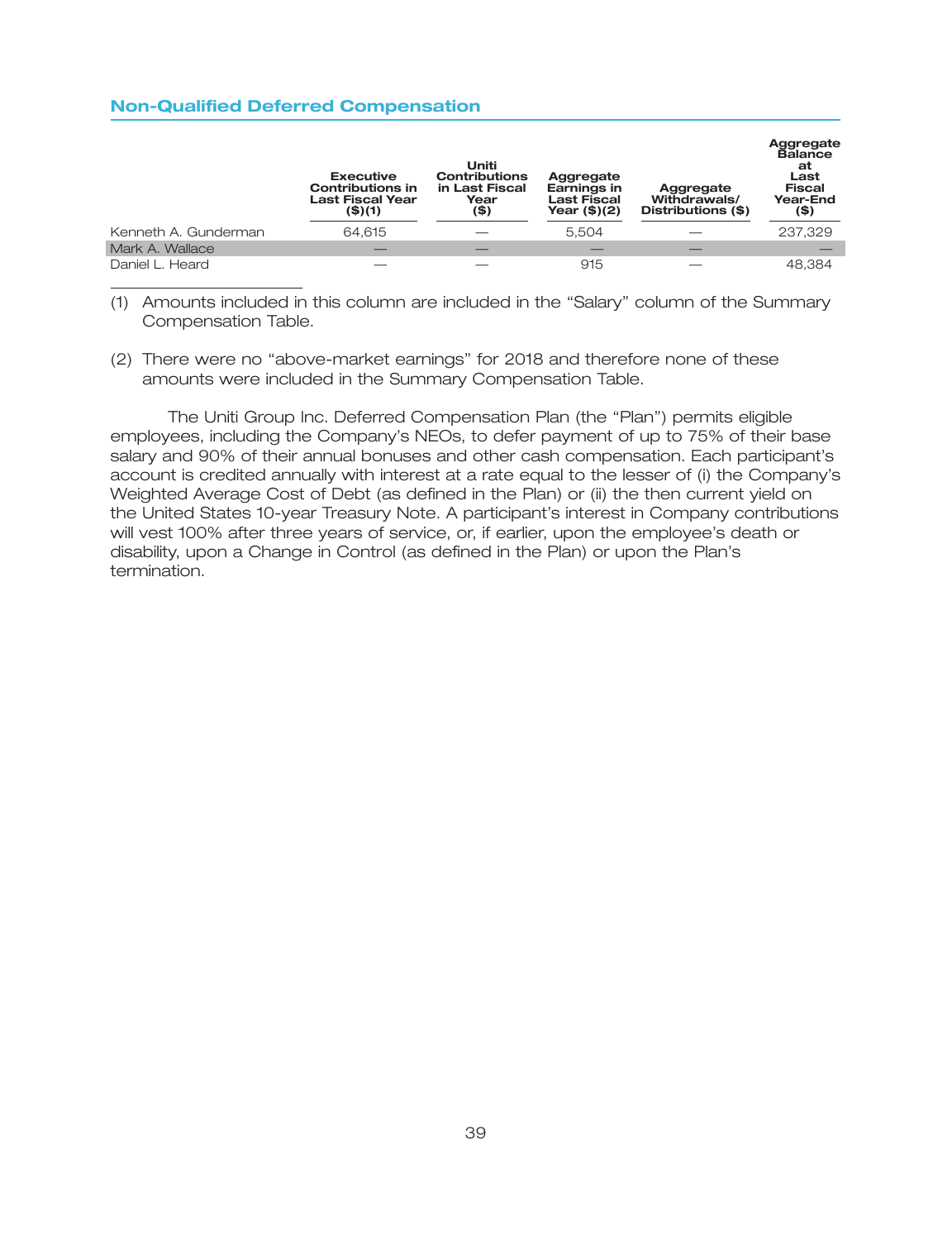## Non-Qualified Deferred Compensation

| | Executive Contributions in Last Fiscal Year ($)(1) | Uniti Contributions in Last Fiscal Year ($) | Aggregate Earnings in Last Fiscal Year ($)(2) | Aggregate Withdrawals/ Distributions ($) | Aggregate Balance at Last Fiscal Year-End ($) |
|---|---|---|---|---|---|
| Kenneth A. Gunderman | 64,615 | — | 5,504 | — | 237,329 |
| Mark A. Wallace | — | — | — | — | — |
| Daniel L. Heard | — | — | 915 | — | 48,384 |

(1) Amounts included in this column are included in the "Salary" column of the Summary Compensation Table.

(2) There were no "above-market earnings" for 2018 and therefore none of these amounts were included in the Summary Compensation Table.

The Uniti Group Inc. Deferred Compensation Plan (the "Plan") permits eligible employees, including the Company's NEOs, to defer payment of up to 75% of their base salary and 90% of their annual bonuses and other cash compensation. Each participant's account is credited annually with interest at a rate equal to the lesser of (i) the Company's Weighted Average Cost of Debt (as defined in the Plan) or (ii) the then current yield on the United States 10-year Treasury Note. A participant's interest in Company contributions will vest 100% after three years of service, or, if earlier, upon the employee's death or disability, upon a Change in Control (as defined in the Plan) or upon the Plan's termination.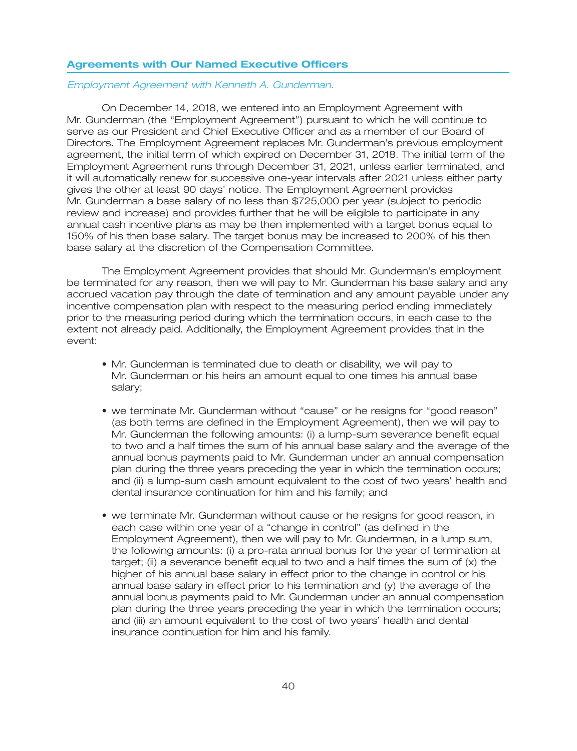## Agreements with Our Named Executive Officers

*Employment Agreement with Kenneth A. Gunderman.*

On December 14, 2018, we entered into an Employment Agreement with Mr. Gunderman (the "Employment Agreement") pursuant to which he will continue to serve as our President and Chief Executive Officer and as a member of our Board of Directors. The Employment Agreement replaces Mr. Gunderman's previous employment agreement, the initial term of which expired on December 31, 2018. The initial term of the Employment Agreement runs through December 31, 2021, unless earlier terminated, and it will automatically renew for successive one-year intervals after 2021 unless either party gives the other at least 90 days' notice. The Employment Agreement provides Mr. Gunderman a base salary of no less than $725,000 per year (subject to periodic review and increase) and provides further that he will be eligible to participate in any annual cash incentive plans as may be then implemented with a target bonus equal to 150% of his then base salary. The target bonus may be increased to 200% of his then base salary at the discretion of the Compensation Committee.

The Employment Agreement provides that should Mr. Gunderman's employment be terminated for any reason, then we will pay to Mr. Gunderman his base salary and any accrued vacation pay through the date of termination and any amount payable under any incentive compensation plan with respect to the measuring period ending immediately prior to the measuring period during which the termination occurs, in each case to the extent not already paid. Additionally, the Employment Agreement provides that in the event:

- Mr. Gunderman is terminated due to death or disability, we will pay to Mr. Gunderman or his heirs an amount equal to one times his annual base salary;

- we terminate Mr. Gunderman without "cause" or he resigns for "good reason" (as both terms are defined in the Employment Agreement), then we will pay to Mr. Gunderman the following amounts: (i) a lump-sum severance benefit equal to two and a half times the sum of his annual base salary and the average of the annual bonus payments paid to Mr. Gunderman under an annual compensation plan during the three years preceding the year in which the termination occurs; and (ii) a lump-sum cash amount equivalent to the cost of two years' health and dental insurance continuation for him and his family; and

- we terminate Mr. Gunderman without cause or he resigns for good reason, in each case within one year of a "change in control" (as defined in the Employment Agreement), then we will pay to Mr. Gunderman, in a lump sum, the following amounts: (i) a pro-rata annual bonus for the year of termination at target; (ii) a severance benefit equal to two and a half times the sum of (x) the higher of his annual base salary in effect prior to the change in control or his annual base salary in effect prior to his termination and (y) the average of the annual bonus payments paid to Mr. Gunderman under an annual compensation plan during the three years preceding the year in which the termination occurs; and (iii) an amount equivalent to the cost of two years' health and dental insurance continuation for him and his family.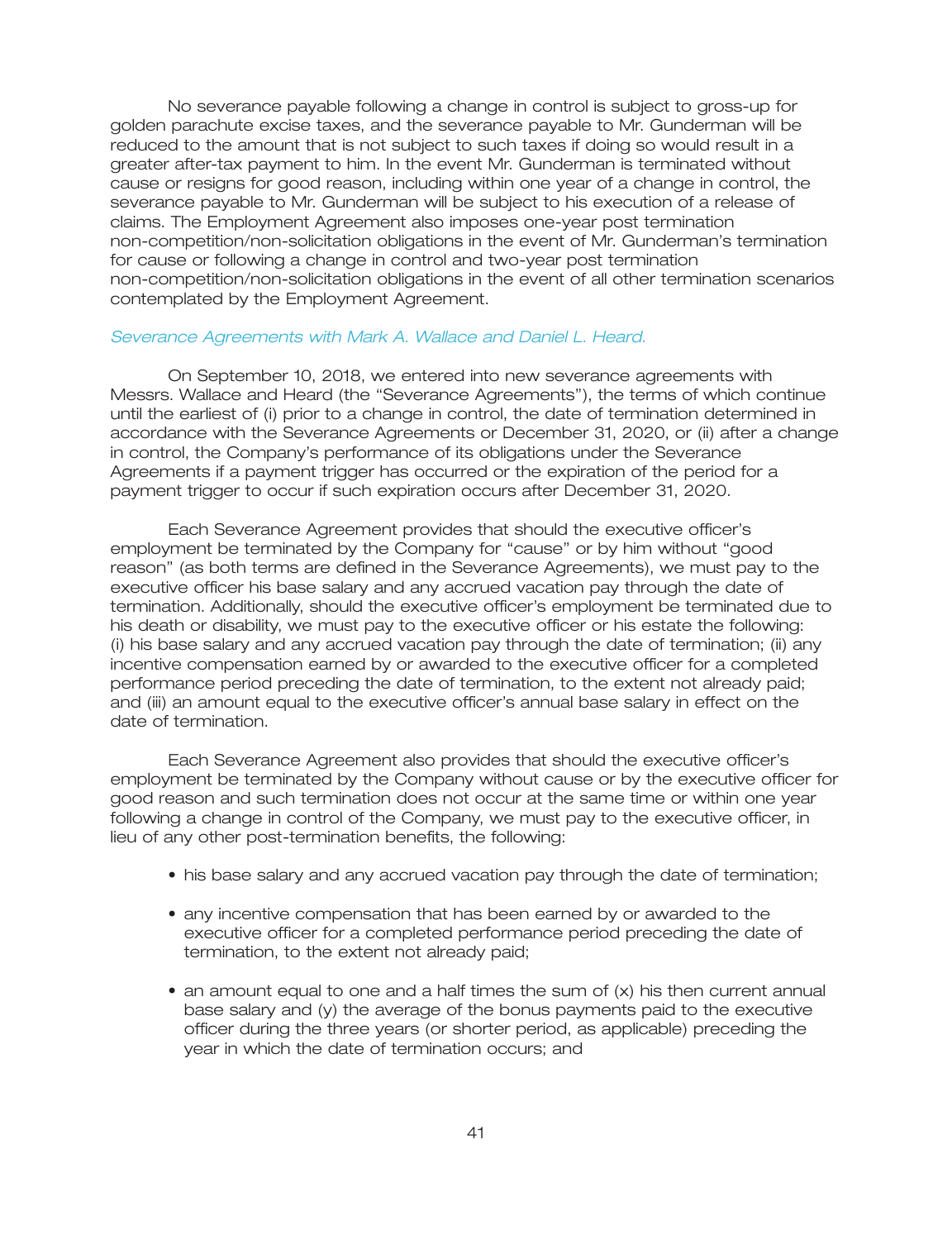No severance payable following a change in control is subject to gross-up for golden parachute excise taxes, and the severance payable to Mr. Gunderman will be reduced to the amount that is not subject to such taxes if doing so would result in a greater after-tax payment to him. In the event Mr. Gunderman is terminated without cause or resigns for good reason, including within one year of a change in control, the severance payable to Mr. Gunderman will be subject to his execution of a release of claims. The Employment Agreement also imposes one-year post termination non-competition/non-solicitation obligations in the event of Mr. Gunderman's termination for cause or following a change in control and two-year post termination non-competition/non-solicitation obligations in the event of all other termination scenarios contemplated by the Employment Agreement.

*Severance Agreements with Mark A. Wallace and Daniel L. Heard.*

On September 10, 2018, we entered into new severance agreements with Messrs. Wallace and Heard (the "Severance Agreements"), the terms of which continue until the earliest of (i) prior to a change in control, the date of termination determined in accordance with the Severance Agreements or December 31, 2020, or (ii) after a change in control, the Company's performance of its obligations under the Severance Agreements if a payment trigger has occurred or the expiration of the period for a payment trigger to occur if such expiration occurs after December 31, 2020.

Each Severance Agreement provides that should the executive officer's employment be terminated by the Company for "cause" or by him without "good reason" (as both terms are defined in the Severance Agreements), we must pay to the executive officer his base salary and any accrued vacation pay through the date of termination. Additionally, should the executive officer's employment be terminated due to his death or disability, we must pay to the executive officer or his estate the following: (i) his base salary and any accrued vacation pay through the date of termination; (ii) any incentive compensation earned by or awarded to the executive officer for a completed performance period preceding the date of termination, to the extent not already paid; and (iii) an amount equal to the executive officer's annual base salary in effect on the date of termination.

Each Severance Agreement also provides that should the executive officer's employment be terminated by the Company without cause or by the executive officer for good reason and such termination does not occur at the same time or within one year following a change in control of the Company, we must pay to the executive officer, in lieu of any other post-termination benefits, the following:

- his base salary and any accrued vacation pay through the date of termination;
- any incentive compensation that has been earned by or awarded to the executive officer for a completed performance period preceding the date of termination, to the extent not already paid;
- an amount equal to one and a half times the sum of (x) his then current annual base salary and (y) the average of the bonus payments paid to the executive officer during the three years (or shorter period, as applicable) preceding the year in which the date of termination occurs; and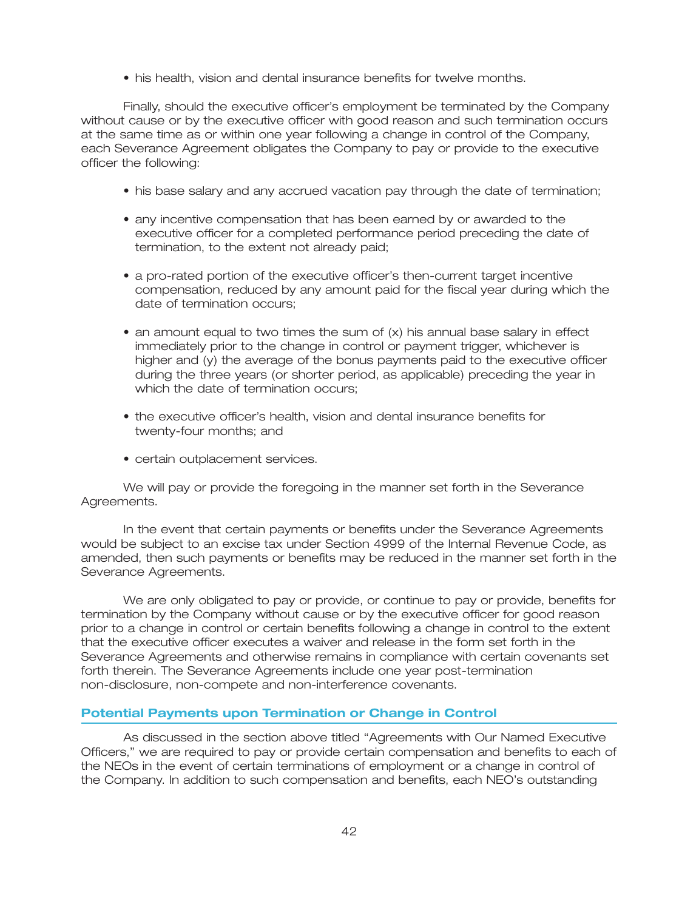- his health, vision and dental insurance benefits for twelve months.

Finally, should the executive officer's employment be terminated by the Company without cause or by the executive officer with good reason and such termination occurs at the same time as or within one year following a change in control of the Company, each Severance Agreement obligates the Company to pay or provide to the executive officer the following:

- his base salary and any accrued vacation pay through the date of termination;
- any incentive compensation that has been earned by or awarded to the executive officer for a completed performance period preceding the date of termination, to the extent not already paid;
- a pro-rated portion of the executive officer's then-current target incentive compensation, reduced by any amount paid for the fiscal year during which the date of termination occurs;
- an amount equal to two times the sum of (x) his annual base salary in effect immediately prior to the change in control or payment trigger, whichever is higher and (y) the average of the bonus payments paid to the executive officer during the three years (or shorter period, as applicable) preceding the year in which the date of termination occurs;
- the executive officer's health, vision and dental insurance benefits for twenty-four months; and
- certain outplacement services.

We will pay or provide the foregoing in the manner set forth in the Severance Agreements.

In the event that certain payments or benefits under the Severance Agreements would be subject to an excise tax under Section 4999 of the Internal Revenue Code, as amended, then such payments or benefits may be reduced in the manner set forth in the Severance Agreements.

We are only obligated to pay or provide, or continue to pay or provide, benefits for termination by the Company without cause or by the executive officer for good reason prior to a change in control or certain benefits following a change in control to the extent that the executive officer executes a waiver and release in the form set forth in the Severance Agreements and otherwise remains in compliance with certain covenants set forth therein. The Severance Agreements include one year post-termination non-disclosure, non-compete and non-interference covenants.

## Potential Payments upon Termination or Change in Control

As discussed in the section above titled "Agreements with Our Named Executive Officers," we are required to pay or provide certain compensation and benefits to each of the NEOs in the event of certain terminations of employment or a change in control of the Company. In addition to such compensation and benefits, each NEO's outstanding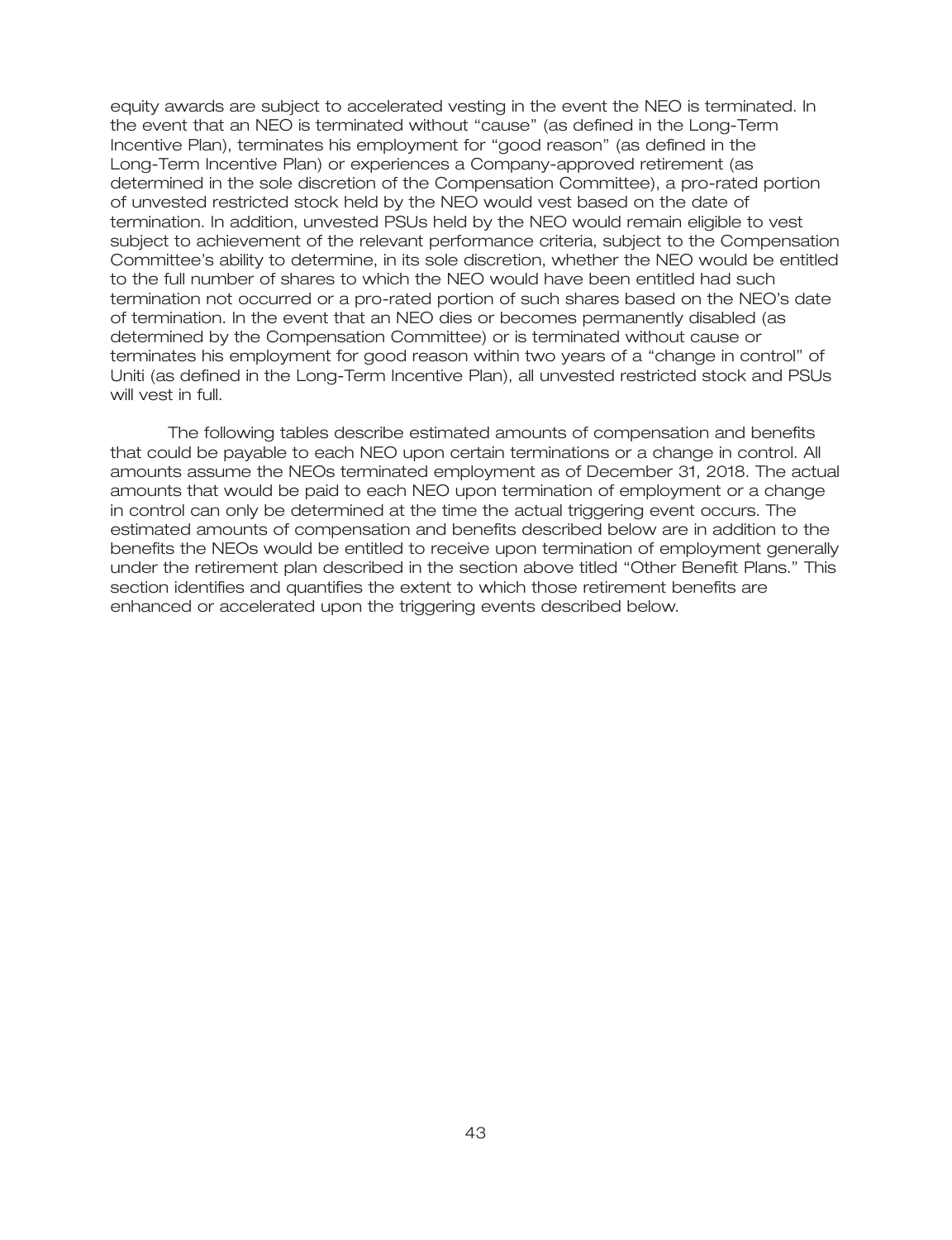equity awards are subject to accelerated vesting in the event the NEO is terminated. In the event that an NEO is terminated without "cause" (as defined in the Long-Term Incentive Plan), terminates his employment for "good reason" (as defined in the Long-Term Incentive Plan) or experiences a Company-approved retirement (as determined in the sole discretion of the Compensation Committee), a pro-rated portion of unvested restricted stock held by the NEO would vest based on the date of termination. In addition, unvested PSUs held by the NEO would remain eligible to vest subject to achievement of the relevant performance criteria, subject to the Compensation Committee's ability to determine, in its sole discretion, whether the NEO would be entitled to the full number of shares to which the NEO would have been entitled had such termination not occurred or a pro-rated portion of such shares based on the NEO's date of termination. In the event that an NEO dies or becomes permanently disabled (as determined by the Compensation Committee) or is terminated without cause or terminates his employment for good reason within two years of a "change in control" of Uniti (as defined in the Long-Term Incentive Plan), all unvested restricted stock and PSUs will vest in full.

The following tables describe estimated amounts of compensation and benefits that could be payable to each NEO upon certain terminations or a change in control. All amounts assume the NEOs terminated employment as of December 31, 2018. The actual amounts that would be paid to each NEO upon termination of employment or a change in control can only be determined at the time the actual triggering event occurs. The estimated amounts of compensation and benefits described below are in addition to the benefits the NEOs would be entitled to receive upon termination of employment generally under the retirement plan described in the section above titled "Other Benefit Plans." This section identifies and quantifies the extent to which those retirement benefits are enhanced or accelerated upon the triggering events described below.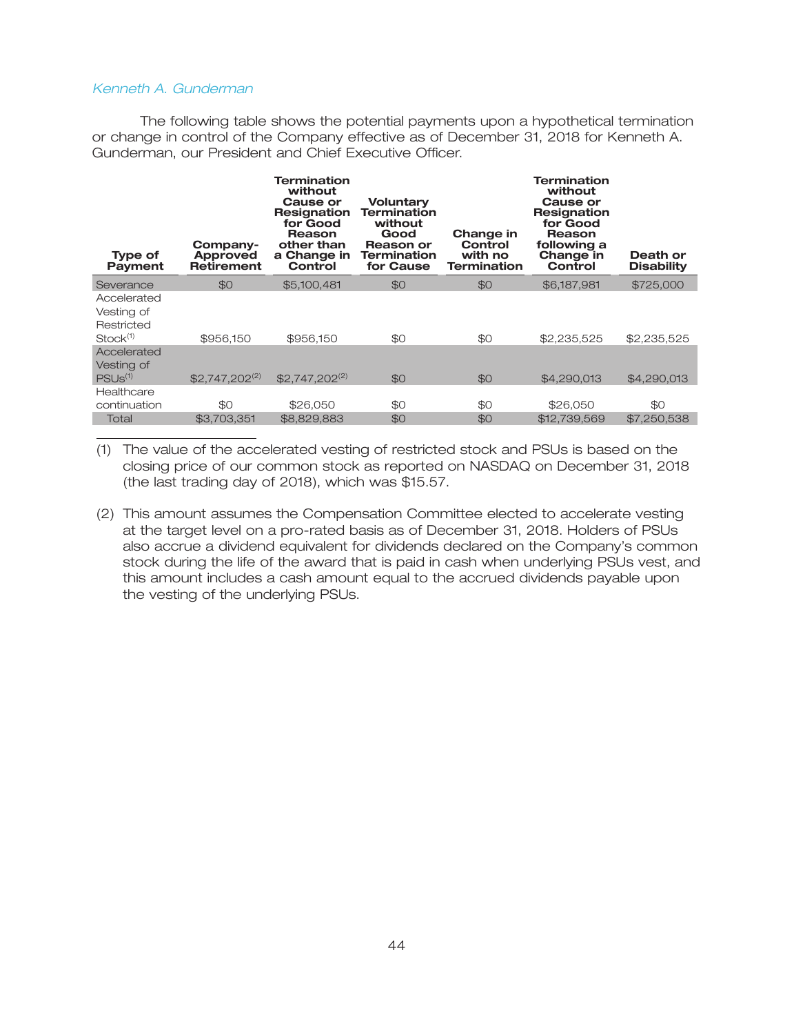*Kenneth A. Gunderman*

The following table shows the potential payments upon a hypothetical termination or change in control of the Company effective as of December 31, 2018 for Kenneth A. Gunderman, our President and Chief Executive Officer.

| Type of Payment | Company-Approved Retirement | Termination without Cause or Resignation for Good Reason other than a Change in Control | Voluntary Termination without Good Reason or Termination for Cause | Change in Control with no Termination | Termination without Cause or Resignation for Good Reason following a Change in Control | Death or Disability |
|---|---|---|---|---|---|---|
| Severance | $0 | $5,100,481 | $0 | $0 | $6,187,981 | $725,000 |
| Accelerated Vesting of Restricted Stock[(1)] | $956,150 | $956,150 | $0 | $0 | $2,235,525 | $2,235,525 |
| Accelerated Vesting of PSUs[(1)] | $2,747,202[(2)] | $2,747,202[(2)] | $0 | $0 | $4,290,013 | $4,290,013 |
| Healthcare continuation | $0 | $26,050 | $0 | $0 | $26,050 | $0 |
| Total | $3,703,351 | $8,829,883 | $0 | $0 | $12,739,569 | $7,250,538 |

(1) The value of the accelerated vesting of restricted stock and PSUs is based on the closing price of our common stock as reported on NASDAQ on December 31, 2018 (the last trading day of 2018), which was $15.57.

(2) This amount assumes the Compensation Committee elected to accelerate vesting at the target level on a pro-rated basis as of December 31, 2018. Holders of PSUs also accrue a dividend equivalent for dividends declared on the Company's common stock during the life of the award that is paid in cash when underlying PSUs vest, and this amount includes a cash amount equal to the accrued dividends payable upon the vesting of the underlying PSUs.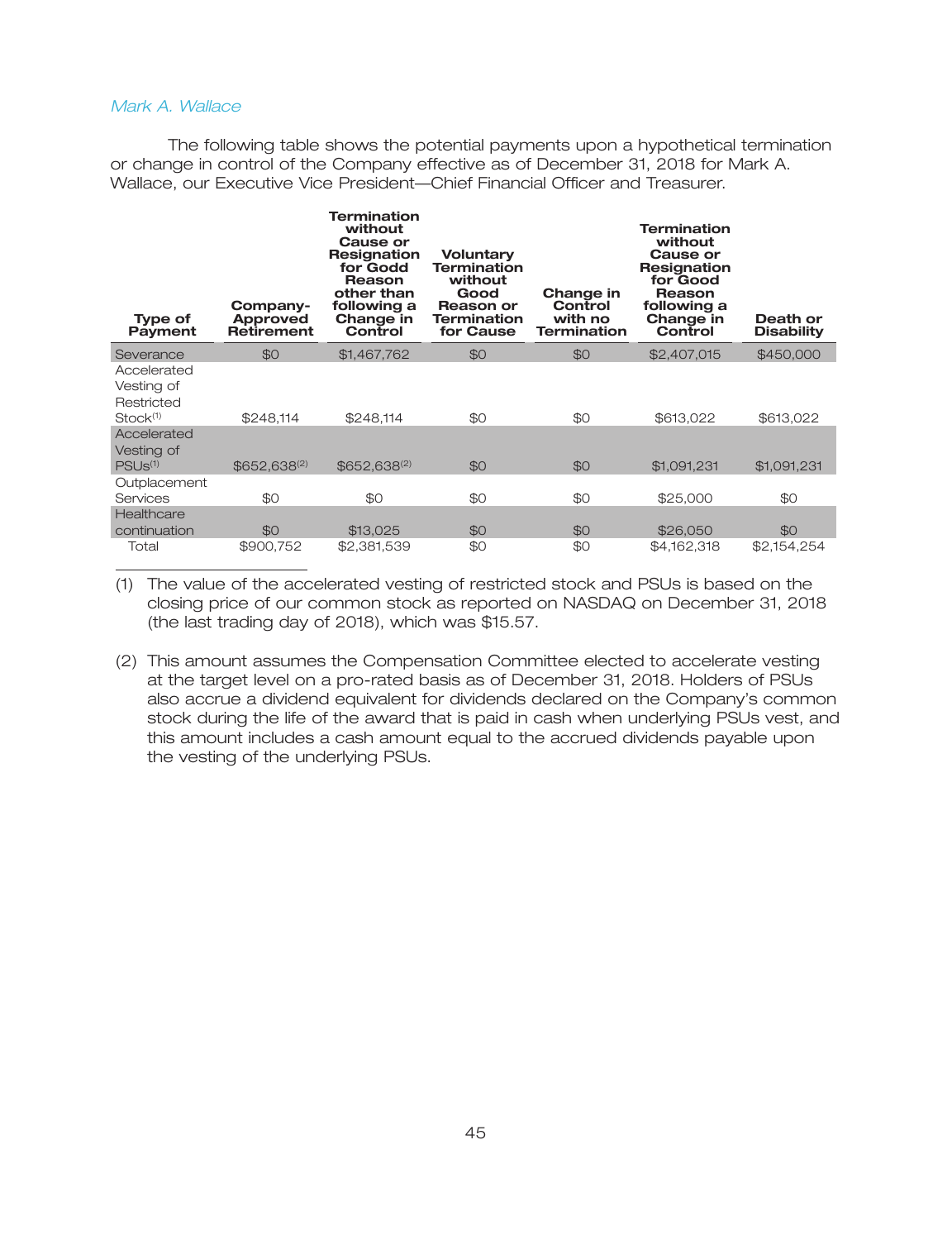*Mark A. Wallace*

The following table shows the potential payments upon a hypothetical termination or change in control of the Company effective as of December 31, 2018 for Mark A. Wallace, our Executive Vice President—Chief Financial Officer and Treasurer.

| Type of Payment | Company-Approved Retirement | Termination without Cause or Resignation for Godd Reason other than following a Change in Control | Voluntary Termination without Good Reason or Termination for Cause | Change in Control with no Termination | Termination without Cause or Resignation for Good Reason following a Change in Control | Death or Disability |
|---|---|---|---|---|---|---|
| Severance | $0 | $1,467,762 | $0 | $0 | $2,407,015 | $450,000 |
| Accelerated Vesting of Restricted Stock[1] | $248,114 | $248,114 | $0 | $0 | $613,022 | $613,022 |
| Accelerated Vesting of PSUs[1] | $652,638[2] | $652,638[2] | $0 | $0 | $1,091,231 | $1,091,231 |
| Outplacement Services | $0 | $0 | $0 | $0 | $25,000 | $0 |
| Healthcare continuation | $0 | $13,025 | $0 | $0 | $26,050 | $0 |
| Total | $900,752 | $2,381,539 | $0 | $0 | $4,162,318 | $2,154,254 |

(1) The value of the accelerated vesting of restricted stock and PSUs is based on the closing price of our common stock as reported on NASDAQ on December 31, 2018 (the last trading day of 2018), which was $15.57.

(2) This amount assumes the Compensation Committee elected to accelerate vesting at the target level on a pro-rated basis as of December 31, 2018. Holders of PSUs also accrue a dividend equivalent for dividends declared on the Company's common stock during the life of the award that is paid in cash when underlying PSUs vest, and this amount includes a cash amount equal to the accrued dividends payable upon the vesting of the underlying PSUs.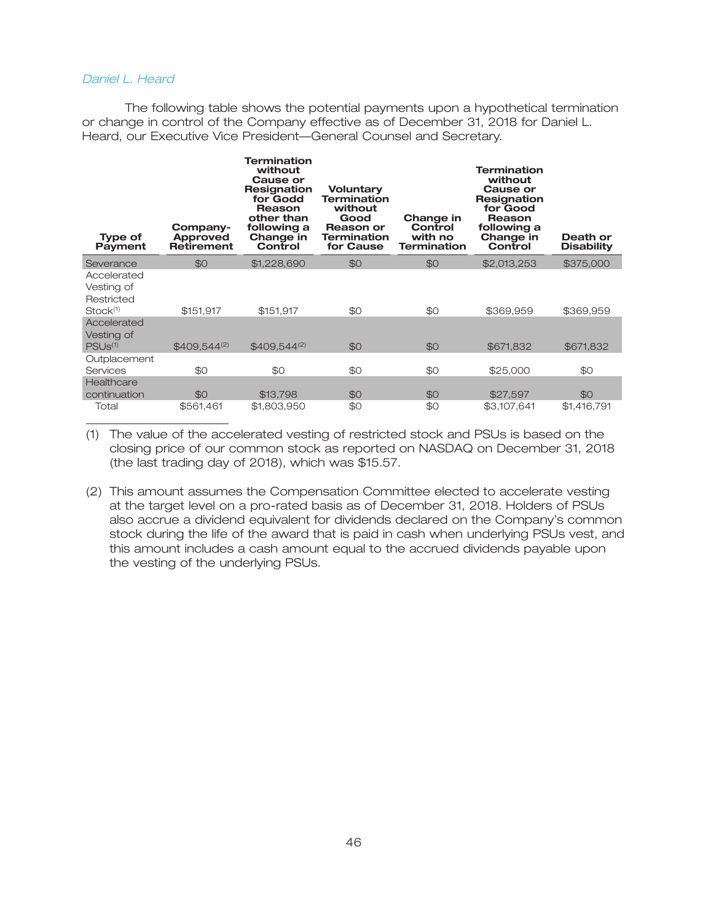*Daniel L. Heard*

The following table shows the potential payments upon a hypothetical termination or change in control of the Company effective as of December 31, 2018 for Daniel L. Heard, our Executive Vice President—General Counsel and Secretary.

| Type of Payment | Company-Approved Retirement | Termination without Cause or Resignation for Godd Reason other than following a Change in Control | Voluntary Termination without Good Reason or Termination for Cause | Change in Control with no Termination | Termination without Cause or Resignation for Good Reason following a Change in Control | Death or Disability |
|---|---|---|---|---|---|---|
| Severance | $0 | $1,228,690 | $0 | $0 | $2,013,253 | $375,000 |
| Accelerated Vesting of Restricted Stock[1] | $151,917 | $151,917 | $0 | $0 | $369,959 | $369,959 |
| Accelerated Vesting of PSUs[1] | $409,544[2] | $409,544[2] | $0 | $0 | $671,832 | $671,832 |
| Outplacement Services | $0 | $0 | $0 | $0 | $25,000 | $0 |
| Healthcare continuation | $0 | $13,798 | $0 | $0 | $27,597 | $0 |
| Total | $561,461 | $1,803,950 | $0 | $0 | $3,107,641 | $1,416,791 |

(1) The value of the accelerated vesting of restricted stock and PSUs is based on the closing price of our common stock as reported on NASDAQ on December 31, 2018 (the last trading day of 2018), which was $15.57.

(2) This amount assumes the Compensation Committee elected to accelerate vesting at the target level on a pro-rated basis as of December 31, 2018. Holders of PSUs also accrue a dividend equivalent for dividends declared on the Company's common stock during the life of the award that is paid in cash when underlying PSUs vest, and this amount includes a cash amount equal to the accrued dividends payable upon the vesting of the underlying PSUs.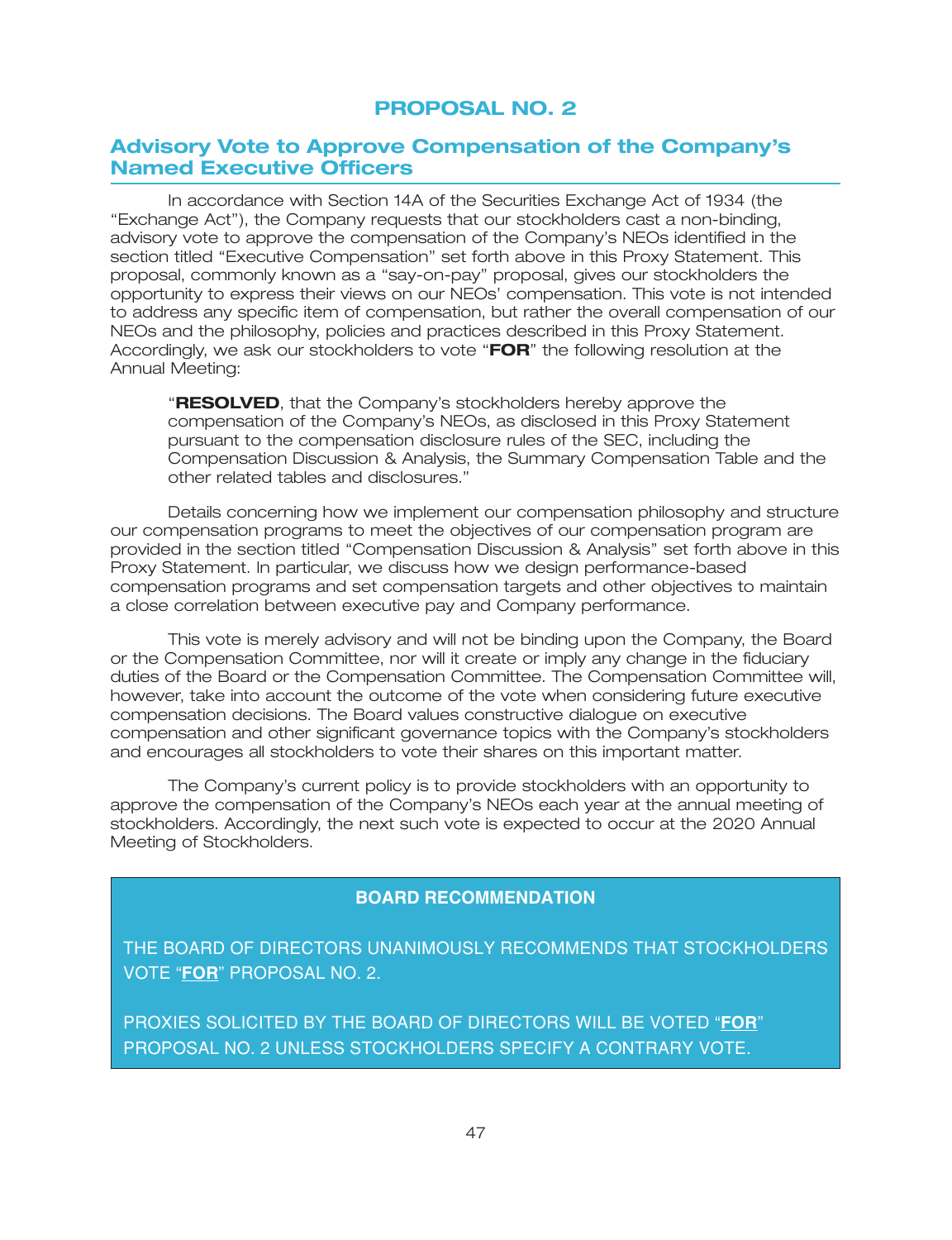# PROPOSAL NO. 2

## Advisory Vote to Approve Compensation of the Company's Named Executive Officers

In accordance with Section 14A of the Securities Exchange Act of 1934 (the "Exchange Act"), the Company requests that our stockholders cast a non-binding, advisory vote to approve the compensation of the Company's NEOs identified in the section titled "Executive Compensation" set forth above in this Proxy Statement. This proposal, commonly known as a "say-on-pay" proposal, gives our stockholders the opportunity to express their views on our NEOs' compensation. This vote is not intended to address any specific item of compensation, but rather the overall compensation of our NEOs and the philosophy, policies and practices described in this Proxy Statement. Accordingly, we ask our stockholders to vote "**FOR**" the following resolution at the Annual Meeting:

> "**RESOLVED**, that the Company's stockholders hereby approve the compensation of the Company's NEOs, as disclosed in this Proxy Statement pursuant to the compensation disclosure rules of the SEC, including the Compensation Discussion & Analysis, the Summary Compensation Table and the other related tables and disclosures."

Details concerning how we implement our compensation philosophy and structure our compensation programs to meet the objectives of our compensation program are provided in the section titled "Compensation Discussion & Analysis" set forth above in this Proxy Statement. In particular, we discuss how we design performance-based compensation programs and set compensation targets and other objectives to maintain a close correlation between executive pay and Company performance.

This vote is merely advisory and will not be binding upon the Company, the Board or the Compensation Committee, nor will it create or imply any change in the fiduciary duties of the Board or the Compensation Committee. The Compensation Committee will, however, take into account the outcome of the vote when considering future executive compensation decisions. The Board values constructive dialogue on executive compensation and other significant governance topics with the Company's stockholders and encourages all stockholders to vote their shares on this important matter.

The Company's current policy is to provide stockholders with an opportunity to approve the compensation of the Company's NEOs each year at the annual meeting of stockholders. Accordingly, the next such vote is expected to occur at the 2020 Annual Meeting of Stockholders.

**BOARD RECOMMENDATION**

THE BOARD OF DIRECTORS UNANIMOUSLY RECOMMENDS THAT STOCKHOLDERS VOTE "**FOR**" PROPOSAL NO. 2.

PROXIES SOLICITED BY THE BOARD OF DIRECTORS WILL BE VOTED "**FOR**" PROPOSAL NO. 2 UNLESS STOCKHOLDERS SPECIFY A CONTRARY VOTE.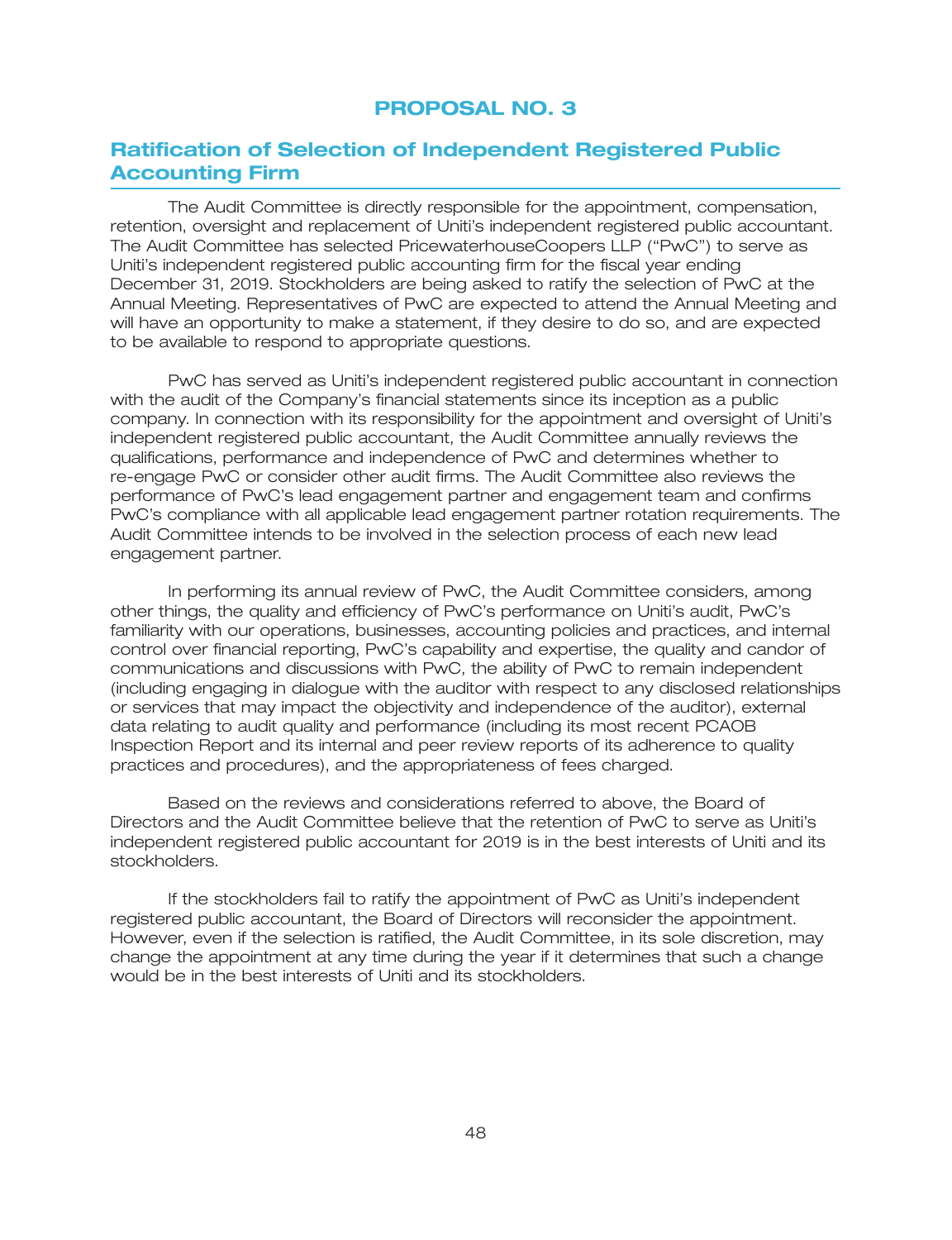# PROPOSAL NO. 3

## Ratification of Selection of Independent Registered Public Accounting Firm

The Audit Committee is directly responsible for the appointment, compensation, retention, oversight and replacement of Uniti's independent registered public accountant. The Audit Committee has selected PricewaterhouseCoopers LLP ("PwC") to serve as Uniti's independent registered public accounting firm for the fiscal year ending December 31, 2019. Stockholders are being asked to ratify the selection of PwC at the Annual Meeting. Representatives of PwC are expected to attend the Annual Meeting and will have an opportunity to make a statement, if they desire to do so, and are expected to be available to respond to appropriate questions.

PwC has served as Uniti's independent registered public accountant in connection with the audit of the Company's financial statements since its inception as a public company. In connection with its responsibility for the appointment and oversight of Uniti's independent registered public accountant, the Audit Committee annually reviews the qualifications, performance and independence of PwC and determines whether to re-engage PwC or consider other audit firms. The Audit Committee also reviews the performance of PwC's lead engagement partner and engagement team and confirms PwC's compliance with all applicable lead engagement partner rotation requirements. The Audit Committee intends to be involved in the selection process of each new lead engagement partner.

In performing its annual review of PwC, the Audit Committee considers, among other things, the quality and efficiency of PwC's performance on Uniti's audit, PwC's familiarity with our operations, businesses, accounting policies and practices, and internal control over financial reporting, PwC's capability and expertise, the quality and candor of communications and discussions with PwC, the ability of PwC to remain independent (including engaging in dialogue with the auditor with respect to any disclosed relationships or services that may impact the objectivity and independence of the auditor), external data relating to audit quality and performance (including its most recent PCAOB Inspection Report and its internal and peer review reports of its adherence to quality practices and procedures), and the appropriateness of fees charged.

Based on the reviews and considerations referred to above, the Board of Directors and the Audit Committee believe that the retention of PwC to serve as Uniti's independent registered public accountant for 2019 is in the best interests of Uniti and its stockholders.

If the stockholders fail to ratify the appointment of PwC as Uniti's independent registered public accountant, the Board of Directors will reconsider the appointment. However, even if the selection is ratified, the Audit Committee, in its sole discretion, may change the appointment at any time during the year if it determines that such a change would be in the best interests of Uniti and its stockholders.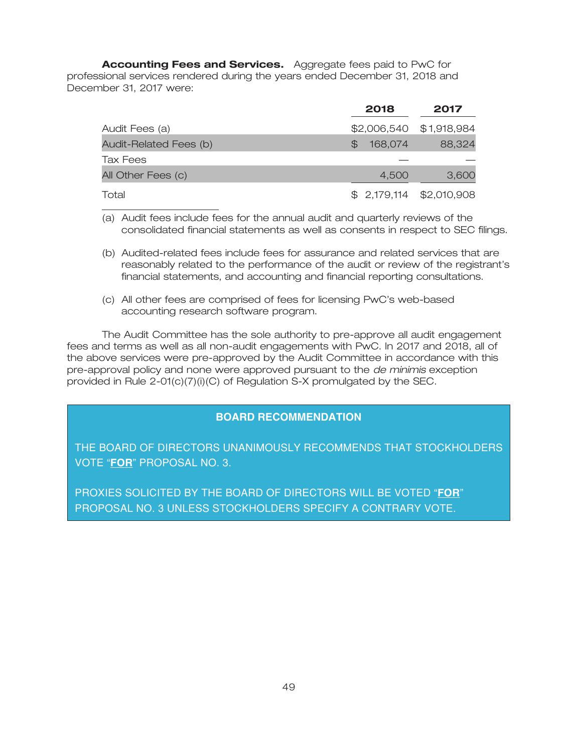**Accounting Fees and Services.** Aggregate fees paid to PwC for professional services rendered during the years ended December 31, 2018 and December 31, 2017 were:

| | 2018 | 2017 |
|---|---|---|
| Audit Fees (a) | $2,006,540 | $1,918,984 |
| Audit-Related Fees (b) | $ 168,074 | 88,324 |
| Tax Fees | — | — |
| All Other Fees (c) | 4,500 | 3,600 |
| Total | $ 2,179,114 | $2,010,908 |

(a) Audit fees include fees for the annual audit and quarterly reviews of the consolidated financial statements as well as consents in respect to SEC filings.

(b) Audited-related fees include fees for assurance and related services that are reasonably related to the performance of the audit or review of the registrant's financial statements, and accounting and financial reporting consultations.

(c) All other fees are comprised of fees for licensing PwC's web-based accounting research software program.

The Audit Committee has the sole authority to pre-approve all audit engagement fees and terms as well as all non-audit engagements with PwC. In 2017 and 2018, all of the above services were pre-approved by the Audit Committee in accordance with this pre-approval policy and none were approved pursuant to the *de minimis* exception provided in Rule 2-01(c)(7)(i)(C) of Regulation S-X promulgated by the SEC.

**BOARD RECOMMENDATION**

THE BOARD OF DIRECTORS UNANIMOUSLY RECOMMENDS THAT STOCKHOLDERS VOTE "**FOR**" PROPOSAL NO. 3.

PROXIES SOLICITED BY THE BOARD OF DIRECTORS WILL BE VOTED "**FOR**" PROPOSAL NO. 3 UNLESS STOCKHOLDERS SPECIFY A CONTRARY VOTE.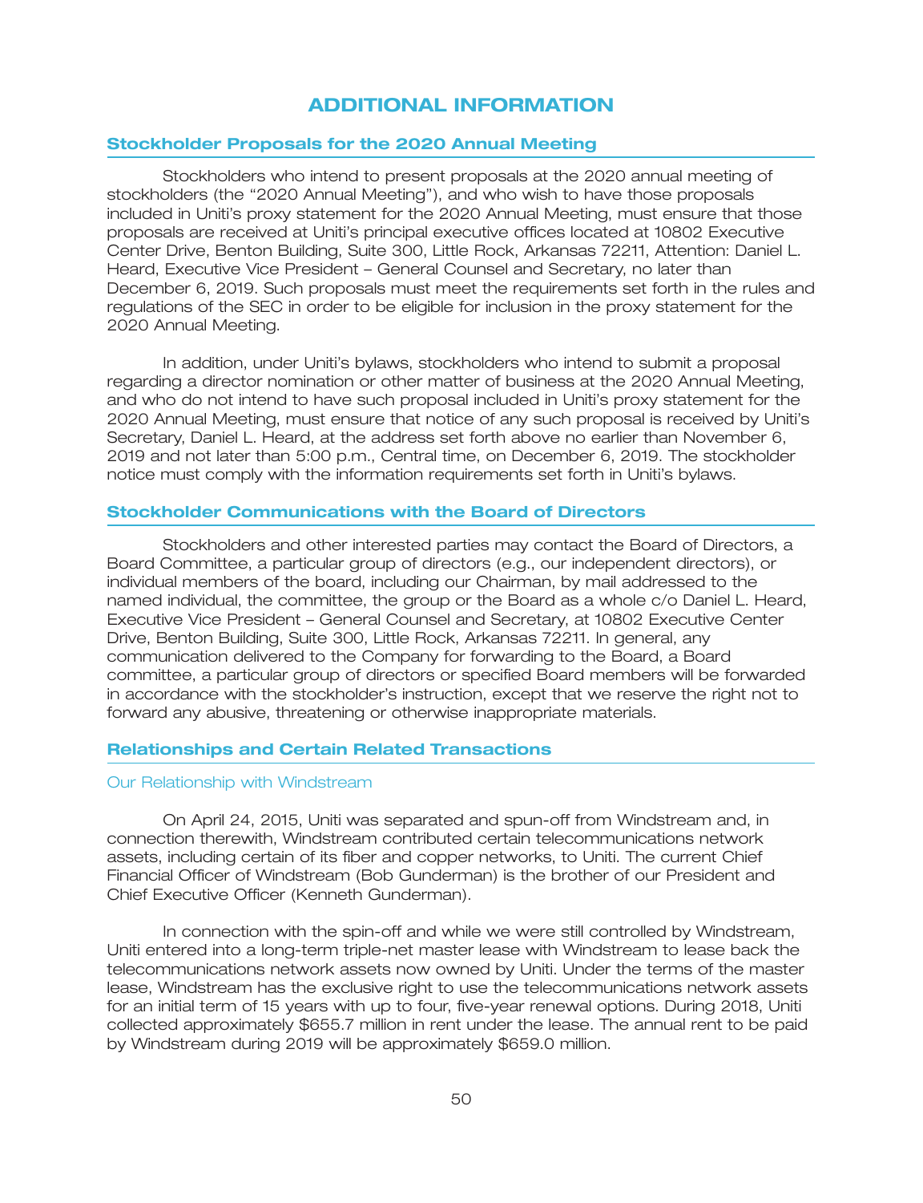# ADDITIONAL INFORMATION

## Stockholder Proposals for the 2020 Annual Meeting

Stockholders who intend to present proposals at the 2020 annual meeting of stockholders (the "2020 Annual Meeting"), and who wish to have those proposals included in Uniti's proxy statement for the 2020 Annual Meeting, must ensure that those proposals are received at Uniti's principal executive offices located at 10802 Executive Center Drive, Benton Building, Suite 300, Little Rock, Arkansas 72211, Attention: Daniel L. Heard, Executive Vice President – General Counsel and Secretary, no later than December 6, 2019. Such proposals must meet the requirements set forth in the rules and regulations of the SEC in order to be eligible for inclusion in the proxy statement for the 2020 Annual Meeting.

In addition, under Uniti's bylaws, stockholders who intend to submit a proposal regarding a director nomination or other matter of business at the 2020 Annual Meeting, and who do not intend to have such proposal included in Uniti's proxy statement for the 2020 Annual Meeting, must ensure that notice of any such proposal is received by Uniti's Secretary, Daniel L. Heard, at the address set forth above no earlier than November 6, 2019 and not later than 5:00 p.m., Central time, on December 6, 2019. The stockholder notice must comply with the information requirements set forth in Uniti's bylaws.

## Stockholder Communications with the Board of Directors

Stockholders and other interested parties may contact the Board of Directors, a Board Committee, a particular group of directors (e.g., our independent directors), or individual members of the board, including our Chairman, by mail addressed to the named individual, the committee, the group or the Board as a whole c/o Daniel L. Heard, Executive Vice President – General Counsel and Secretary, at 10802 Executive Center Drive, Benton Building, Suite 300, Little Rock, Arkansas 72211. In general, any communication delivered to the Company for forwarding to the Board, a Board committee, a particular group of directors or specified Board members will be forwarded in accordance with the stockholder's instruction, except that we reserve the right not to forward any abusive, threatening or otherwise inappropriate materials.

## Relationships and Certain Related Transactions

### Our Relationship with Windstream

On April 24, 2015, Uniti was separated and spun-off from Windstream and, in connection therewith, Windstream contributed certain telecommunications network assets, including certain of its fiber and copper networks, to Uniti. The current Chief Financial Officer of Windstream (Bob Gunderman) is the brother of our President and Chief Executive Officer (Kenneth Gunderman).

In connection with the spin-off and while we were still controlled by Windstream, Uniti entered into a long-term triple-net master lease with Windstream to lease back the telecommunications network assets now owned by Uniti. Under the terms of the master lease, Windstream has the exclusive right to use the telecommunications network assets for an initial term of 15 years with up to four, five-year renewal options. During 2018, Uniti collected approximately $655.7 million in rent under the lease. The annual rent to be paid by Windstream during 2019 will be approximately $659.0 million.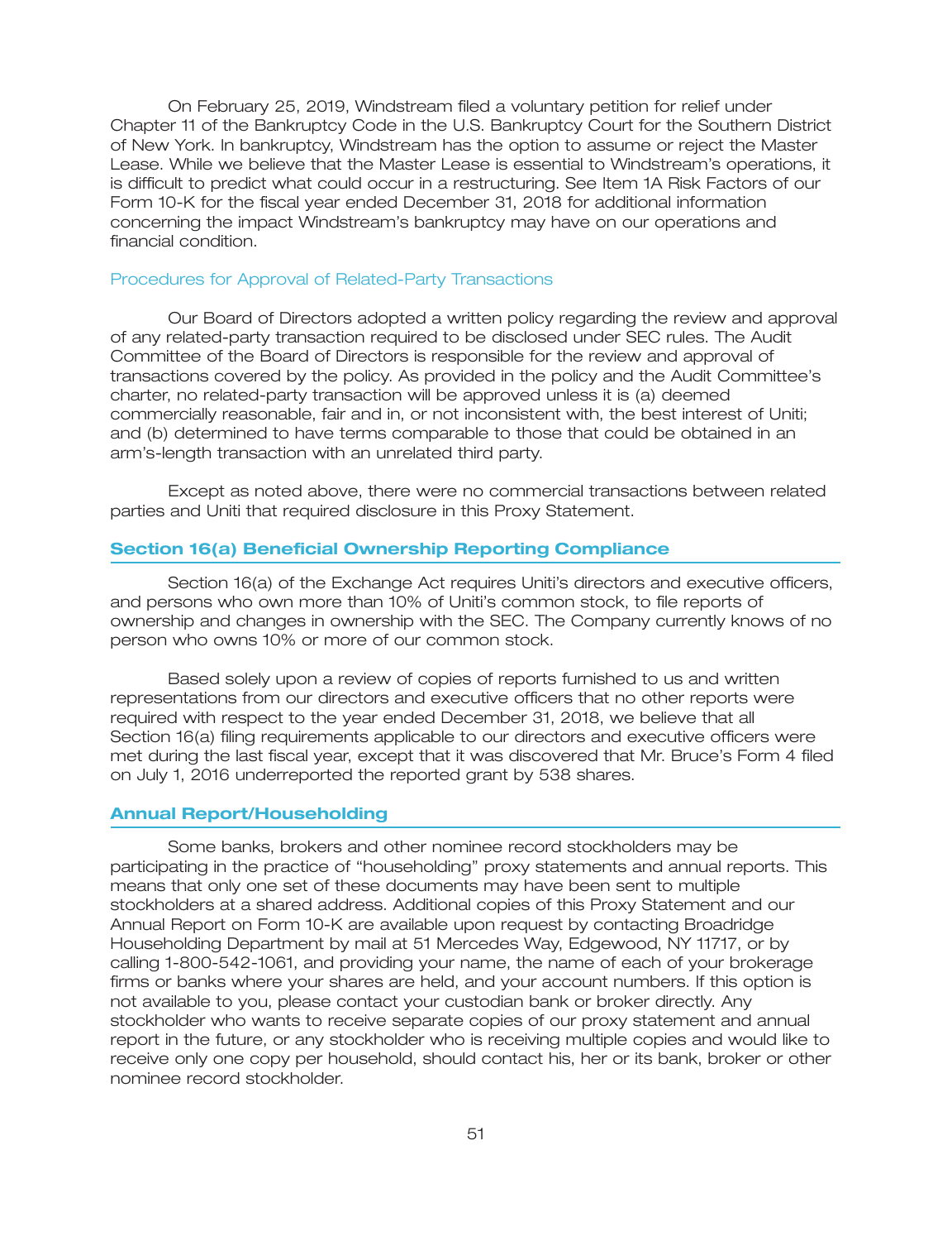On February 25, 2019, Windstream filed a voluntary petition for relief under Chapter 11 of the Bankruptcy Code in the U.S. Bankruptcy Court for the Southern District of New York. In bankruptcy, Windstream has the option to assume or reject the Master Lease. While we believe that the Master Lease is essential to Windstream's operations, it is difficult to predict what could occur in a restructuring. See Item 1A Risk Factors of our Form 10-K for the fiscal year ended December 31, 2018 for additional information concerning the impact Windstream's bankruptcy may have on our operations and financial condition.

### Procedures for Approval of Related-Party Transactions

Our Board of Directors adopted a written policy regarding the review and approval of any related-party transaction required to be disclosed under SEC rules. The Audit Committee of the Board of Directors is responsible for the review and approval of transactions covered by the policy. As provided in the policy and the Audit Committee's charter, no related-party transaction will be approved unless it is (a) deemed commercially reasonable, fair and in, or not inconsistent with, the best interest of Uniti; and (b) determined to have terms comparable to those that could be obtained in an arm's-length transaction with an unrelated third party.

Except as noted above, there were no commercial transactions between related parties and Uniti that required disclosure in this Proxy Statement.

## Section 16(a) Beneficial Ownership Reporting Compliance

Section 16(a) of the Exchange Act requires Uniti's directors and executive officers, and persons who own more than 10% of Uniti's common stock, to file reports of ownership and changes in ownership with the SEC. The Company currently knows of no person who owns 10% or more of our common stock.

Based solely upon a review of copies of reports furnished to us and written representations from our directors and executive officers that no other reports were required with respect to the year ended December 31, 2018, we believe that all Section 16(a) filing requirements applicable to our directors and executive officers were met during the last fiscal year, except that it was discovered that Mr. Bruce's Form 4 filed on July 1, 2016 underreported the reported grant by 538 shares.

## Annual Report/Householding

Some banks, brokers and other nominee record stockholders may be participating in the practice of "householding" proxy statements and annual reports. This means that only one set of these documents may have been sent to multiple stockholders at a shared address. Additional copies of this Proxy Statement and our Annual Report on Form 10-K are available upon request by contacting Broadridge Householding Department by mail at 51 Mercedes Way, Edgewood, NY 11717, or by calling 1-800-542-1061, and providing your name, the name of each of your brokerage firms or banks where your shares are held, and your account numbers. If this option is not available to you, please contact your custodian bank or broker directly. Any stockholder who wants to receive separate copies of our proxy statement and annual report in the future, or any stockholder who is receiving multiple copies and would like to receive only one copy per household, should contact his, her or its bank, broker or other nominee record stockholder.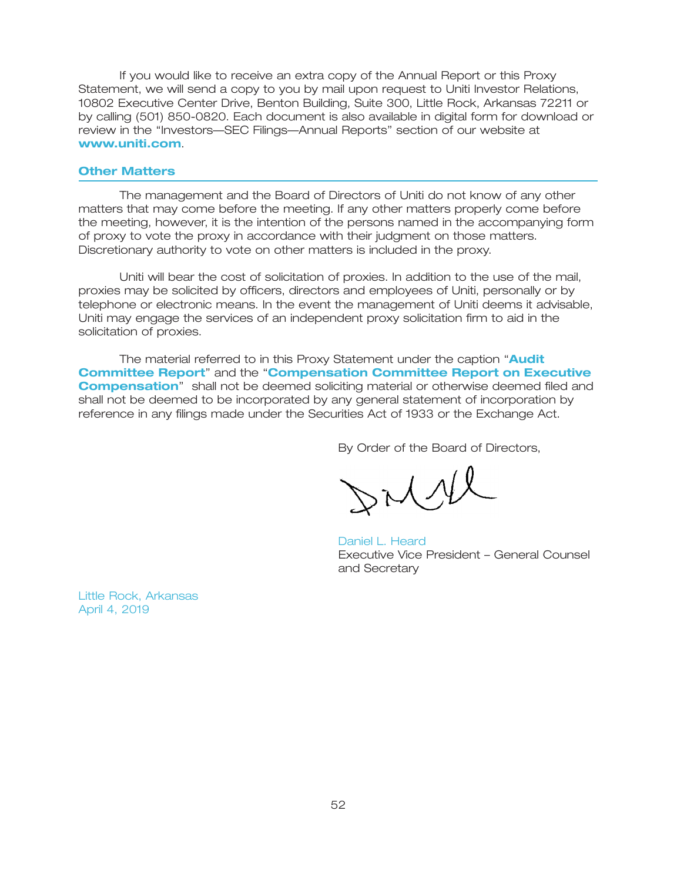If you would like to receive an extra copy of the Annual Report or this Proxy Statement, we will send a copy to you by mail upon request to Uniti Investor Relations, 10802 Executive Center Drive, Benton Building, Suite 300, Little Rock, Arkansas 72211 or by calling (501) 850-0820. Each document is also available in digital form for download or review in the "Investors—SEC Filings—Annual Reports" section of our website at **www.uniti.com**.

## Other Matters

The management and the Board of Directors of Uniti do not know of any other matters that may come before the meeting. If any other matters properly come before the meeting, however, it is the intention of the persons named in the accompanying form of proxy to vote the proxy in accordance with their judgment on those matters. Discretionary authority to vote on other matters is included in the proxy.

Uniti will bear the cost of solicitation of proxies. In addition to the use of the mail, proxies may be solicited by officers, directors and employees of Uniti, personally or by telephone or electronic means. In the event the management of Uniti deems it advisable, Uniti may engage the services of an independent proxy solicitation firm to aid in the solicitation of proxies.

The material referred to in this Proxy Statement under the caption "**Audit Committee Report**" and the "**Compensation Committee Report on Executive Compensation**" shall not be deemed soliciting material or otherwise deemed filed and shall not be deemed to be incorporated by any general statement of incorporation by reference in any filings made under the Securities Act of 1933 or the Exchange Act.

By Order of the Board of Directors,

Daniel L. Heard
Executive Vice President – General Counsel and Secretary

Little Rock, Arkansas
April 4, 2019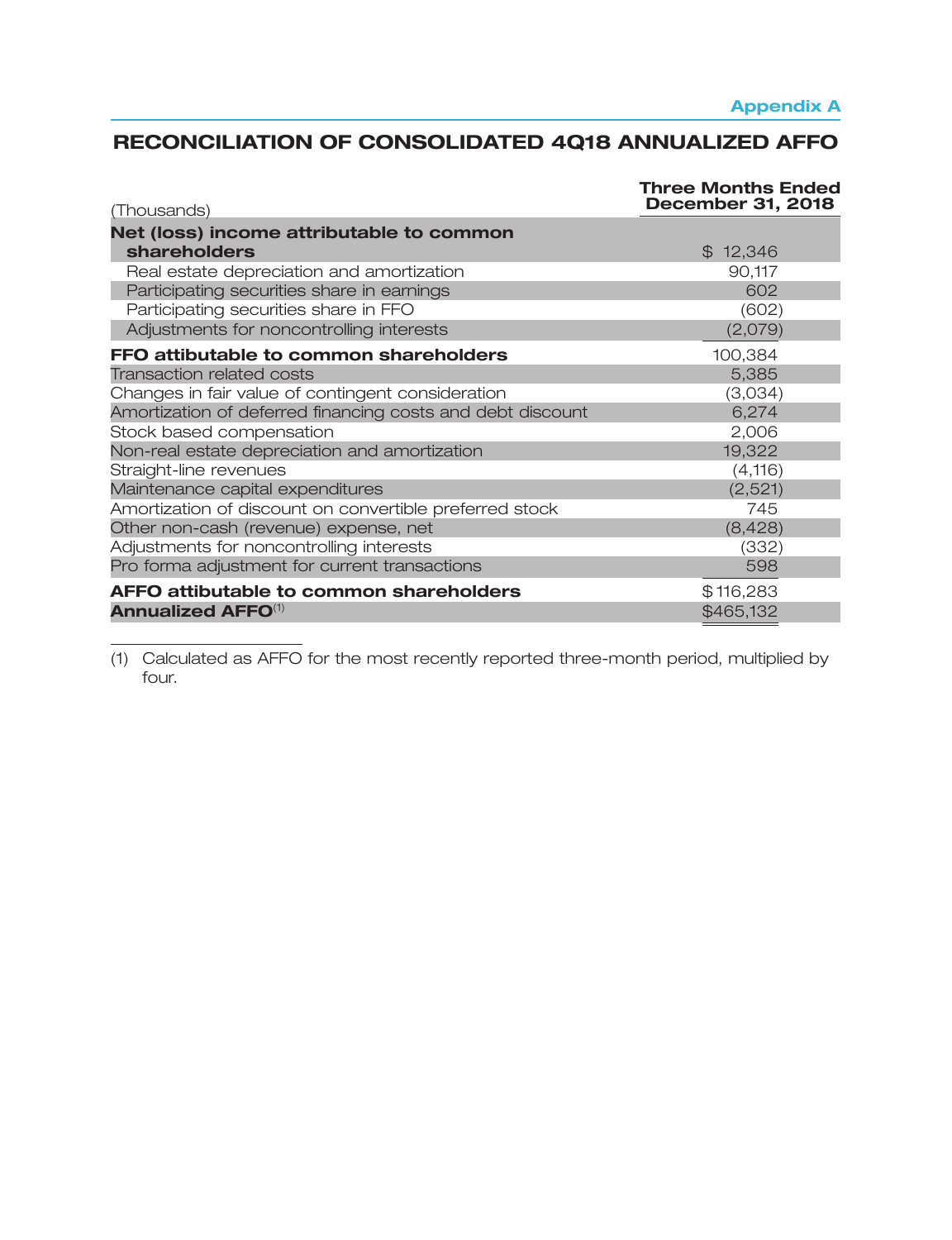Appendix A

# RECONCILIATION OF CONSOLIDATED 4Q18 ANNUALIZED AFFO

| (Thousands) | Three Months Ended December 31, 2018 |
|---|---|
| **Net (loss) income attributable to common shareholders** | $ 12,346 |
| Real estate depreciation and amortization | 90,117 |
| Participating securities share in earnings | 602 |
| Participating securities share in FFO | (602) |
| Adjustments for noncontrolling interests | (2,079) |
| **FFO attibutable to common shareholders** | 100,384 |
| Transaction related costs | 5,385 |
| Changes in fair value of contingent consideration | (3,034) |
| Amortization of deferred financing costs and debt discount | 6,274 |
| Stock based compensation | 2,006 |
| Non-real estate depreciation and amortization | 19,322 |
| Straight-line revenues | (4,116) |
| Maintenance capital expenditures | (2,521) |
| Amortization of discount on convertible preferred stock | 745 |
| Other non-cash (revenue) expense, net | (8,428) |
| Adjustments for noncontrolling interests | (332) |
| Pro forma adjustment for current transactions | 598 |
| **AFFO attibutable to common shareholders** | $116,283 |
| **Annualized AFFO**[(1)] | $465,132 |

(1) Calculated as AFFO for the most recently reported three-month period, multiplied by four.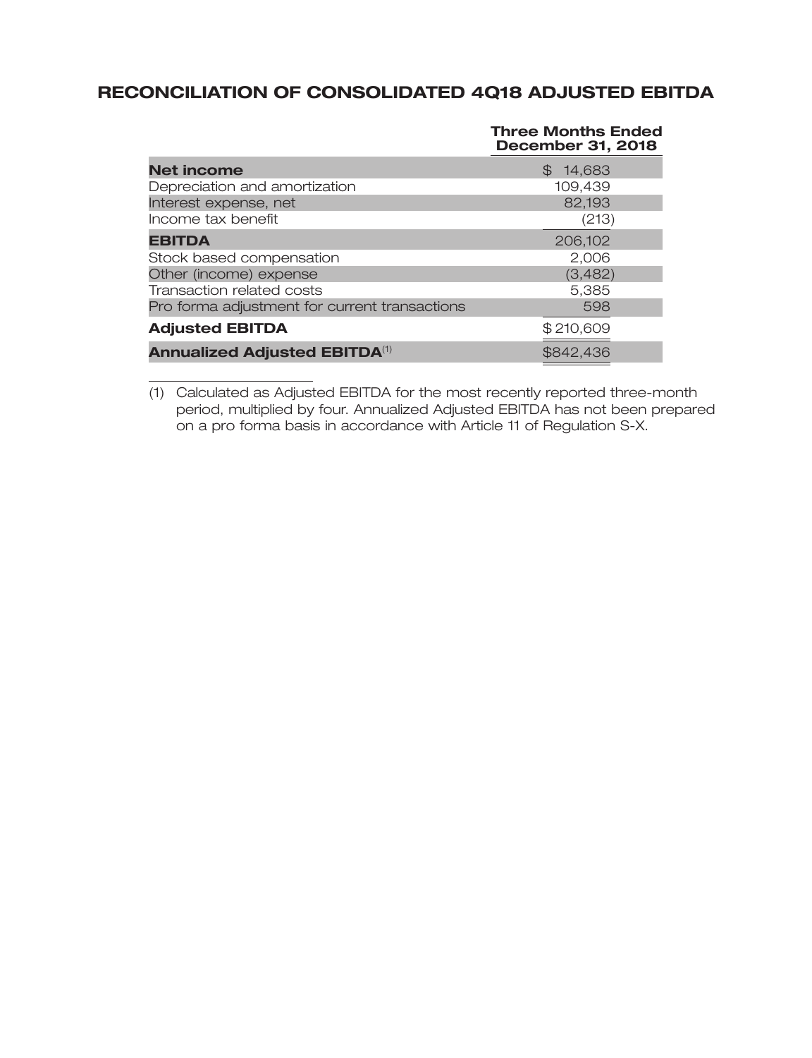## RECONCILIATION OF CONSOLIDATED 4Q18 ADJUSTED EBITDA

| | Three Months Ended December 31, 2018 |
|---|---|
| **Net income** | $ 14,683 |
| Depreciation and amortization | 109,439 |
| Interest expense, net | 82,193 |
| Income tax benefit | (213) |
| **EBITDA** | 206,102 |
| Stock based compensation | 2,006 |
| Other (income) expense | (3,482) |
| Transaction related costs | 5,385 |
| Pro forma adjustment for current transactions | 598 |
| **Adjusted EBITDA** | $ 210,609 |
| **Annualized Adjusted EBITDA**[(1)] | $842,436 |

(1) Calculated as Adjusted EBITDA for the most recently reported three-month period, multiplied by four. Annualized Adjusted EBITDA has not been prepared on a pro forma basis in accordance with Article 11 of Regulation S-X.